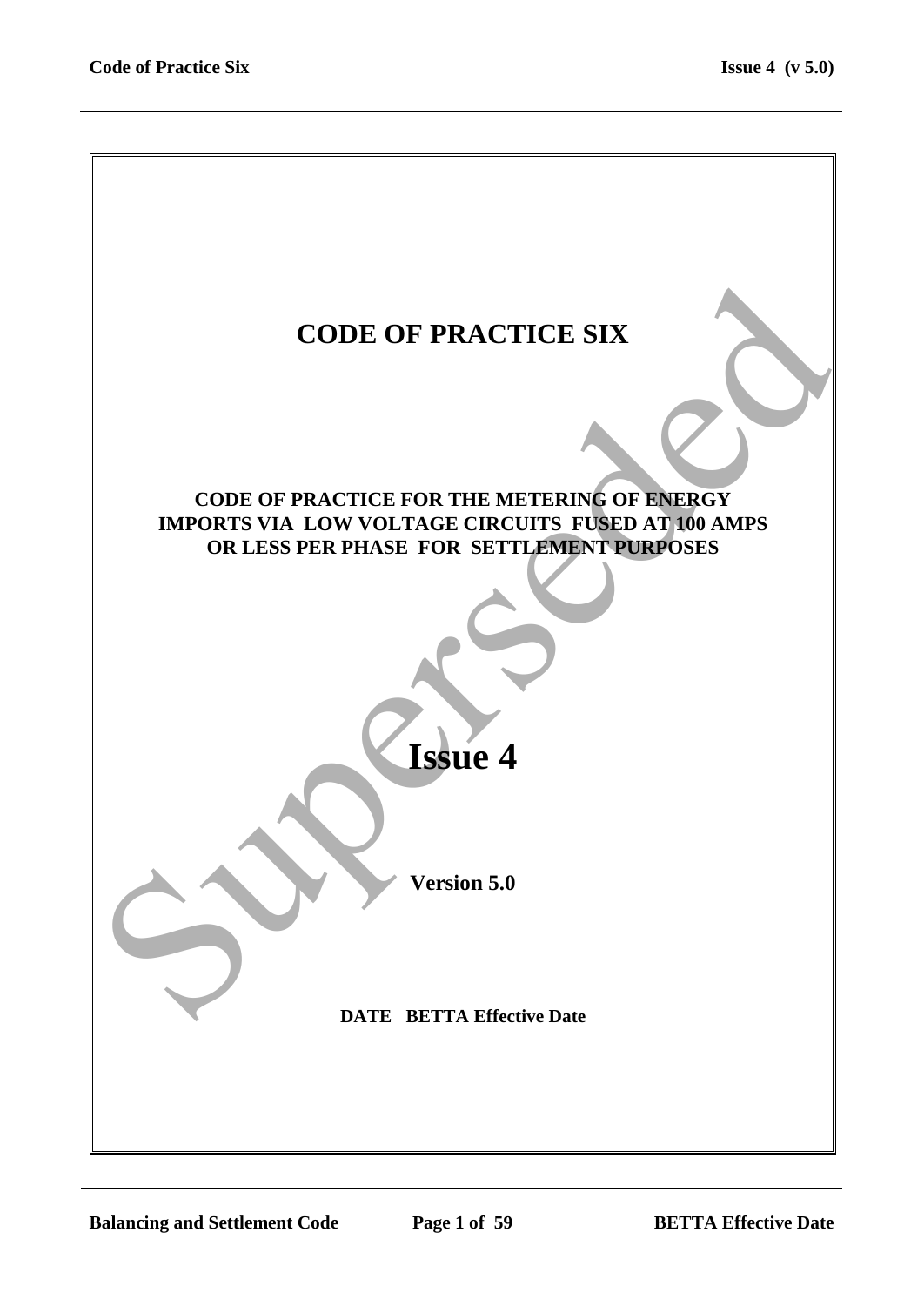# CODE OF PRACTICE SIX

## CODE OF PRACTICE FOR THE METERING OF ENERGY IMPORTS VIA LOW VOLTAGE CIRCUITS FUSED AT 100 AMPS OR LESS PER PHASE FOR SETTLEMENT PURPOSES

# Issue 4

**Version 5.0**

**DATE BETTA Effective Date**

Superseded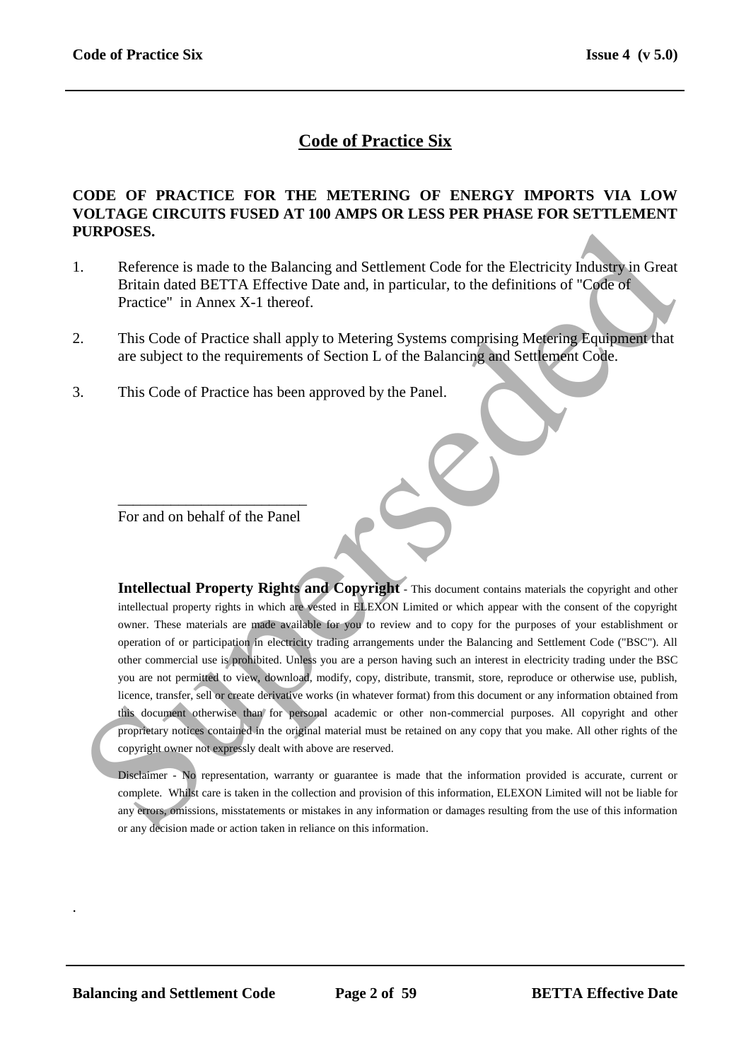# Code of Practice Six

**CODE OF PRACTICE FOR THE METERING OF ENERGY IMPORTS VIA LOW VOLTAGE CIRCUITS FUSED AT 100 AMPS OR LESS PER PHASE FOR SETTLEMENT PURPOSES.**

1. Reference is made to the Balancing and Settlement Code for the Electricity Industry in Great Britain dated BETTA Effective Date and, in particular, to the definitions of "Code of Practice" in Annex X-1 thereof.

2. This Code of Practice shall apply to Metering Systems comprising Metering Equipment that are subject to the requirements of Section L of the Balancing and Settlement Code.

3. This Code of Practice has been approved by the Panel.

\_\_\_\_\_\_\_\_\_\_\_\_\_\_\_\_\_\_\_\_\_\_\_\_\_

For and on behalf of the Panel

**Intellectual Property Rights and Copyright** - This document contains materials the copyright and other intellectual property rights in which are vested in ELEXON Limited or which appear with the consent of the copyright owner. These materials are made available for you to review and to copy for the purposes of your establishment or operation of or participation in electricity trading arrangements under the Balancing and Settlement Code ("BSC"). All other commercial use is prohibited. Unless you are a person having such an interest in electricity trading under the BSC you are not permitted to view, download, modify, copy, distribute, transmit, store, reproduce or otherwise use, publish, licence, transfer, sell or create derivative works (in whatever format) from this document or any information obtained from this document otherwise than for personal academic or other non-commercial purposes. All copyright and other proprietary notices contained in the original material must be retained on any copy that you make. All other rights of the copyright owner not expressly dealt with above are reserved.

Disclaimer - No representation, warranty or guarantee is made that the information provided is accurate, current or complete. Whilst care is taken in the collection and provision of this information, ELEXON Limited will not be liable for any errors, omissions, misstatements or mistakes in any information or damages resulting from the use of this information or any decision made or action taken in reliance on this information.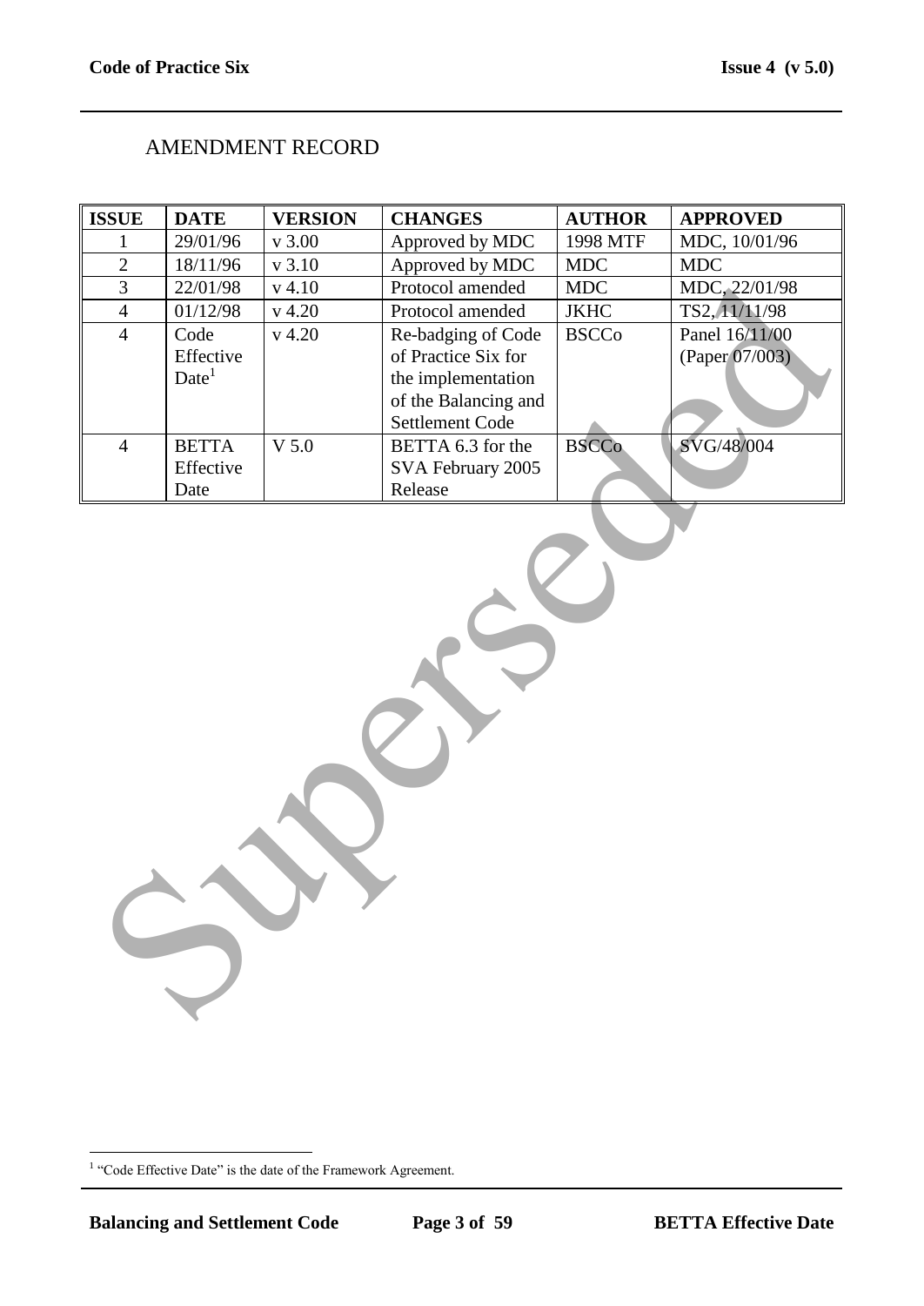# AMENDMENT RECORD

| ISSUE | DATE | VERSION | CHANGES | AUTHOR | APPROVED |
|---|---|---|---|---|---|
| 1 | 29/01/96 | v 3.00 | Approved by MDC | 1998 MTF | MDC, 10/01/96 |
| 2 | 18/11/96 | v 3.10 | Approved by MDC | MDC | MDC |
| 3 | 22/01/98 | v 4.10 | Protocol amended | MDC | MDC, 22/01/98 |
| 4 | 01/12/98 | v 4.20 | Protocol amended | JKHC | TS2, 11/11/98 |
| 4 | Code Effective Date[1] | v 4.20 | Re-badging of Code of Practice Six for the implementation of the Balancing and Settlement Code | BSCCo | Panel 16/11/00 (Paper 07/003) |
| 4 | BETTA Effective Date | V 5.0 | BETTA 6.3 for the SVA February 2005 Release | BSCCo | SVG/48/004 |

[1] "Code Effective Date" is the date of the Framework Agreement.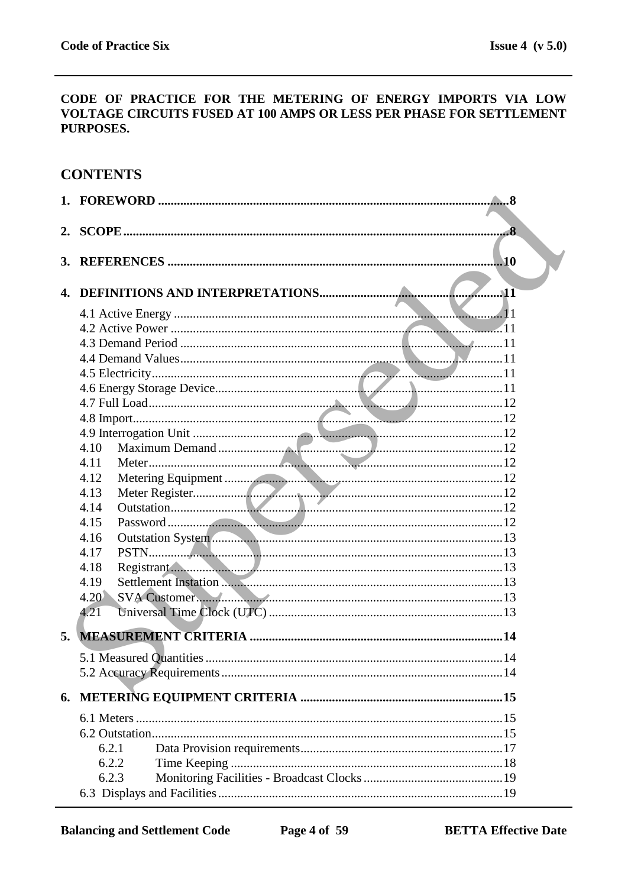**CODE OF PRACTICE FOR THE METERING OF ENERGY IMPORTS VIA LOW VOLTAGE CIRCUITS FUSED AT 100 AMPS OR LESS PER PHASE FOR SETTLEMENT PURPOSES.**

## CONTENTS

**1. FOREWORD ........................................................................ 8**

**2. SCOPE ........................................................................ 8**

**3. REFERENCES ........................................................................ 10**

**4. DEFINITIONS AND INTERPRETATIONS ........................................................................ 11**

4.1 Active Energy ........................................................................ 11
4.2 Active Power ........................................................................ 11
4.3 Demand Period ........................................................................ 11
4.4 Demand Values ........................................................................ 11
4.5 Electricity ........................................................................ 11
4.6 Energy Storage Device ........................................................................ 11
4.7 Full Load ........................................................................ 12
4.8 Import ........................................................................ 12
4.9 Interrogation Unit ........................................................................ 12
4.10 Maximum Demand ........................................................................ 12
4.11 Meter ........................................................................ 12
4.12 Metering Equipment ........................................................................ 12
4.13 Meter Register ........................................................................ 12
4.14 Outstation ........................................................................ 12
4.15 Password ........................................................................ 12
4.16 Outstation System ........................................................................ 13
4.17 PSTN ........................................................................ 13
4.18 Registrant ........................................................................ 13
4.19 Settlement Instation ........................................................................ 13
4.20 SVA Customer ........................................................................ 13
4.21 Universal Time Clock (UTC) ........................................................................ 13

**5. MEASUREMENT CRITERIA ........................................................................ 14**

5.1 Measured Quantities ........................................................................ 14
5.2 Accuracy Requirements ........................................................................ 14

**6. METERING EQUIPMENT CRITERIA ........................................................................ 15**

6.1 Meters ........................................................................ 15
6.2 Outstation ........................................................................ 15
6.2.1 Data Provision requirements ........................................................................ 17
6.2.2 Time Keeping ........................................................................ 18
6.2.3 Monitoring Facilities - Broadcast Clocks ........................................................................ 19
6.3 Displays and Facilities ........................................................................ 19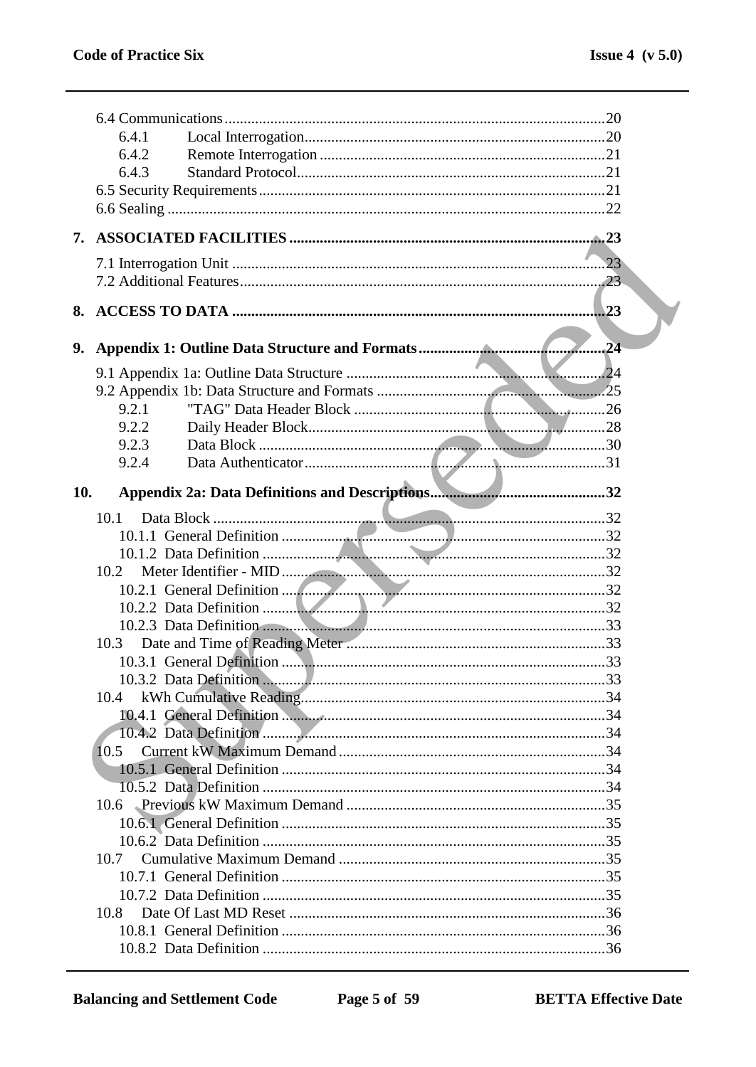6.4 Communications ....................................................................................................20
    6.4.1     Local Interrogation..............................................................................20
    6.4.2     Remote Interrogation ..........................................................................21
    6.4.3     Standard Protocol................................................................................21
6.5 Security Requirements.........................................................................................21
6.6 Sealing .................................................................................................................22

**7. ASSOCIATED FACILITIES ................................................................................23**

7.1 Interrogation Unit ................................................................................................23
7.2 Additional Features..............................................................................................23

**8. ACCESS TO DATA ................................................................................................23**

**9. Appendix 1: Outline Data Structure and Formats................................................24**

9.1 Appendix 1a: Outline Data Structure ...................................................................24
9.2 Appendix 1b: Data Structure and Formats ...........................................................25
    9.2.1     "TAG" Data Header Block .................................................................26
    9.2.2     Daily Header Block.............................................................................28
    9.2.3     Data Block ..........................................................................................30
    9.2.4     Data Authenticator..............................................................................31

**10. Appendix 2a: Data Definitions and Descriptions.............................................32**

10.1 Data Block ...........................................................................................................32
    10.1.1 General Definition ....................................................................................32
    10.1.2 Data Definition .........................................................................................32
10.2 Meter Identifier - MID..........................................................................................32
    10.2.1 General Definition ....................................................................................32
    10.2.2 Data Definition .........................................................................................32
    10.2.3 Data Definition .........................................................................................33
10.3 Date and Time of Reading Meter ........................................................................33
    10.3.1 General Definition ....................................................................................33
    10.3.2 Data Definition .........................................................................................33
10.4 kWh Cumulative Reading....................................................................................34
    10.4.1 General Definition ....................................................................................34
    10.4.2 Data Definition .........................................................................................34
10.5 Current kW Maximum Demand ...........................................................................34
    10.5.1 General Definition ....................................................................................34
    10.5.2 Data Definition .........................................................................................34
10.6 Previous kW Maximum Demand .........................................................................35
    10.6.1 General Definition ....................................................................................35
    10.6.2 Data Definition .........................................................................................35
10.7 Cumulative Maximum Demand ...........................................................................35
    10.7.1 General Definition ....................................................................................35
    10.7.2 Data Definition .........................................................................................35
10.8 Date Of Last MD Reset ........................................................................................36
    10.8.1 General Definition ....................................................................................36
    10.8.2 Data Definition .........................................................................................36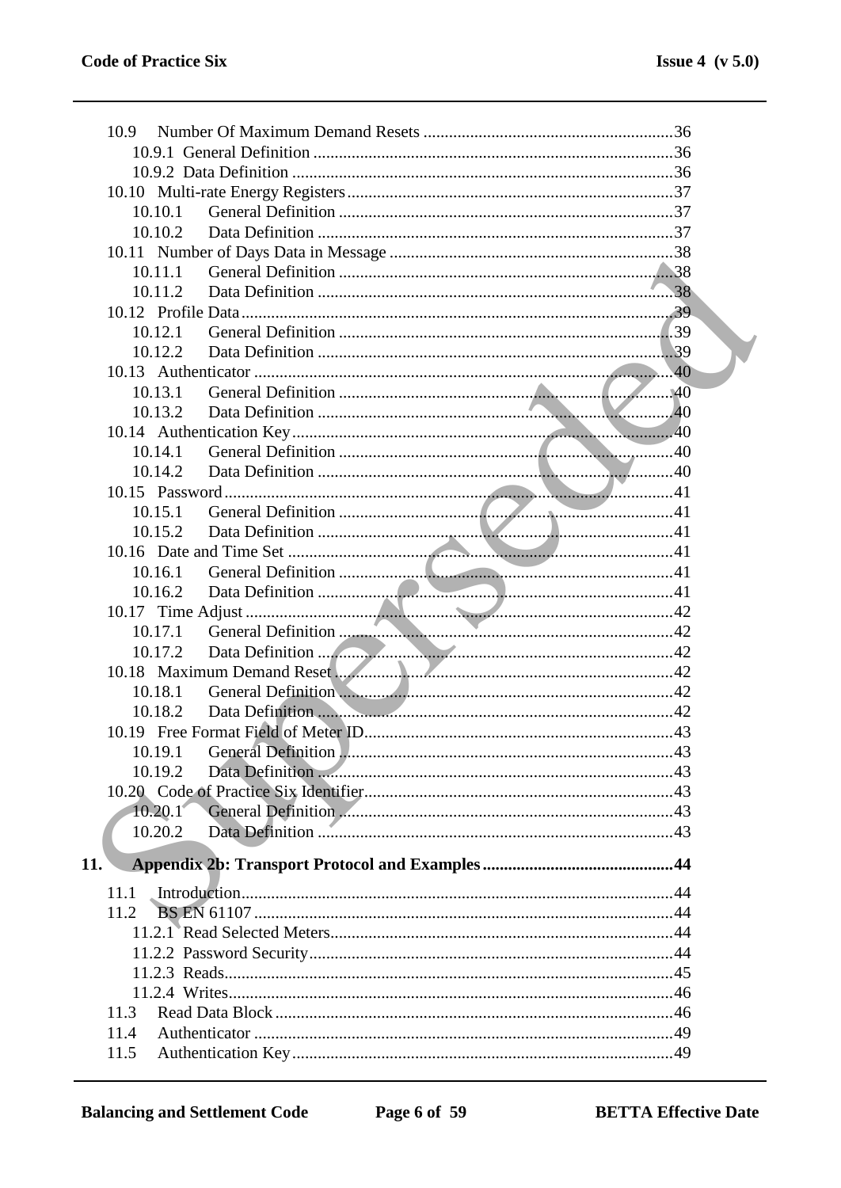10.9 Number Of Maximum Demand Resets ....................................................... 36
10.9.1 General Definition ....................................................... 36
10.9.2 Data Definition ....................................................... 36
10.10 Multi-rate Energy Registers ....................................................... 37
10.10.1 General Definition ....................................................... 37
10.10.2 Data Definition ....................................................... 37
10.11 Number of Days Data in Message ....................................................... 38
10.11.1 General Definition ....................................................... 38
10.11.2 Data Definition ....................................................... 38
10.12 Profile Data ....................................................... 39
10.12.1 General Definition ....................................................... 39
10.12.2 Data Definition ....................................................... 39
10.13 Authenticator ....................................................... 40
10.13.1 General Definition ....................................................... 40
10.13.2 Data Definition ....................................................... 40
10.14 Authentication Key ....................................................... 40
10.14.1 General Definition ....................................................... 40
10.14.2 Data Definition ....................................................... 40
10.15 Password ....................................................... 41
10.15.1 General Definition ....................................................... 41
10.15.2 Data Definition ....................................................... 41
10.16 Date and Time Set ....................................................... 41
10.16.1 General Definition ....................................................... 41
10.16.2 Data Definition ....................................................... 41
10.17 Time Adjust ....................................................... 42
10.17.1 General Definition ....................................................... 42
10.17.2 Data Definition ....................................................... 42
10.18 Maximum Demand Reset ....................................................... 42
10.18.1 General Definition ....................................................... 42
10.18.2 Data Definition ....................................................... 42
10.19 Free Format Field of Meter ID ....................................................... 43
10.19.1 General Definition ....................................................... 43
10.19.2 Data Definition ....................................................... 43
10.20 Code of Practice Six Identifier ....................................................... 43
10.20.1 General Definition ....................................................... 43
10.20.2 Data Definition ....................................................... 43

**11. Appendix 2b: Transport Protocol and Examples ....................................................... 44**

11.1 Introduction ....................................................... 44
11.2 BS EN 61107 ....................................................... 44
11.2.1 Read Selected Meters ....................................................... 44
11.2.2 Password Security ....................................................... 44
11.2.3 Reads ....................................................... 45
11.2.4 Writes ....................................................... 46
11.3 Read Data Block ....................................................... 46
11.4 Authenticator ....................................................... 49
11.5 Authentication Key ....................................................... 49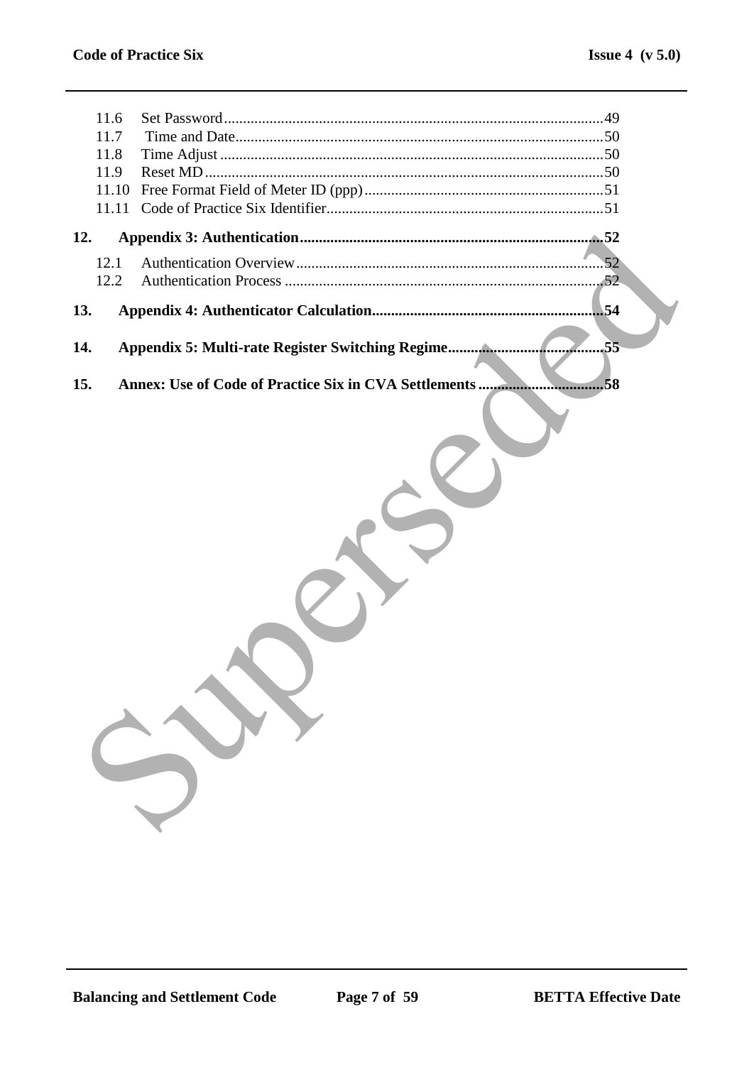11.6 Set Password ........................................................................................................49
11.7 Time and Date.......................................................................................................50
11.8 Time Adjust ..........................................................................................................50
11.9 Reset MD ...............................................................................................................50
11.10 Free Format Field of Meter ID (ppp)..................................................................51
11.11 Code of Practice Six Identifier............................................................................51

**12. Appendix 3: Authentication....................................................................................52**

12.1 Authentication Overview.......................................................................................52
12.2 Authentication Process .........................................................................................52

**13. Appendix 4: Authenticator Calculation..................................................................54**

**14. Appendix 5: Multi-rate Register Switching Regime..............................................55**

**15. Annex: Use of Code of Practice Six in CVA Settlements .....................................58**

Superseded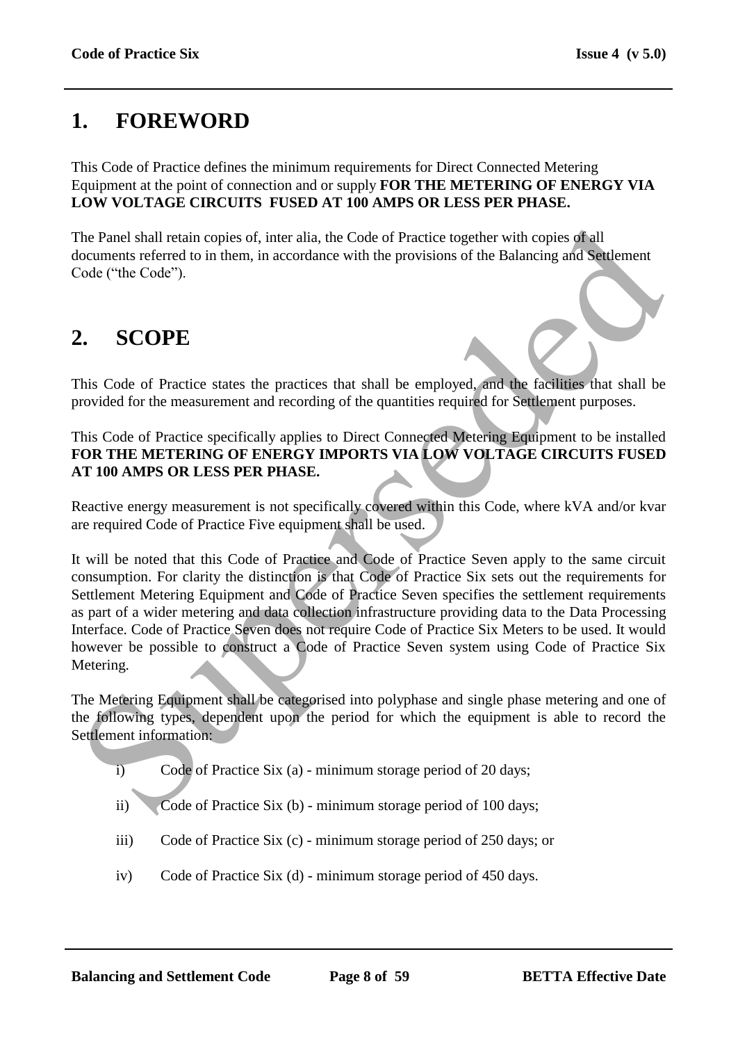# 1. FOREWORD

This Code of Practice defines the minimum requirements for Direct Connected Metering Equipment at the point of connection and or supply **FOR THE METERING OF ENERGY VIA LOW VOLTAGE CIRCUITS FUSED AT 100 AMPS OR LESS PER PHASE.**

The Panel shall retain copies of, inter alia, the Code of Practice together with copies of all documents referred to in them, in accordance with the provisions of the Balancing and Settlement Code ("the Code").

# 2. SCOPE

This Code of Practice states the practices that shall be employed, and the facilities that shall be provided for the measurement and recording of the quantities required for Settlement purposes.

This Code of Practice specifically applies to Direct Connected Metering Equipment to be installed **FOR THE METERING OF ENERGY IMPORTS VIA LOW VOLTAGE CIRCUITS FUSED AT 100 AMPS OR LESS PER PHASE.**

Reactive energy measurement is not specifically covered within this Code, where kVA and/or kvar are required Code of Practice Five equipment shall be used.

It will be noted that this Code of Practice and Code of Practice Seven apply to the same circuit consumption. For clarity the distinction is that Code of Practice Six sets out the requirements for Settlement Metering Equipment and Code of Practice Seven specifies the settlement requirements as part of a wider metering and data collection infrastructure providing data to the Data Processing Interface. Code of Practice Seven does not require Code of Practice Six Meters to be used. It would however be possible to construct a Code of Practice Seven system using Code of Practice Six Metering.

The Metering Equipment shall be categorised into polyphase and single phase metering and one of the following types, dependent upon the period for which the equipment is able to record the Settlement information:

i) Code of Practice Six (a) - minimum storage period of 20 days;

ii) Code of Practice Six (b) - minimum storage period of 100 days;

iii) Code of Practice Six (c) - minimum storage period of 250 days; or

iv) Code of Practice Six (d) - minimum storage period of 450 days.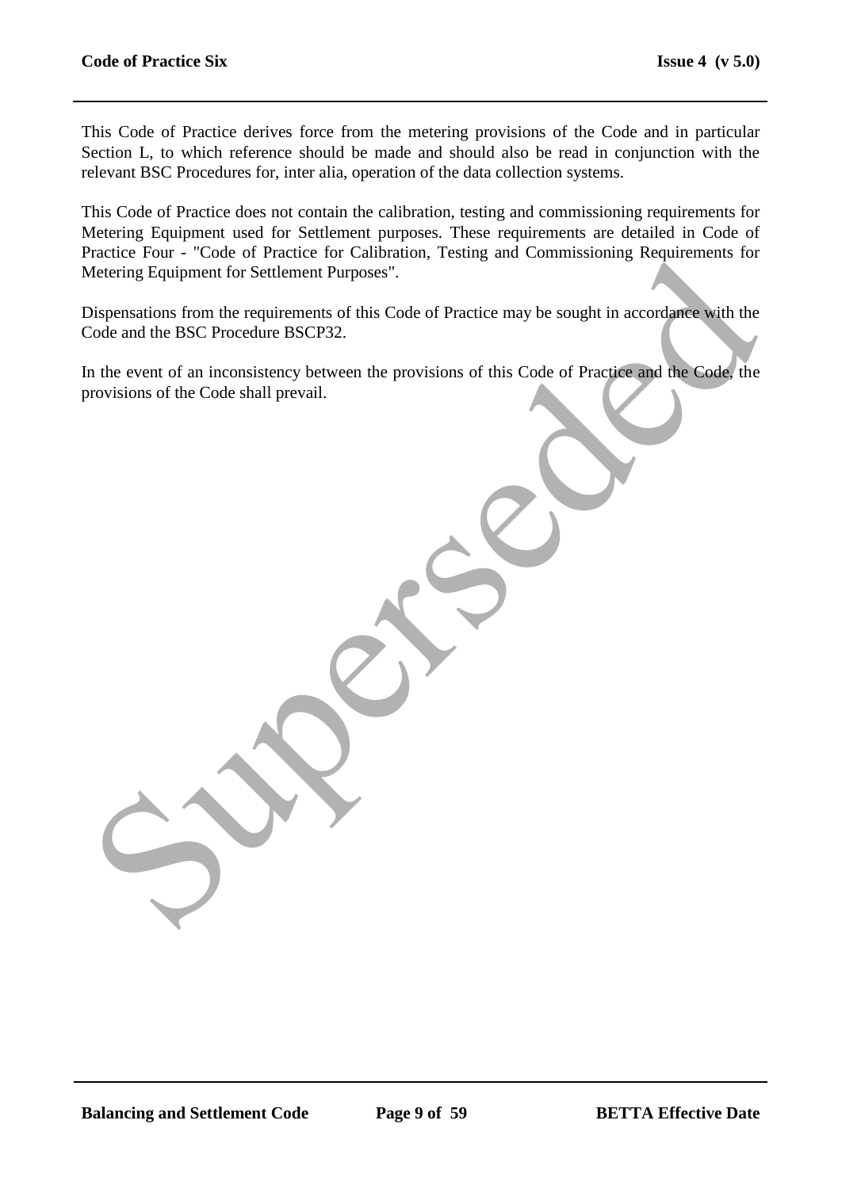This Code of Practice derives force from the metering provisions of the Code and in particular Section L, to which reference should be made and should also be read in conjunction with the relevant BSC Procedures for, inter alia, operation of the data collection systems.

This Code of Practice does not contain the calibration, testing and commissioning requirements for Metering Equipment used for Settlement purposes. These requirements are detailed in Code of Practice Four - "Code of Practice for Calibration, Testing and Commissioning Requirements for Metering Equipment for Settlement Purposes".

Dispensations from the requirements of this Code of Practice may be sought in accordance with the Code and the BSC Procedure BSCP32.

In the event of an inconsistency between the provisions of this Code of Practice and the Code, the provisions of the Code shall prevail.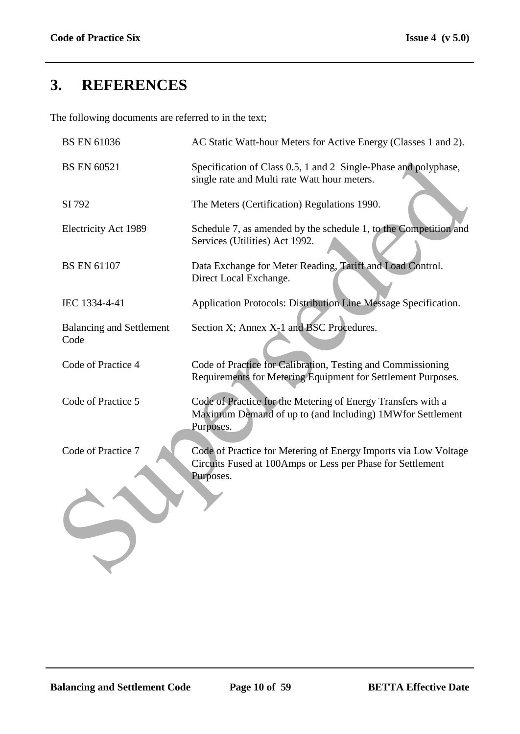# 3. REFERENCES

The following documents are referred to in the text;

| | |
|---|---|
| BS EN 61036 | AC Static Watt-hour Meters for Active Energy (Classes 1 and 2). |
| BS EN 60521 | Specification of Class 0.5, 1 and 2 Single-Phase and polyphase, single rate and Multi rate Watt hour meters. |
| SI 792 | The Meters (Certification) Regulations 1990. |
| Electricity Act 1989 | Schedule 7, as amended by the schedule 1, to the Competition and Services (Utilities) Act 1992. |
| BS EN 61107 | Data Exchange for Meter Reading, Tariff and Load Control. Direct Local Exchange. |
| IEC 1334-4-41 | Application Protocols: Distribution Line Message Specification. |
| Balancing and Settlement Code | Section X; Annex X-1 and BSC Procedures. |
| Code of Practice 4 | Code of Practice for Calibration, Testing and Commissioning Requirements for Metering Equipment for Settlement Purposes. |
| Code of Practice 5 | Code of Practice for the Metering of Energy Transfers with a Maximum Demand of up to (and Including) 1MWfor Settlement Purposes. |
| Code of Practice 7 | Code of Practice for Metering of Energy Imports via Low Voltage Circuits Fused at 100Amps or Less per Phase for Settlement Purposes. |

Superseded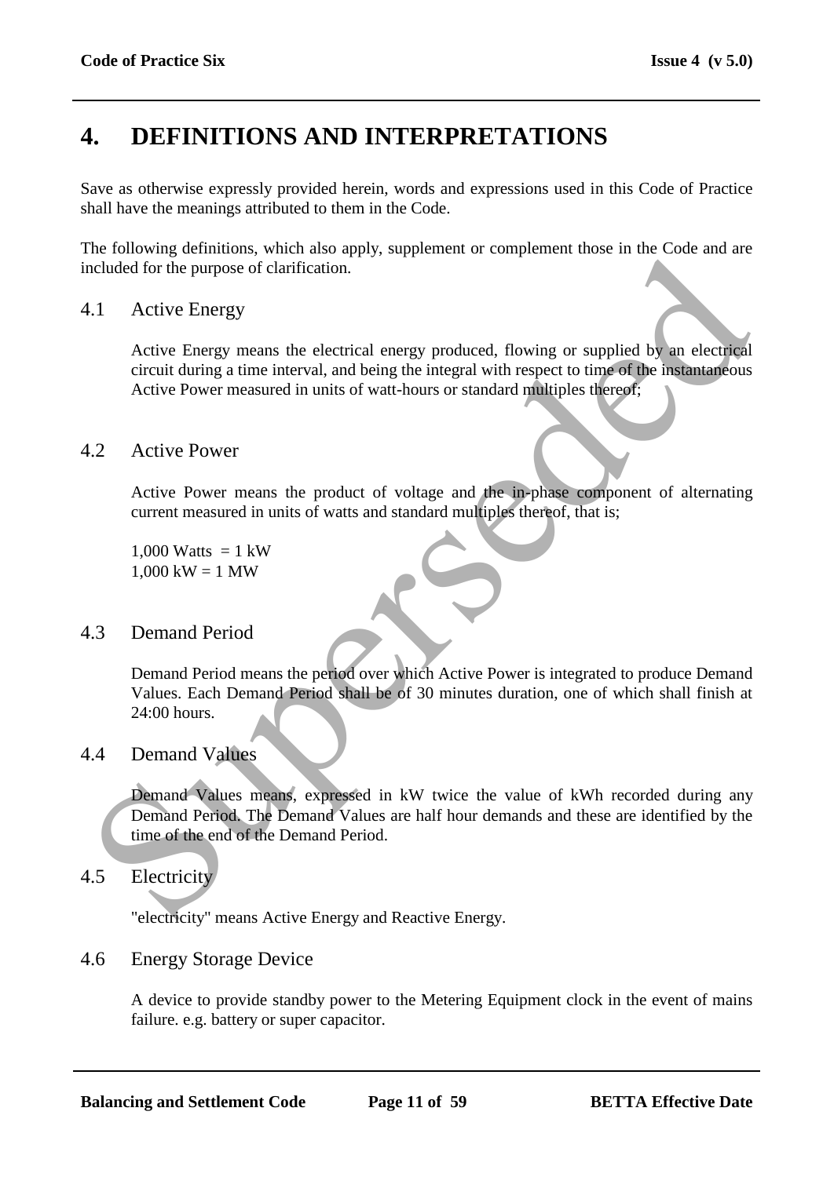# 4. DEFINITIONS AND INTERPRETATIONS

Save as otherwise expressly provided herein, words and expressions used in this Code of Practice shall have the meanings attributed to them in the Code.

The following definitions, which also apply, supplement or complement those in the Code and are included for the purpose of clarification.

## 4.1 Active Energy

Active Energy means the electrical energy produced, flowing or supplied by an electrical circuit during a time interval, and being the integral with respect to time of the instantaneous Active Power measured in units of watt-hours or standard multiples thereof;

## 4.2 Active Power

Active Power means the product of voltage and the in-phase component of alternating current measured in units of watts and standard multiples thereof, that is;

1,000 Watts = 1 kW
1,000 kW = 1 MW

## 4.3 Demand Period

Demand Period means the period over which Active Power is integrated to produce Demand Values. Each Demand Period shall be of 30 minutes duration, one of which shall finish at 24:00 hours.

## 4.4 Demand Values

Demand Values means, expressed in kW twice the value of kWh recorded during any Demand Period. The Demand Values are half hour demands and these are identified by the time of the end of the Demand Period.

## 4.5 Electricity

"electricity" means Active Energy and Reactive Energy.

## 4.6 Energy Storage Device

A device to provide standby power to the Metering Equipment clock in the event of mains failure. e.g. battery or super capacitor.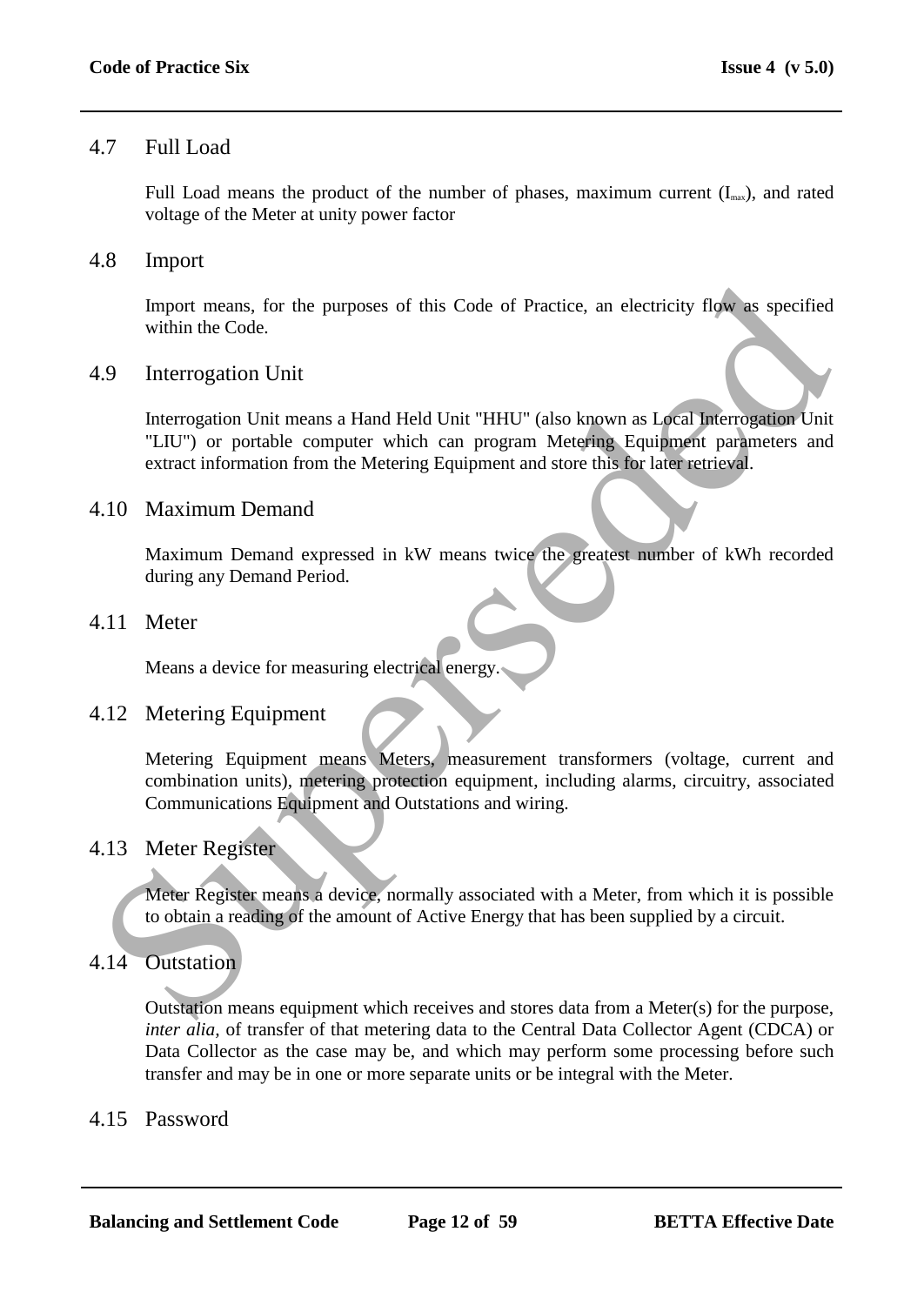## 4.7 Full Load

Full Load means the product of the number of phases, maximum current ($I_{max}$), and rated voltage of the Meter at unity power factor

## 4.8 Import

Import means, for the purposes of this Code of Practice, an electricity flow as specified within the Code.

## 4.9 Interrogation Unit

Interrogation Unit means a Hand Held Unit "HHU" (also known as Local Interrogation Unit "LIU") or portable computer which can program Metering Equipment parameters and extract information from the Metering Equipment and store this for later retrieval.

## 4.10 Maximum Demand

Maximum Demand expressed in kW means twice the greatest number of kWh recorded during any Demand Period.

## 4.11 Meter

Means a device for measuring electrical energy.

## 4.12 Metering Equipment

Metering Equipment means Meters, measurement transformers (voltage, current and combination units), metering protection equipment, including alarms, circuitry, associated Communications Equipment and Outstations and wiring.

## 4.13 Meter Register

Meter Register means a device, normally associated with a Meter, from which it is possible to obtain a reading of the amount of Active Energy that has been supplied by a circuit.

## 4.14 Outstation

Outstation means equipment which receives and stores data from a Meter(s) for the purpose, *inter alia*, of transfer of that metering data to the Central Data Collector Agent (CDCA) or Data Collector as the case may be, and which may perform some processing before such transfer and may be in one or more separate units or be integral with the Meter.

## 4.15 Password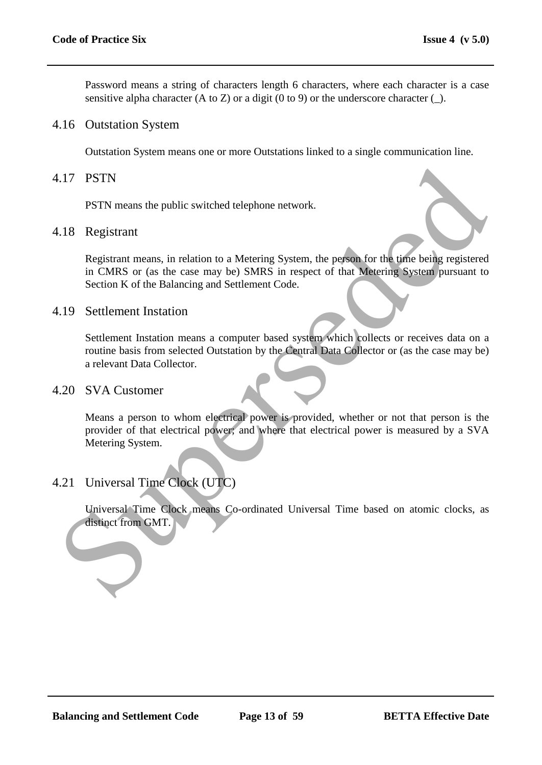Password means a string of characters length 6 characters, where each character is a case sensitive alpha character (A to Z) or a digit (0 to 9) or the underscore character (_).

## 4.16 Outstation System

Outstation System means one or more Outstations linked to a single communication line.

## 4.17 PSTN

PSTN means the public switched telephone network.

## 4.18 Registrant

Registrant means, in relation to a Metering System, the person for the time being registered in CMRS or (as the case may be) SMRS in respect of that Metering System pursuant to Section K of the Balancing and Settlement Code.

## 4.19 Settlement Instation

Settlement Instation means a computer based system which collects or receives data on a routine basis from selected Outstation by the Central Data Collector or (as the case may be) a relevant Data Collector.

## 4.20 SVA Customer

Means a person to whom electrical power is provided, whether or not that person is the provider of that electrical power; and where that electrical power is measured by a SVA Metering System.

## 4.21 Universal Time Clock (UTC)

Universal Time Clock means Co-ordinated Universal Time based on atomic clocks, as distinct from GMT.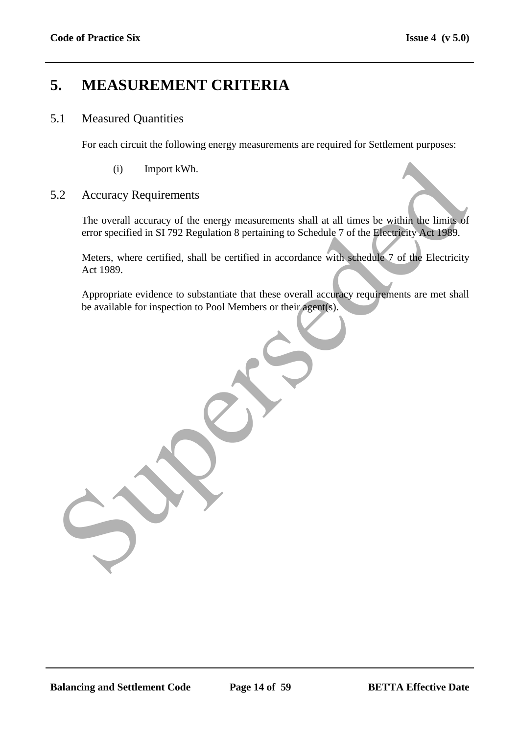# 5. MEASUREMENT CRITERIA

## 5.1 Measured Quantities

For each circuit the following energy measurements are required for Settlement purposes:

(i) Import kWh.

## 5.2 Accuracy Requirements

The overall accuracy of the energy measurements shall at all times be within the limits of error specified in SI 792 Regulation 8 pertaining to Schedule 7 of the Electricity Act 1989.

Meters, where certified, shall be certified in accordance with schedule 7 of the Electricity Act 1989.

Appropriate evidence to substantiate that these overall accuracy requirements are met shall be available for inspection to Pool Members or their agent(s).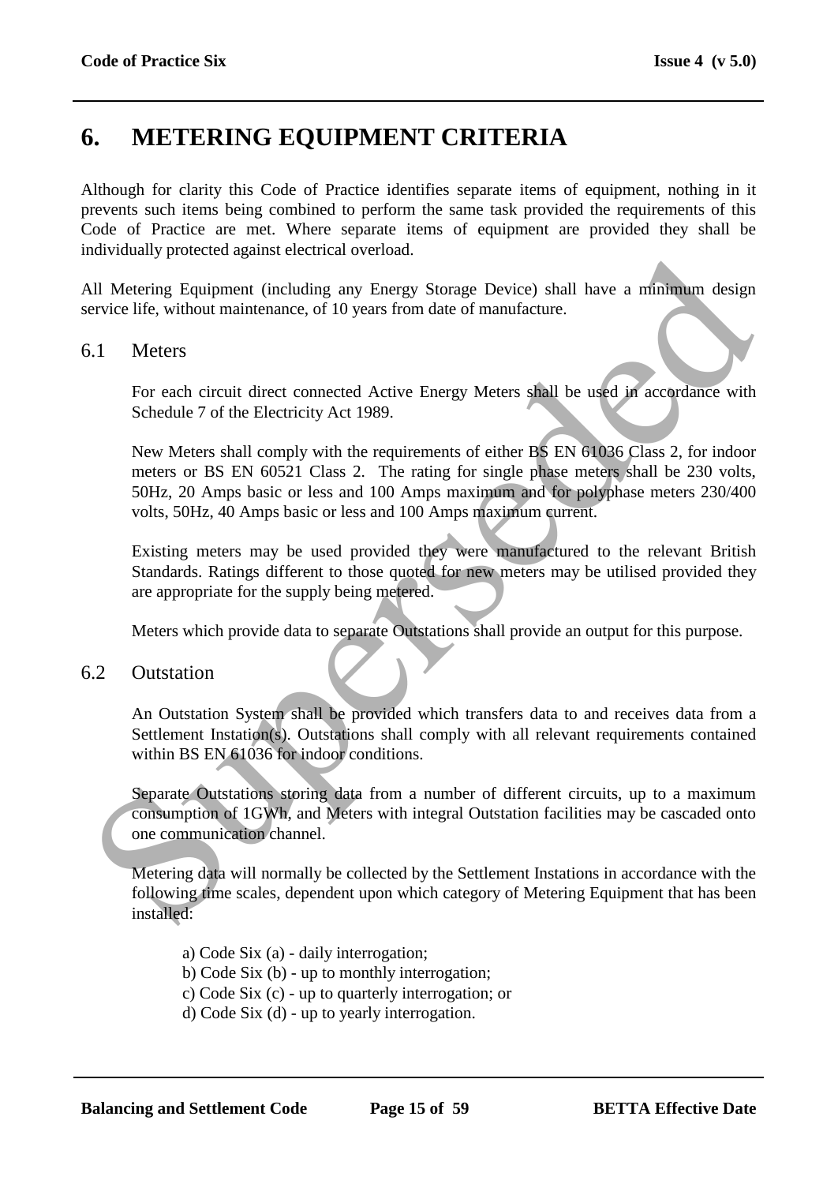# 6. METERING EQUIPMENT CRITERIA

Although for clarity this Code of Practice identifies separate items of equipment, nothing in it prevents such items being combined to perform the same task provided the requirements of this Code of Practice are met. Where separate items of equipment are provided they shall be individually protected against electrical overload.

All Metering Equipment (including any Energy Storage Device) shall have a minimum design service life, without maintenance, of 10 years from date of manufacture.

## 6.1 Meters

For each circuit direct connected Active Energy Meters shall be used in accordance with Schedule 7 of the Electricity Act 1989.

New Meters shall comply with the requirements of either BS EN 61036 Class 2, for indoor meters or BS EN 60521 Class 2. The rating for single phase meters shall be 230 volts, 50Hz, 20 Amps basic or less and 100 Amps maximum and for polyphase meters 230/400 volts, 50Hz, 40 Amps basic or less and 100 Amps maximum current.

Existing meters may be used provided they were manufactured to the relevant British Standards. Ratings different to those quoted for new meters may be utilised provided they are appropriate for the supply being metered.

Meters which provide data to separate Outstations shall provide an output for this purpose.

## 6.2 Outstation

An Outstation System shall be provided which transfers data to and receives data from a Settlement Instation(s). Outstations shall comply with all relevant requirements contained within BS EN 61036 for indoor conditions.

Separate Outstations storing data from a number of different circuits, up to a maximum consumption of 1GWh, and Meters with integral Outstation facilities may be cascaded onto one communication channel.

Metering data will normally be collected by the Settlement Instations in accordance with the following time scales, dependent upon which category of Metering Equipment that has been installed:

a) Code Six (a) - daily interrogation;
b) Code Six (b) - up to monthly interrogation;
c) Code Six (c) - up to quarterly interrogation; or
d) Code Six (d) - up to yearly interrogation.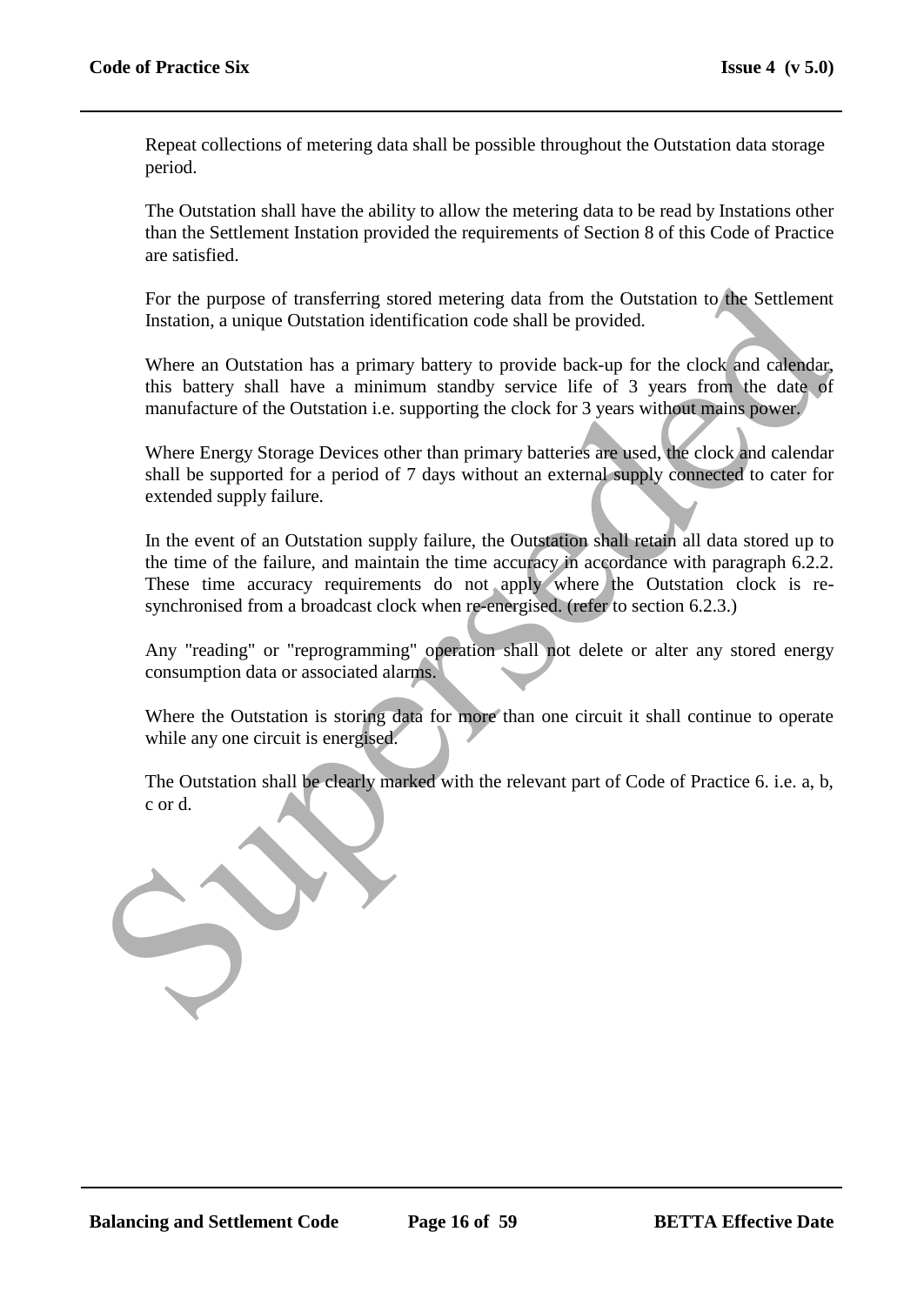Repeat collections of metering data shall be possible throughout the Outstation data storage period.

The Outstation shall have the ability to allow the metering data to be read by Instations other than the Settlement Instation provided the requirements of Section 8 of this Code of Practice are satisfied.

For the purpose of transferring stored metering data from the Outstation to the Settlement Instation, a unique Outstation identification code shall be provided.

Where an Outstation has a primary battery to provide back-up for the clock and calendar, this battery shall have a minimum standby service life of 3 years from the date of manufacture of the Outstation i.e. supporting the clock for 3 years without mains power.

Where Energy Storage Devices other than primary batteries are used, the clock and calendar shall be supported for a period of 7 days without an external supply connected to cater for extended supply failure.

In the event of an Outstation supply failure, the Outstation shall retain all data stored up to the time of the failure, and maintain the time accuracy in accordance with paragraph 6.2.2. These time accuracy requirements do not apply where the Outstation clock is re-synchronised from a broadcast clock when re-energised. (refer to section 6.2.3.)

Any "reading" or "reprogramming" operation shall not delete or alter any stored energy consumption data or associated alarms.

Where the Outstation is storing data for more than one circuit it shall continue to operate while any one circuit is energised.

The Outstation shall be clearly marked with the relevant part of Code of Practice 6. i.e. a, b, c or d.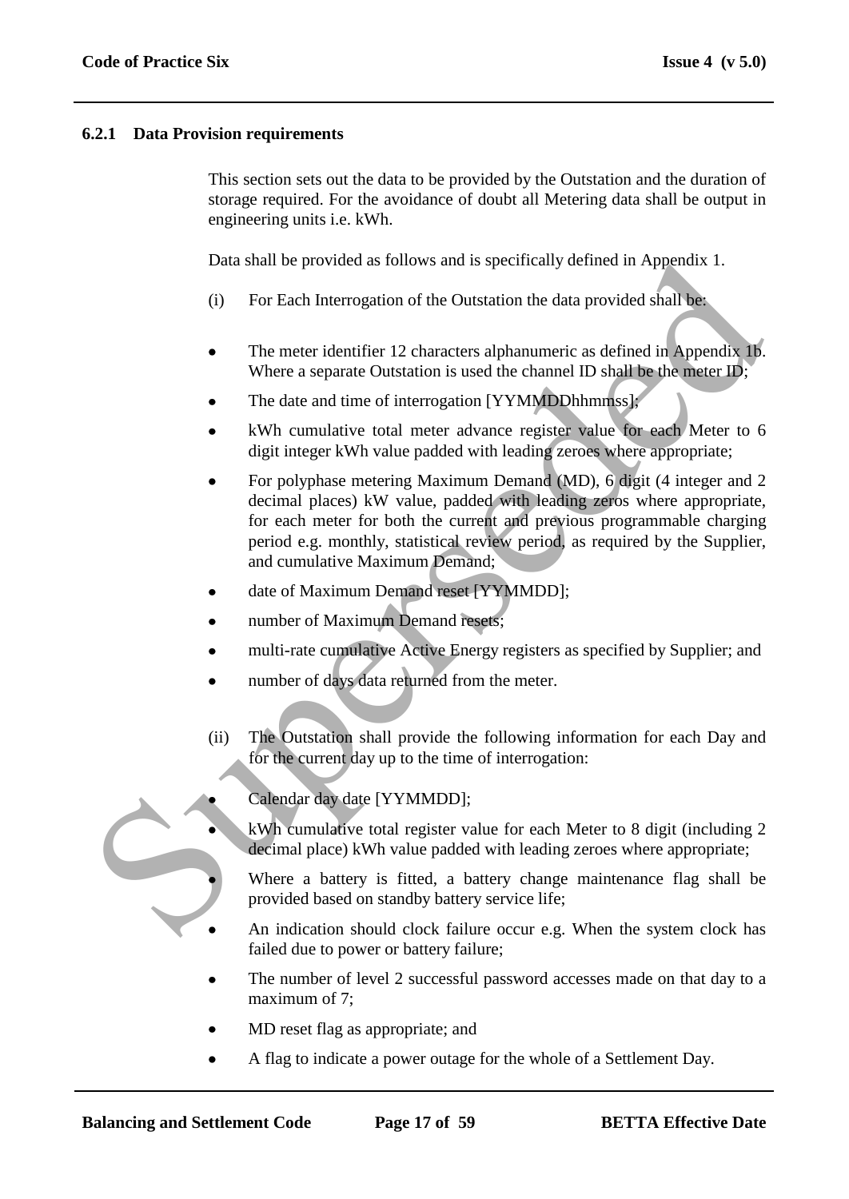### 6.2.1 Data Provision requirements

This section sets out the data to be provided by the Outstation and the duration of storage required. For the avoidance of doubt all Metering data shall be output in engineering units i.e. kWh.

Data shall be provided as follows and is specifically defined in Appendix 1.

(i) For Each Interrogation of the Outstation the data provided shall be:

- The meter identifier 12 characters alphanumeric as defined in Appendix 1b. Where a separate Outstation is used the channel ID shall be the meter ID;
- The date and time of interrogation [YYMMDDhhmmss];
- kWh cumulative total meter advance register value for each Meter to 6 digit integer kWh value padded with leading zeroes where appropriate;
- For polyphase metering Maximum Demand (MD), 6 digit (4 integer and 2 decimal places) kW value, padded with leading zeros where appropriate, for each meter for both the current and previous programmable charging period e.g. monthly, statistical review period, as required by the Supplier, and cumulative Maximum Demand;
- date of Maximum Demand reset [YYMMDD];
- number of Maximum Demand resets;
- multi-rate cumulative Active Energy registers as specified by Supplier; and
- number of days data returned from the meter.

(ii) The Outstation shall provide the following information for each Day and for the current day up to the time of interrogation:

- Calendar day date [YYMMDD];
- kWh cumulative total register value for each Meter to 8 digit (including 2 decimal place) kWh value padded with leading zeroes where appropriate;
- Where a battery is fitted, a battery change maintenance flag shall be provided based on standby battery service life;
- An indication should clock failure occur e.g. When the system clock has failed due to power or battery failure;
- The number of level 2 successful password accesses made on that day to a maximum of 7;
- MD reset flag as appropriate; and
- A flag to indicate a power outage for the whole of a Settlement Day.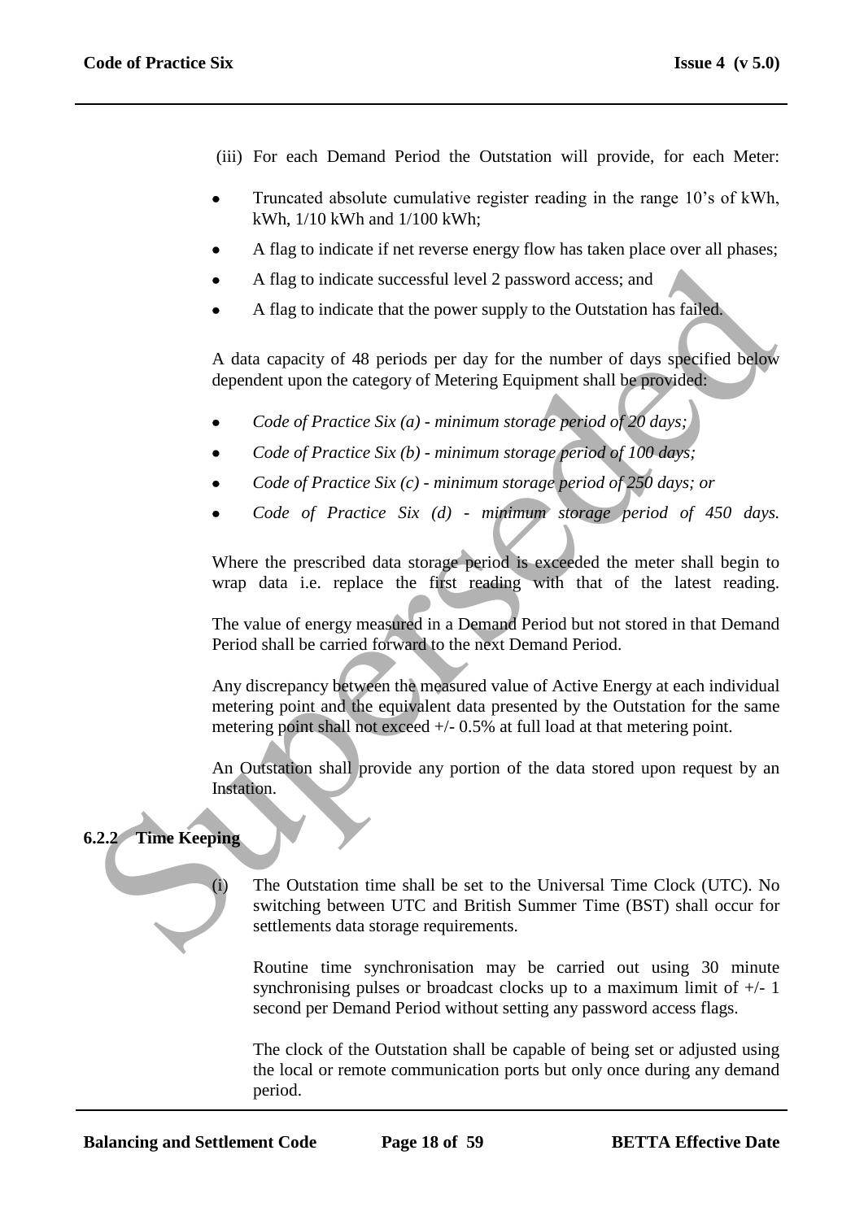(iii) For each Demand Period the Outstation will provide, for each Meter:

- Truncated absolute cumulative register reading in the range 10's of kWh, kWh, 1/10 kWh and 1/100 kWh;
- A flag to indicate if net reverse energy flow has taken place over all phases;
- A flag to indicate successful level 2 password access; and
- A flag to indicate that the power supply to the Outstation has failed.

A data capacity of 48 periods per day for the number of days specified below dependent upon the category of Metering Equipment shall be provided:

- *Code of Practice Six (a) - minimum storage period of 20 days;*
- *Code of Practice Six (b) - minimum storage period of 100 days;*
- *Code of Practice Six (c) - minimum storage period of 250 days; or*
- *Code of Practice Six (d) - minimum storage period of 450 days.*

Where the prescribed data storage period is exceeded the meter shall begin to wrap data i.e. replace the first reading with that of the latest reading.

The value of energy measured in a Demand Period but not stored in that Demand Period shall be carried forward to the next Demand Period.

Any discrepancy between the measured value of Active Energy at each individual metering point and the equivalent data presented by the Outstation for the same metering point shall not exceed +/- 0.5% at full load at that metering point.

An Outstation shall provide any portion of the data stored upon request by an Instation.

### 6.2.2 Time Keeping

(i) The Outstation time shall be set to the Universal Time Clock (UTC). No switching between UTC and British Summer Time (BST) shall occur for settlements data storage requirements.

Routine time synchronisation may be carried out using 30 minute synchronising pulses or broadcast clocks up to a maximum limit of +/- 1 second per Demand Period without setting any password access flags.

The clock of the Outstation shall be capable of being set or adjusted using the local or remote communication ports but only once during any demand period.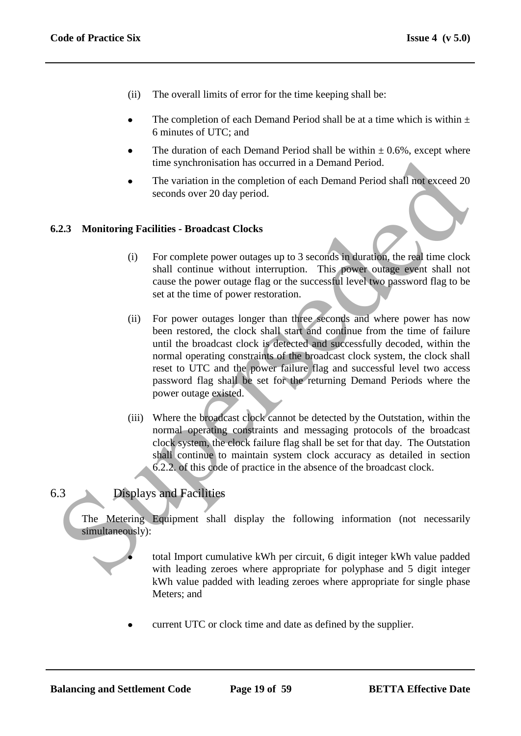(ii) The overall limits of error for the time keeping shall be:

- The completion of each Demand Period shall be at a time which is within ± 6 minutes of UTC; and
- The duration of each Demand Period shall be within ± 0.6%, except where time synchronisation has occurred in a Demand Period.
- The variation in the completion of each Demand Period shall not exceed 20 seconds over 20 day period.

### 6.2.3 Monitoring Facilities - Broadcast Clocks

(i) For complete power outages up to 3 seconds in duration, the real time clock shall continue without interruption. This power outage event shall not cause the power outage flag or the successful level two password flag to be set at the time of power restoration.

(ii) For power outages longer than three seconds and where power has now been restored, the clock shall start and continue from the time of failure until the broadcast clock is detected and successfully decoded, within the normal operating constraints of the broadcast clock system, the clock shall reset to UTC and the power failure flag and successful level two access password flag shall be set for the returning Demand Periods where the power outage existed.

(iii) Where the broadcast clock cannot be detected by the Outstation, within the normal operating constraints and messaging protocols of the broadcast clock system, the clock failure flag shall be set for that day. The Outstation shall continue to maintain system clock accuracy as detailed in section 6.2.2. of this code of practice in the absence of the broadcast clock.

## 6.3 Displays and Facilities

The Metering Equipment shall display the following information (not necessarily simultaneously):

- total Import cumulative kWh per circuit, 6 digit integer kWh value padded with leading zeroes where appropriate for polyphase and 5 digit integer kWh value padded with leading zeroes where appropriate for single phase Meters; and

- current UTC or clock time and date as defined by the supplier.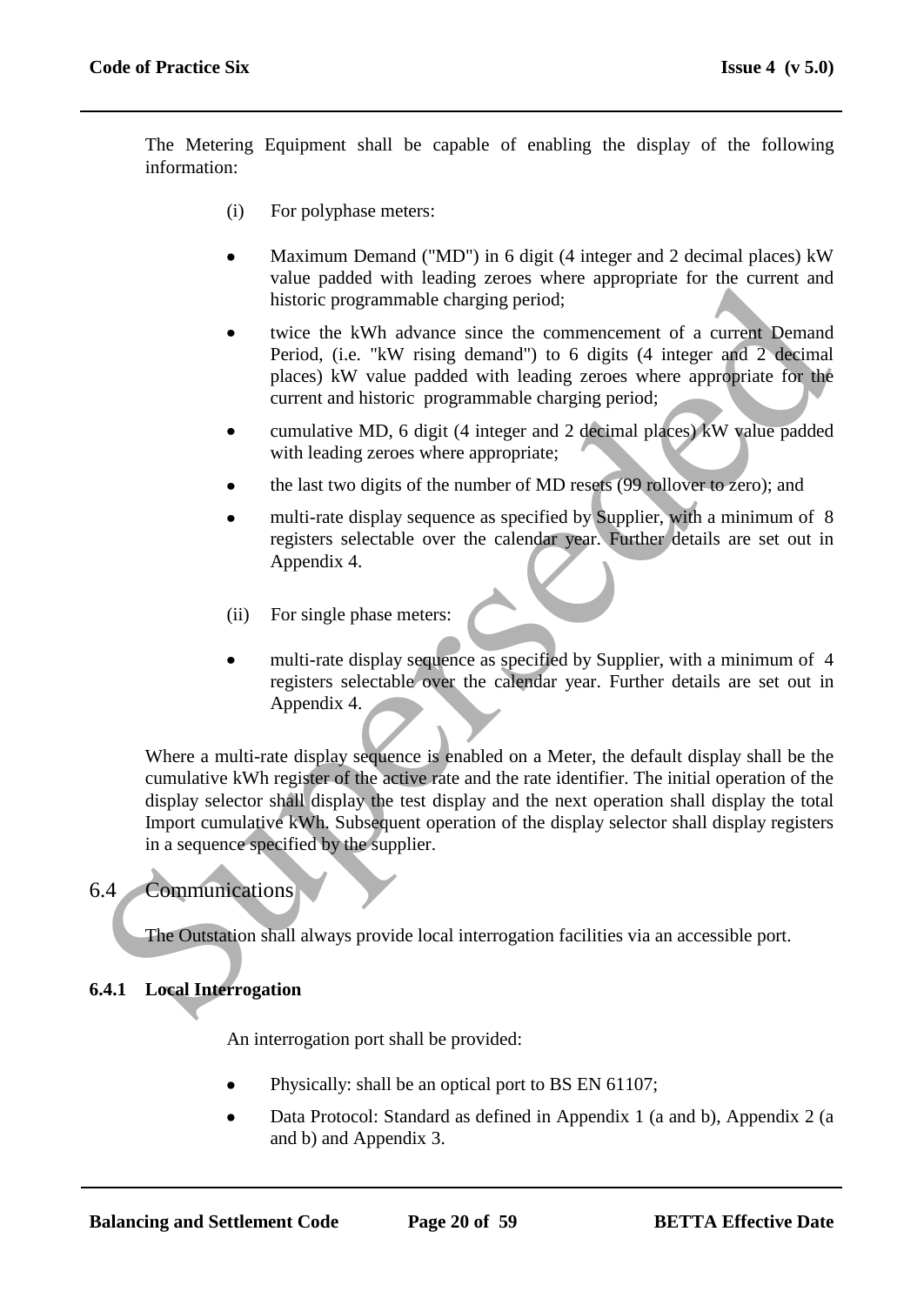The Metering Equipment shall be capable of enabling the display of the following information:

(i) For polyphase meters:

- Maximum Demand ("MD") in 6 digit (4 integer and 2 decimal places) kW value padded with leading zeroes where appropriate for the current and historic programmable charging period;
- twice the kWh advance since the commencement of a current Demand Period, (i.e. "kW rising demand") to 6 digits (4 integer and 2 decimal places) kW value padded with leading zeroes where appropriate for the current and historic programmable charging period;
- cumulative MD, 6 digit (4 integer and 2 decimal places) kW value padded with leading zeroes where appropriate;
- the last two digits of the number of MD resets (99 rollover to zero); and
- multi-rate display sequence as specified by Supplier, with a minimum of 8 registers selectable over the calendar year. Further details are set out in Appendix 4.

(ii) For single phase meters:

- multi-rate display sequence as specified by Supplier, with a minimum of 4 registers selectable over the calendar year. Further details are set out in Appendix 4.

Where a multi-rate display sequence is enabled on a Meter, the default display shall be the cumulative kWh register of the active rate and the rate identifier. The initial operation of the display selector shall display the test display and the next operation shall display the total Import cumulative kWh. Subsequent operation of the display selector shall display registers in a sequence specified by the supplier.

## 6.4 Communications

The Outstation shall always provide local interrogation facilities via an accessible port.

### 6.4.1 Local Interrogation

An interrogation port shall be provided:

- Physically: shall be an optical port to BS EN 61107;
- Data Protocol: Standard as defined in Appendix 1 (a and b), Appendix 2 (a and b) and Appendix 3.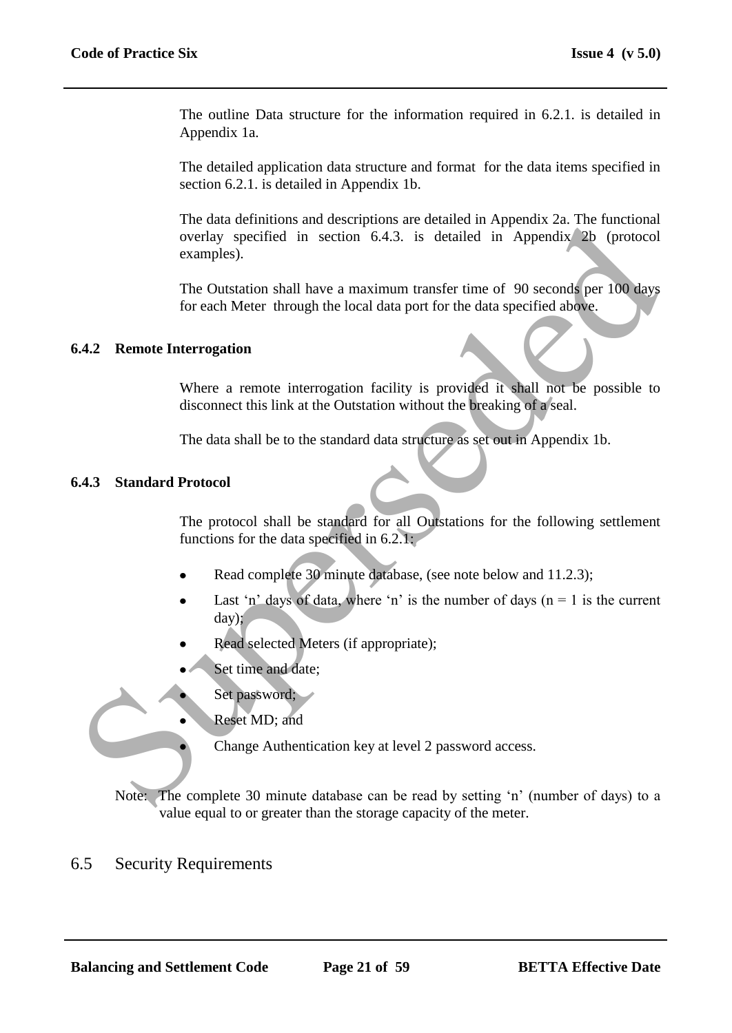The outline Data structure for the information required in 6.2.1. is detailed in Appendix 1a.

The detailed application data structure and format for the data items specified in section 6.2.1. is detailed in Appendix 1b.

The data definitions and descriptions are detailed in Appendix 2a. The functional overlay specified in section 6.4.3. is detailed in Appendix 2b (protocol examples).

The Outstation shall have a maximum transfer time of 90 seconds per 100 days for each Meter through the local data port for the data specified above.

### 6.4.2 Remote Interrogation

Where a remote interrogation facility is provided it shall not be possible to disconnect this link at the Outstation without the breaking of a seal.

The data shall be to the standard data structure as set out in Appendix 1b.

### 6.4.3 Standard Protocol

The protocol shall be standard for all Outstations for the following settlement functions for the data specified in 6.2.1:

- Read complete 30 minute database, (see note below and 11.2.3);
- Last 'n' days of data, where 'n' is the number of days (n = 1 is the current day);
- Read selected Meters (if appropriate);
- Set time and date;
- Set password;
- Reset MD; and
- Change Authentication key at level 2 password access.

Note: The complete 30 minute database can be read by setting 'n' (number of days) to a value equal to or greater than the storage capacity of the meter.

## 6.5 Security Requirements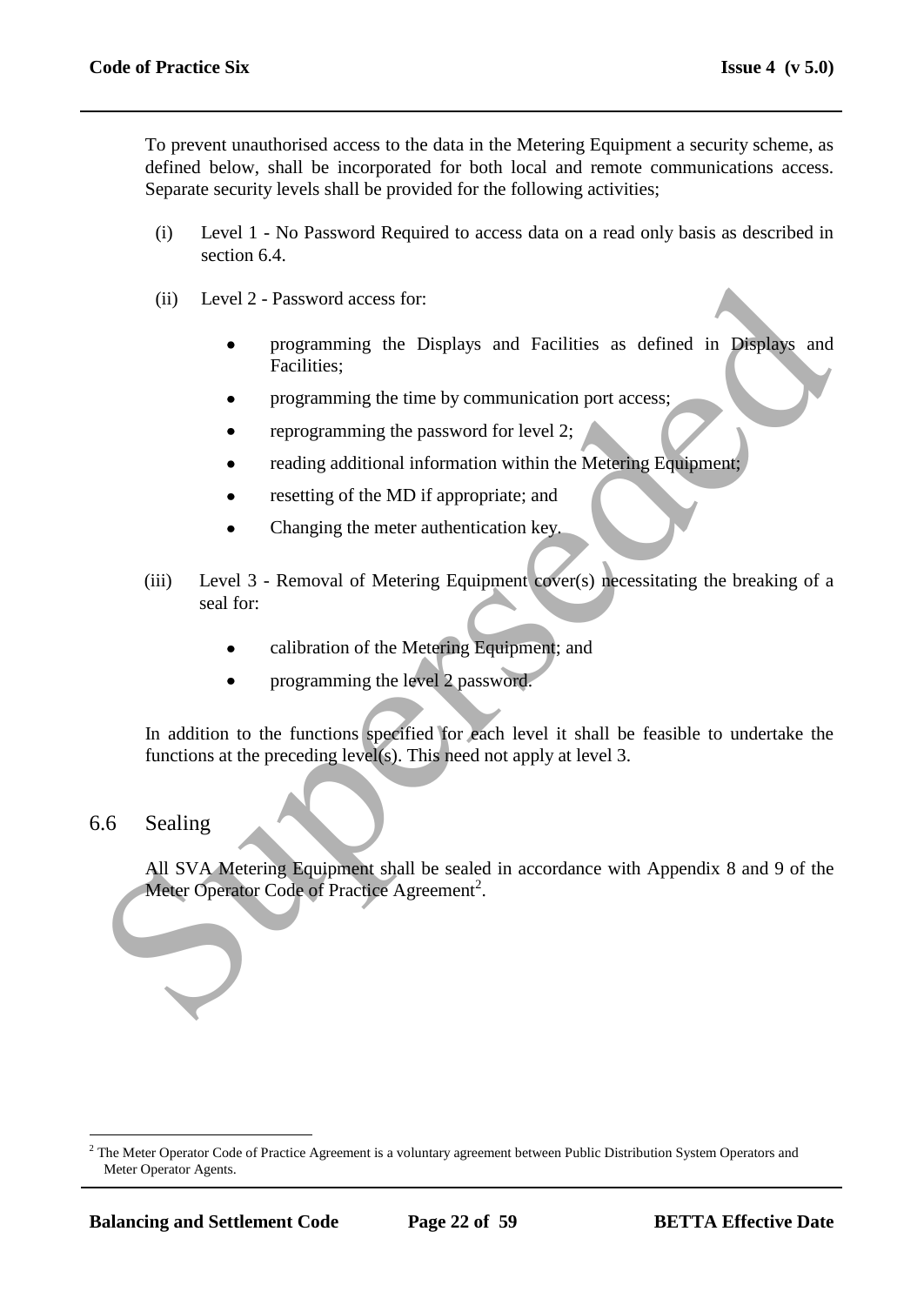To prevent unauthorised access to the data in the Metering Equipment a security scheme, as defined below, shall be incorporated for both local and remote communications access. Separate security levels shall be provided for the following activities;

(i) Level 1 - No Password Required to access data on a read only basis as described in section 6.4.

(ii) Level 2 - Password access for:

- programming the Displays and Facilities as defined in Displays and Facilities;
- programming the time by communication port access;
- reprogramming the password for level 2;
- reading additional information within the Metering Equipment;
- resetting of the MD if appropriate; and
- Changing the meter authentication key.

(iii) Level 3 - Removal of Metering Equipment cover(s) necessitating the breaking of a seal for:

- calibration of the Metering Equipment; and
- programming the level 2 password.

In addition to the functions specified for each level it shall be feasible to undertake the functions at the preceding level(s). This need not apply at level 3.

## 6.6 Sealing

All SVA Metering Equipment shall be sealed in accordance with Appendix 8 and 9 of the Meter Operator Code of Practice Agreement[2].

[2] The Meter Operator Code of Practice Agreement is a voluntary agreement between Public Distribution System Operators and Meter Operator Agents.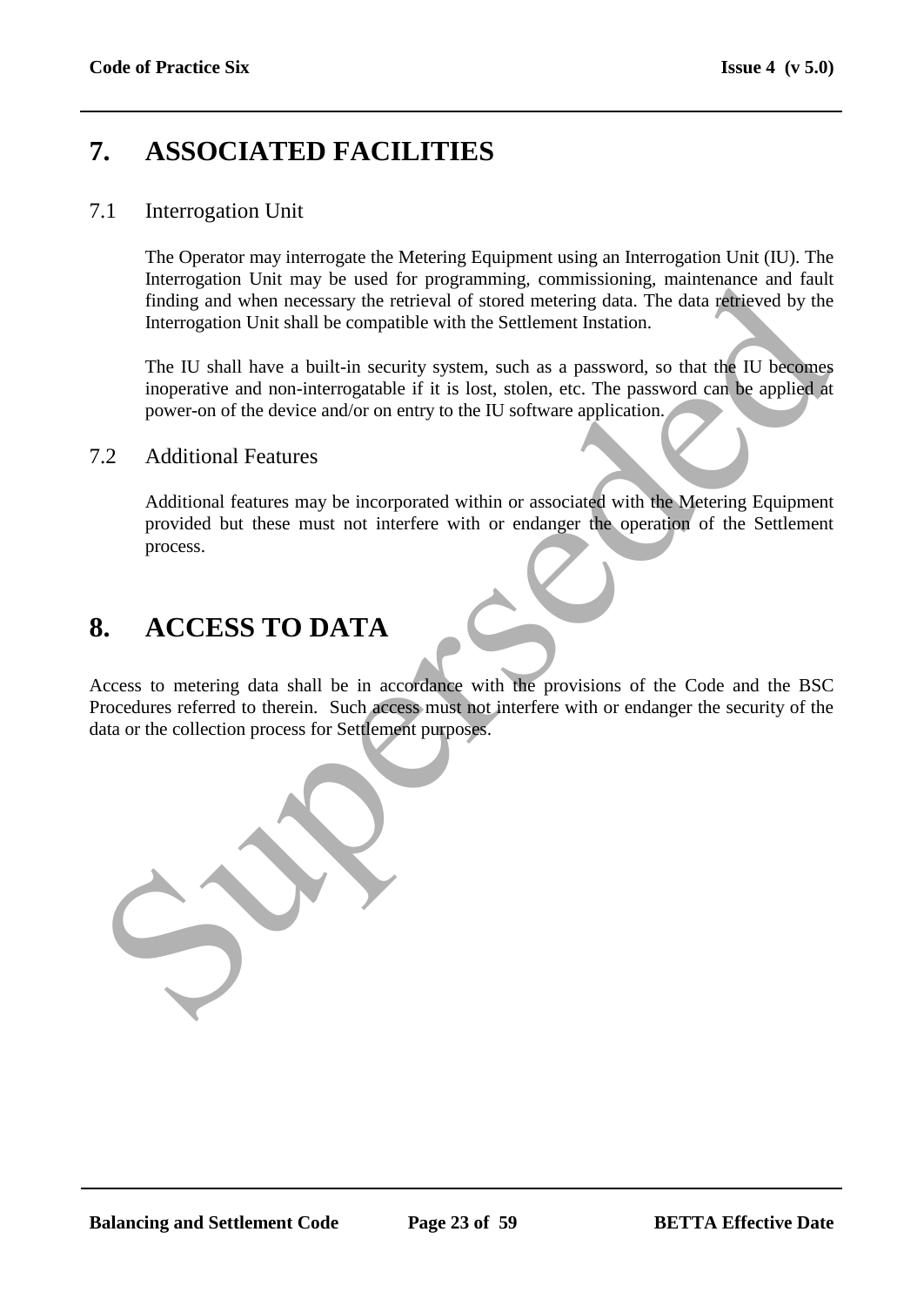# 7. ASSOCIATED FACILITIES

## 7.1 Interrogation Unit

The Operator may interrogate the Metering Equipment using an Interrogation Unit (IU). The Interrogation Unit may be used for programming, commissioning, maintenance and fault finding and when necessary the retrieval of stored metering data. The data retrieved by the Interrogation Unit shall be compatible with the Settlement Instation.

The IU shall have a built-in security system, such as a password, so that the IU becomes inoperative and non-interrogatable if it is lost, stolen, etc. The password can be applied at power-on of the device and/or on entry to the IU software application.

## 7.2 Additional Features

Additional features may be incorporated within or associated with the Metering Equipment provided but these must not interfere with or endanger the operation of the Settlement process.

# 8. ACCESS TO DATA

Access to metering data shall be in accordance with the provisions of the Code and the BSC Procedures referred to therein. Such access must not interfere with or endanger the security of the data or the collection process for Settlement purposes.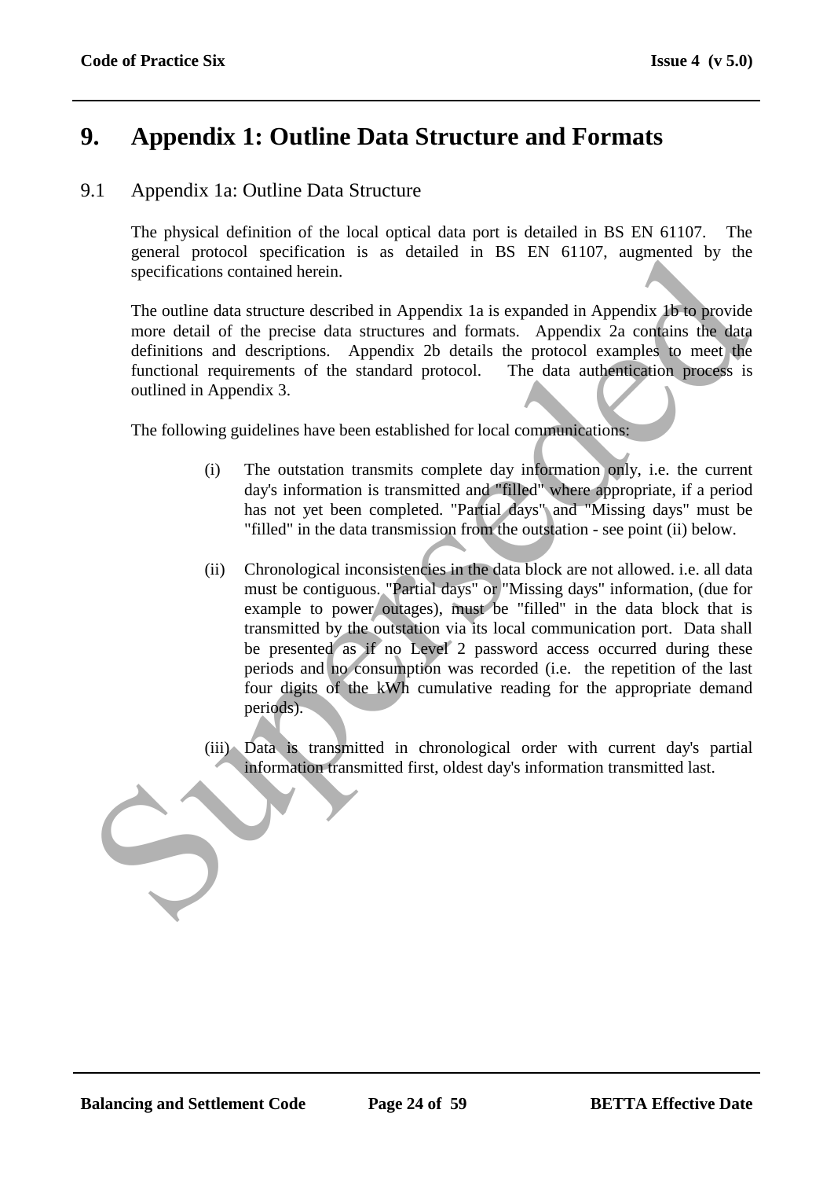# 9. Appendix 1: Outline Data Structure and Formats

## 9.1 Appendix 1a: Outline Data Structure

The physical definition of the local optical data port is detailed in BS EN 61107. The general protocol specification is as detailed in BS EN 61107, augmented by the specifications contained herein.

The outline data structure described in Appendix 1a is expanded in Appendix 1b to provide more detail of the precise data structures and formats. Appendix 2a contains the data definitions and descriptions. Appendix 2b details the protocol examples to meet the functional requirements of the standard protocol. The data authentication process is outlined in Appendix 3.

The following guidelines have been established for local communications:

(i) The outstation transmits complete day information only, i.e. the current day's information is transmitted and "filled" where appropriate, if a period has not yet been completed. "Partial days" and "Missing days" must be "filled" in the data transmission from the outstation - see point (ii) below.

(ii) Chronological inconsistencies in the data block are not allowed. i.e. all data must be contiguous. "Partial days" or "Missing days" information, (due for example to power outages), must be "filled" in the data block that is transmitted by the outstation via its local communication port. Data shall be presented as if no Level 2 password access occurred during these periods and no consumption was recorded (i.e. the repetition of the last four digits of the kWh cumulative reading for the appropriate demand periods).

(iii) Data is transmitted in chronological order with current day's partial information transmitted first, oldest day's information transmitted last.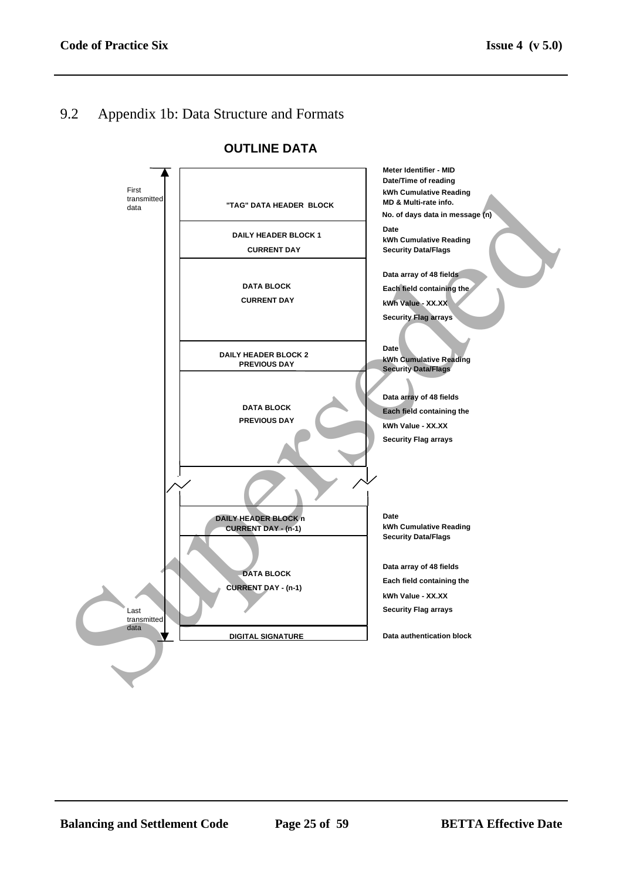## 9.2 Appendix 1b: Data Structure and Formats

**OUTLINE DATA**

| Transmission order | Block | Contents |
|---|---|---|
| First transmitted data | "TAG" DATA HEADER BLOCK | Meter Identifier - MID<br>Date/Time of reading<br>kWh Cumulative Reading<br>MD & Multi-rate info.<br>No. of days data in message (n) |
| | DAILY HEADER BLOCK 1<br>CURRENT DAY | Date<br>kWh Cumulative Reading<br>Security Data/Flags |
| | DATA BLOCK<br>CURRENT DAY | Data array of 48 fields<br>Each field containing the<br>kWh Value - XX.XX<br>Security Flag arrays |
| | DAILY HEADER BLOCK 2<br>PREVIOUS DAY | Date<br>kWh Cumulative Reading<br>Security Data/Flags |
| | DATA BLOCK<br>PREVIOUS DAY | Data array of 48 fields<br>Each field containing the<br>kWh Value - XX.XX<br>Security Flag arrays |
| | ... | |
| | DAILY HEADER BLOCK n<br>CURRENT DAY - (n-1) | Date<br>kWh Cumulative Reading<br>Security Data/Flags |
| | DATA BLOCK<br>CURRENT DAY - (n-1) | Data array of 48 fields<br>Each field containing the<br>kWh Value - XX.XX<br>Security Flag arrays |
| Last transmitted data | DIGITAL SIGNATURE | Data authentication block |

Superseded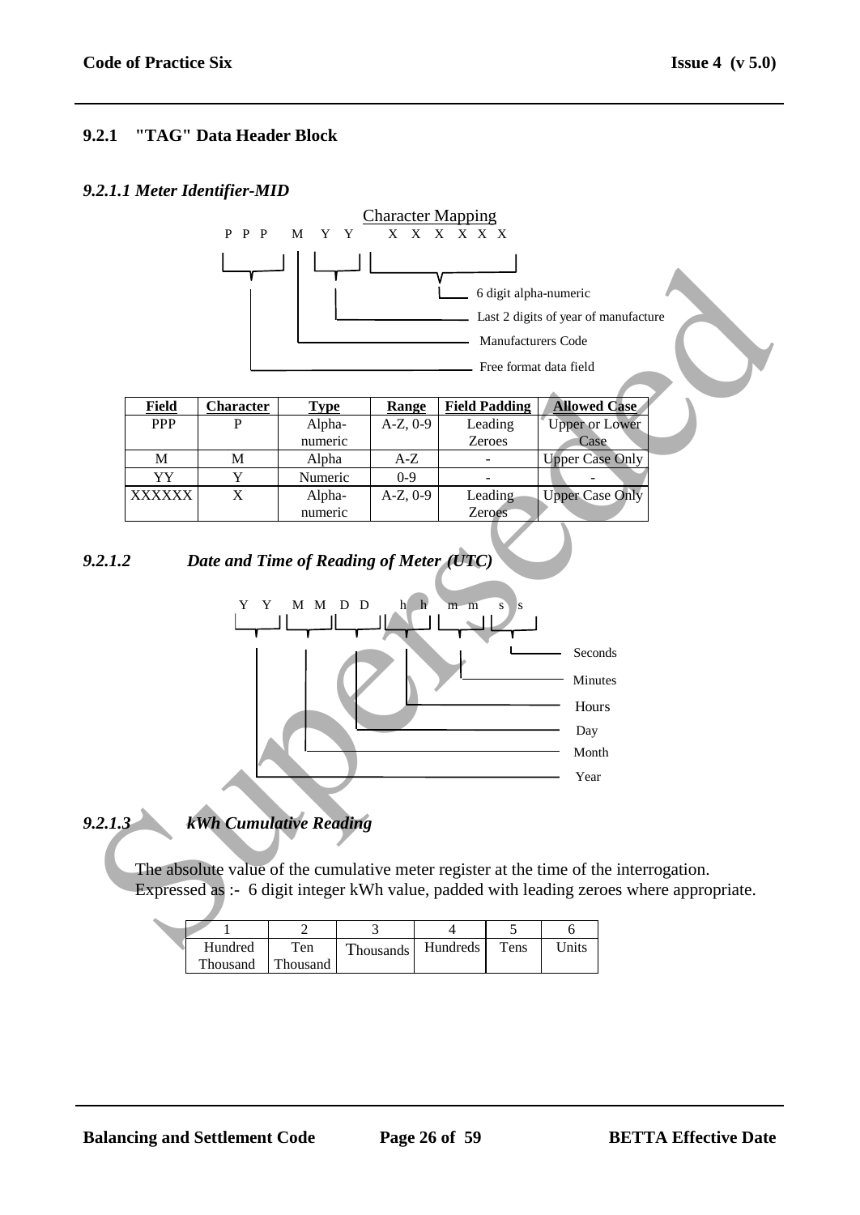### 9.2.1 "TAG" Data Header Block

#### *9.2.1.1 Meter Identifier-MID*

Character Mapping

P P P M Y Y X X X X X X

- 6 digit alpha-numeric
- Last 2 digits of year of manufacture
- Manufacturers Code
- Free format data field

| Field | Character | Type | Range | Field Padding | Allowed Case |
|---|---|---|---|---|---|
| PPP | P | Alpha-numeric | A-Z, 0-9 | Leading Zeroes | Upper or Lower Case |
| M | M | Alpha | A-Z | - | Upper Case Only |
| YY | Y | Numeric | 0-9 | - | - |
| XXXXXX | X | Alpha-numeric | A-Z, 0-9 | Leading Zeroes | Upper Case Only |

#### *9.2.1.2 Date and Time of Reading of Meter (UTC)*

Y Y M M D D h h m m s s

- Seconds
- Minutes
- Hours
- Day
- Month
- Year

#### *9.2.1.3 kWh Cumulative Reading*

The absolute value of the cumulative meter register at the time of the interrogation. Expressed as :- 6 digit integer kWh value, padded with leading zeroes where appropriate.

| 1 | 2 | 3 | 4 | 5 | 6 |
|---|---|---|---|---|---|
| Hundred Thousand | Ten Thousand | Thousands | Hundreds | Tens | Units |

Superseded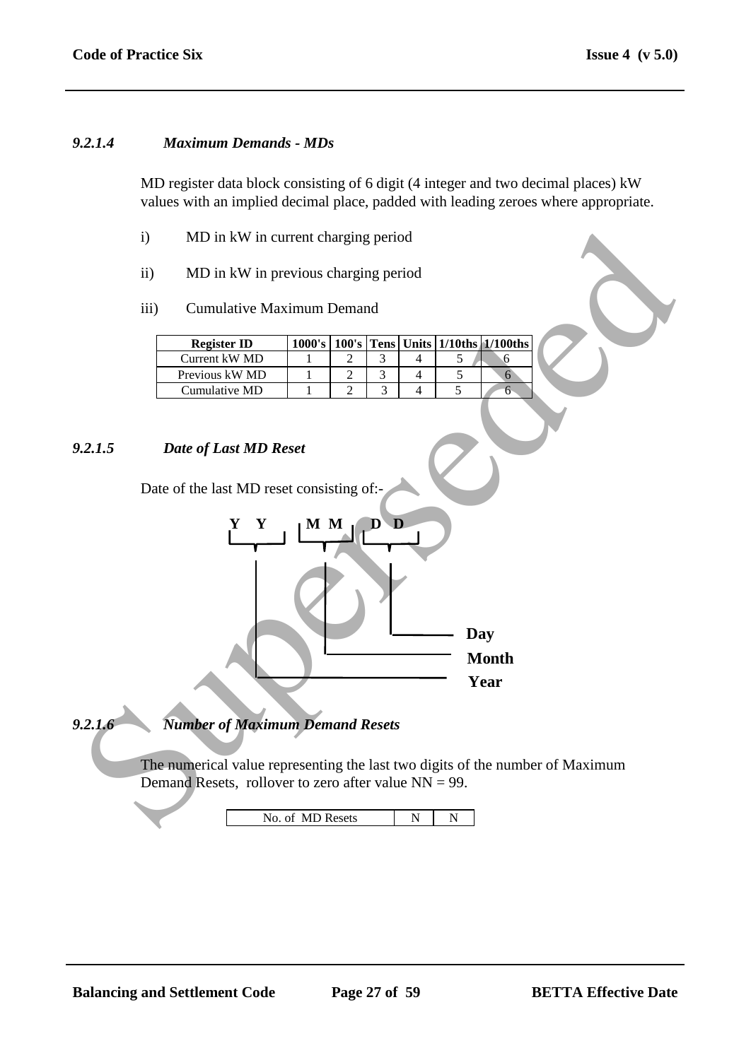### *9.2.1.4 Maximum Demands - MDs*

MD register data block consisting of 6 digit (4 integer and two decimal places) kW values with an implied decimal place, padded with leading zeroes where appropriate.

i) MD in kW in current charging period

ii) MD in kW in previous charging period

iii) Cumulative Maximum Demand

| Register ID | 1000's | 100's | Tens | Units | 1/10ths | 1/100ths |
|---|---|---|---|---|---|---|
| Current kW MD | 1 | 2 | 3 | 4 | 5 | 6 |
| Previous kW MD | 1 | 2 | 3 | 4 | 5 | 6 |
| Cumulative MD | 1 | 2 | 3 | 4 | 5 | 6 |

### *9.2.1.5 Date of Last MD Reset*

Date of the last MD reset consisting of:-

**Y Y M M D D**

- **Y Y** – **Year**
- **M M** – **Month**
- **D D** – **Day**

### *9.2.1.6 Number of Maximum Demand Resets*

The numerical value representing the last two digits of the number of Maximum Demand Resets, rollover to zero after value NN = 99.

| No. of MD Resets | N | N |
|---|---|---|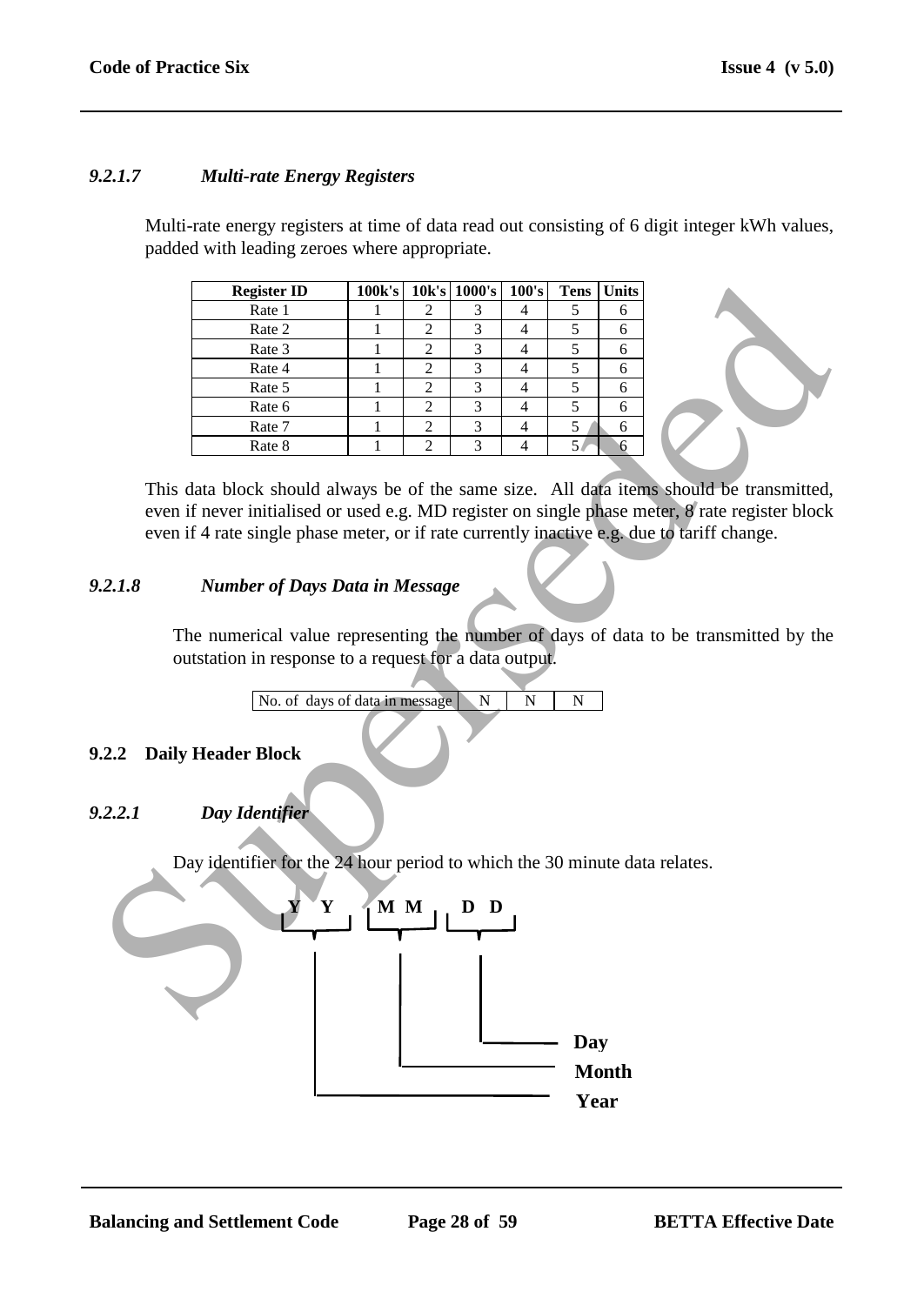#### 9.2.1.7 *Multi-rate Energy Registers*

Multi-rate energy registers at time of data read out consisting of 6 digit integer kWh values, padded with leading zeroes where appropriate.

| Register ID | 100k's | 10k's | 1000's | 100's | Tens | Units |
|---|---|---|---|---|---|---|
| Rate 1 | 1 | 2 | 3 | 4 | 5 | 6 |
| Rate 2 | 1 | 2 | 3 | 4 | 5 | 6 |
| Rate 3 | 1 | 2 | 3 | 4 | 5 | 6 |
| Rate 4 | 1 | 2 | 3 | 4 | 5 | 6 |
| Rate 5 | 1 | 2 | 3 | 4 | 5 | 6 |
| Rate 6 | 1 | 2 | 3 | 4 | 5 | 6 |
| Rate 7 | 1 | 2 | 3 | 4 | 5 | 6 |
| Rate 8 | 1 | 2 | 3 | 4 | 5 | 6 |

This data block should always be of the same size. All data items should be transmitted, even if never initialised or used e.g. MD register on single phase meter, 8 rate register block even if 4 rate single phase meter, or if rate currently inactive e.g. due to tariff change.

#### 9.2.1.8 *Number of Days Data in Message*

The numerical value representing the number of days of data to be transmitted by the outstation in response to a request for a data output.

| No. of days of data in message | N | N | N |
|---|---|---|---|

### 9.2.2 Daily Header Block

#### 9.2.2.1 *Day Identifier*

Day identifier for the 24 hour period to which the 30 minute data relates.

**Y Y M M D D**

- **D D** – **Day**
- **M M** – **Month**
- **Y Y** – **Year**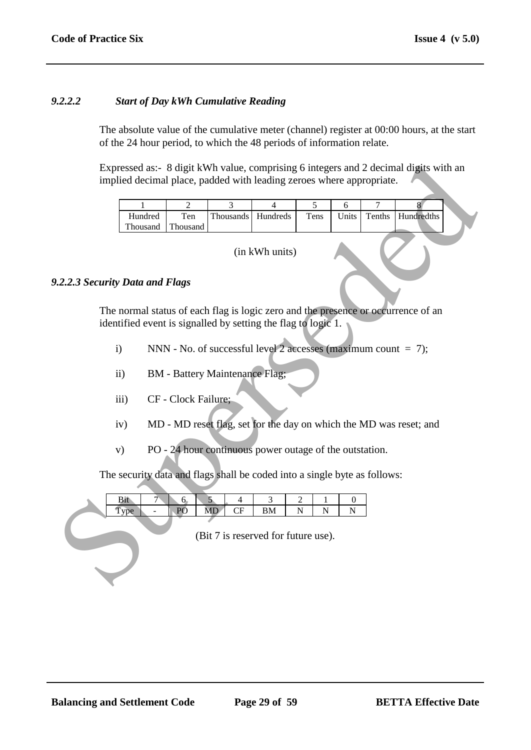### *9.2.2.2 Start of Day kWh Cumulative Reading*

The absolute value of the cumulative meter (channel) register at 00:00 hours, at the start of the 24 hour period, to which the 48 periods of information relate.

Expressed as:- 8 digit kWh value, comprising 6 integers and 2 decimal digits with an implied decimal place, padded with leading zeroes where appropriate.

| 1 | 2 | 3 | 4 | 5 | 6 | 7 | 8 |
|---|---|---|---|---|---|---|---|
| Hundred Thousand | Ten Thousand | Thousands | Hundreds | Tens | Units | Tenths | Hundredths |

(in kWh units)

### *9.2.2.3 Security Data and Flags*

The normal status of each flag is logic zero and the presence or occurrence of an identified event is signalled by setting the flag to logic 1.

i) NNN - No. of successful level 2 accesses (maximum count = 7);

ii) BM - Battery Maintenance Flag;

iii) CF - Clock Failure;

iv) MD - MD reset flag, set for the day on which the MD was reset; and

v) PO - 24 hour continuous power outage of the outstation.

The security data and flags shall be coded into a single byte as follows:

| Bit | 7 | 6 | 5 | 4 | 3 | 2 | 1 | 0 |
|---|---|---|---|---|---|---|---|---|
| Type | - | PO | MD | CF | BM | N | N | N |

(Bit 7 is reserved for future use).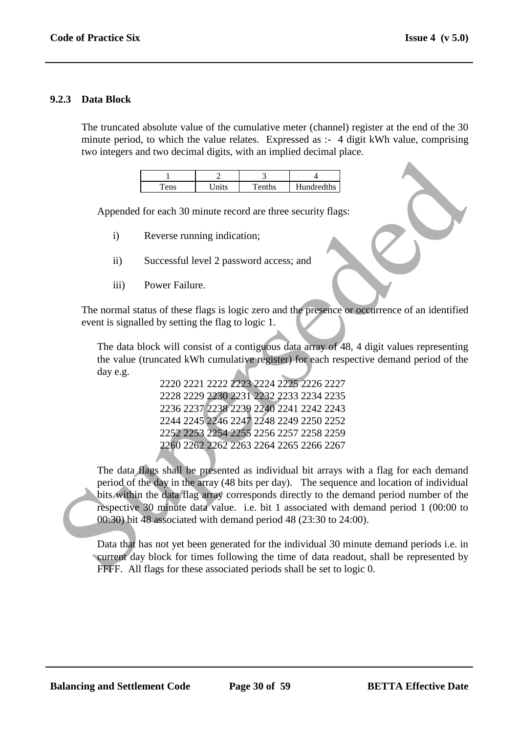### 9.2.3 Data Block

The truncated absolute value of the cumulative meter (channel) register at the end of the 30 minute period, to which the value relates. Expressed as :- 4 digit kWh value, comprising two integers and two decimal digits, with an implied decimal place.

| 1 | 2 | 3 | 4 |
|---|---|---|---|
| Tens | Units | Tenths | Hundredths |

Appended for each 30 minute record are three security flags:

i) Reverse running indication;

ii) Successful level 2 password access; and

iii) Power Failure.

The normal status of these flags is logic zero and the presence or occurrence of an identified event is signalled by setting the flag to logic 1.

The data block will consist of a contiguous data array of 48, 4 digit values representing the value (truncated kWh cumulative register) for each respective demand period of the day e.g.

```
2220 2221 2222 2223 2224 2225 2226 2227
2228 2229 2230 2231 2232 2233 2234 2235
2236 2237 2238 2239 2240 2241 2242 2243
2244 2245 2246 2247 2248 2249 2250 2252
2252 2253 2254 2255 2256 2257 2258 2259
2260 2262 2262 2263 2264 2265 2266 2267
```

The data flags shall be presented as individual bit arrays with a flag for each demand period of the day in the array (48 bits per day). The sequence and location of individual bits within the data flag array corresponds directly to the demand period number of the respective 30 minute data value. i.e. bit 1 associated with demand period 1 (00:00 to 00:30) bit 48 associated with demand period 48 (23:30 to 24:00).

Data that has not yet been generated for the individual 30 minute demand periods i.e. in current day block for times following the time of data readout, shall be represented by FFFF. All flags for these associated periods shall be set to logic 0.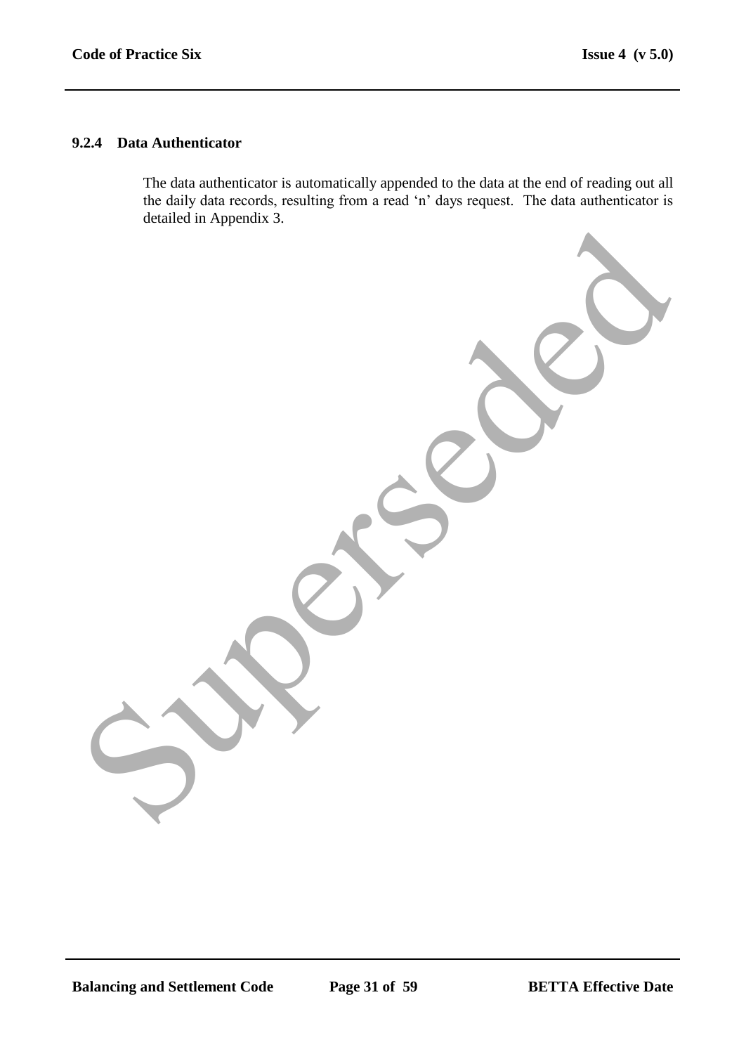### 9.2.4 Data Authenticator

The data authenticator is automatically appended to the data at the end of reading out all the daily data records, resulting from a read 'n' days request. The data authenticator is detailed in Appendix 3.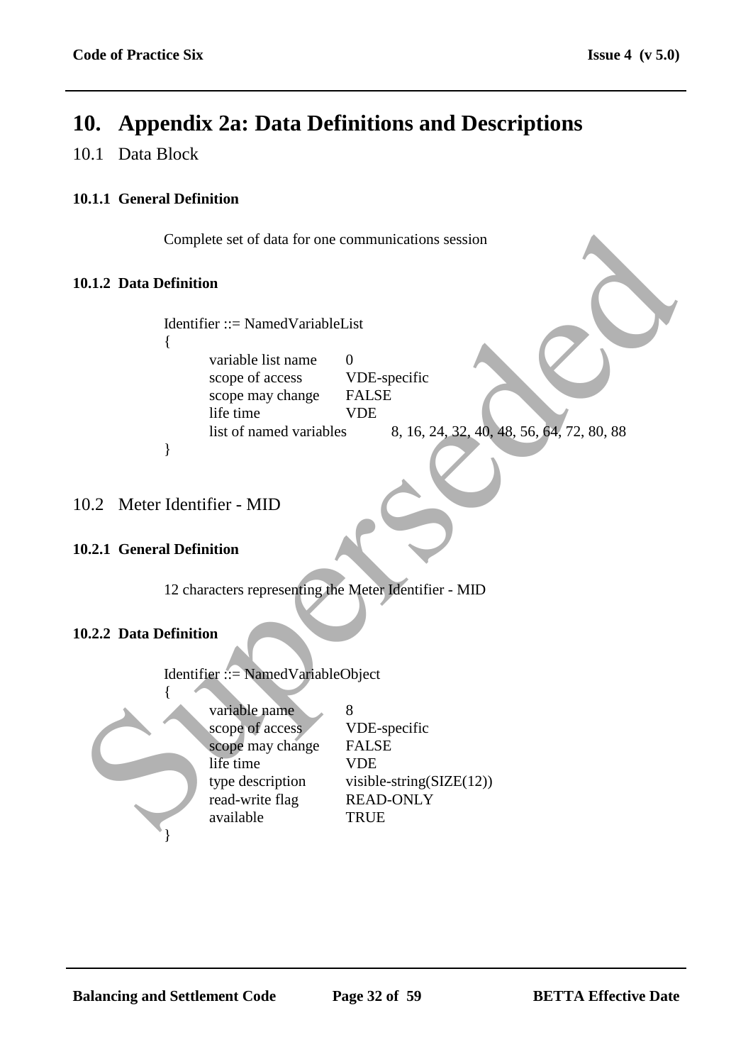# 10. Appendix 2a: Data Definitions and Descriptions

## 10.1 Data Block

### 10.1.1 General Definition

Complete set of data for one communications session

### 10.1.2 Data Definition

```
Identifier ::= NamedVariableList
{
        variable list name        0
        scope of access           VDE-specific
        scope may change          FALSE
        life time                 VDE
        list of named variables        8, 16, 24, 32, 40, 48, 56, 64, 72, 80, 88
}
```

## 10.2 Meter Identifier - MID

### 10.2.1 General Definition

12 characters representing the Meter Identifier - MID

### 10.2.2 Data Definition

```
Identifier ::= NamedVariableObject
{
        variable name             8
        scope of access           VDE-specific
        scope may change          FALSE
        life time                 VDE
        type description          visible-string(SIZE(12))
        read-write flag           READ-ONLY
        available                 TRUE
}
```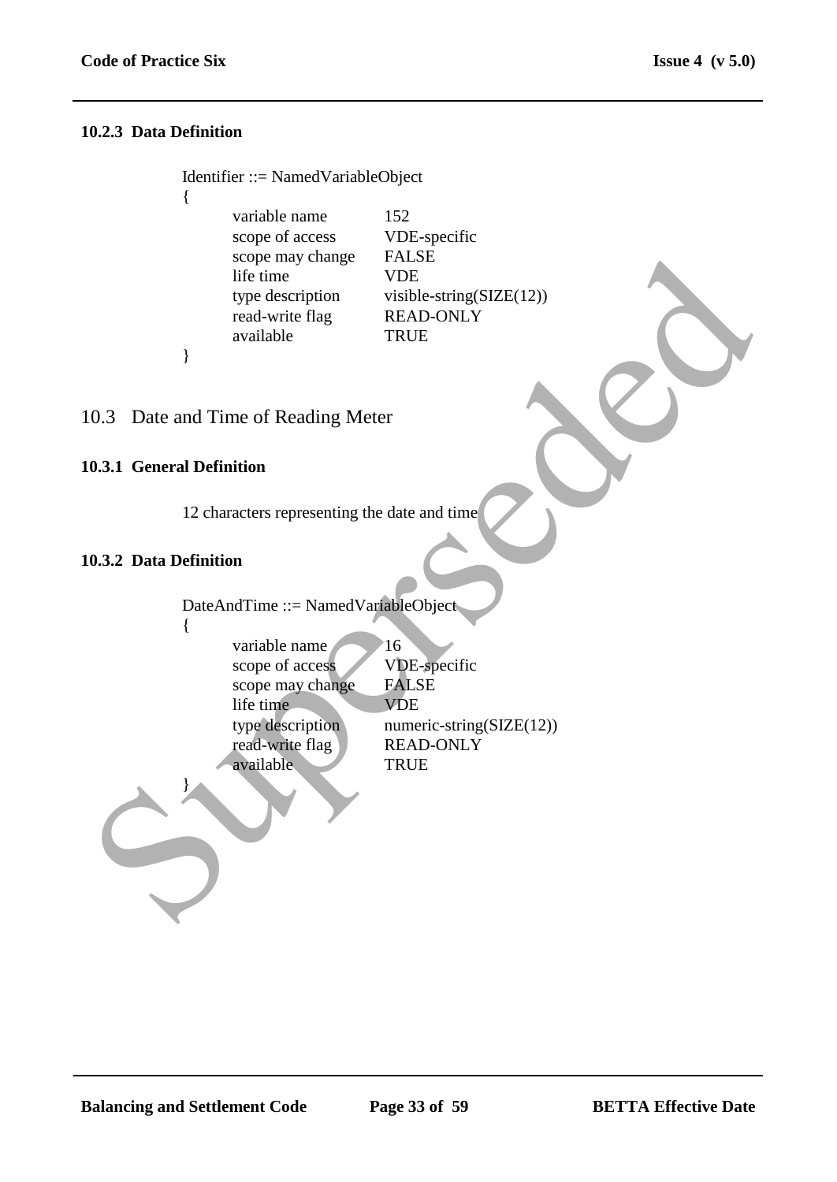#### 10.2.3 Data Definition

```
Identifier ::= NamedVariableObject
{
        variable name          152
        scope of access        VDE-specific
        scope may change       FALSE
        life time              VDE
        type description       visible-string(SIZE(12))
        read-write flag        READ-ONLY
        available              TRUE
}
```

## 10.3 Date and Time of Reading Meter

#### 10.3.1 General Definition

12 characters representing the date and time

#### 10.3.2 Data Definition

```
DateAndTime ::= NamedVariableObject
{
        variable name          16
        scope of access        VDE-specific
        scope may change       FALSE
        life time              VDE
        type description       numeric-string(SIZE(12))
        read-write flag        READ-ONLY
        available              TRUE
}
```

Superseded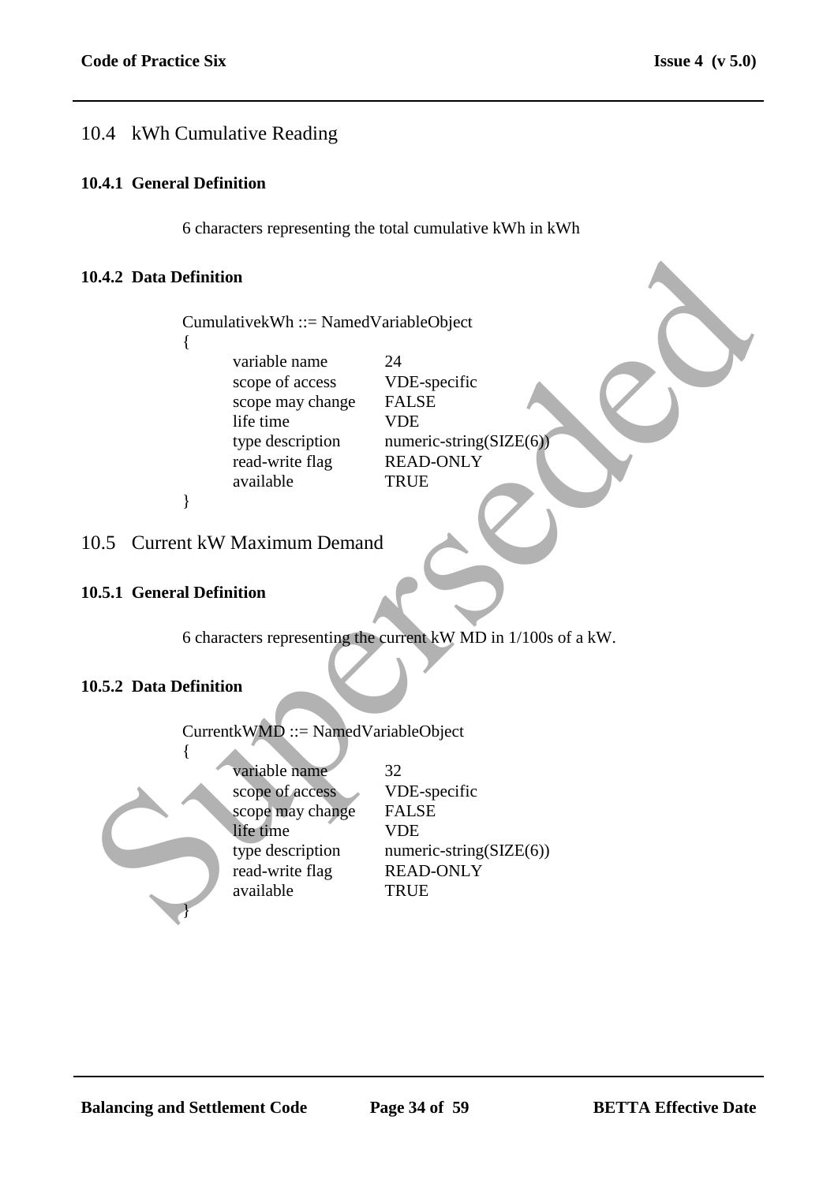## 10.4 kWh Cumulative Reading

### 10.4.1 General Definition

6 characters representing the total cumulative kWh in kWh

### 10.4.2 Data Definition

```
CumulativekWh ::= NamedVariableObject
{
        variable name           24
        scope of access         VDE-specific
        scope may change        FALSE
        life time               VDE
        type description        numeric-string(SIZE(6))
        read-write flag         READ-ONLY
        available               TRUE
}
```

## 10.5 Current kW Maximum Demand

### 10.5.1 General Definition

6 characters representing the current kW MD in 1/100s of a kW.

### 10.5.2 Data Definition

```
CurrentkWMD ::= NamedVariableObject
{
        variable name           32
        scope of access         VDE-specific
        scope may change        FALSE
        life time               VDE
        type description        numeric-string(SIZE(6))
        read-write flag         READ-ONLY
        available               TRUE
}
```

Superseded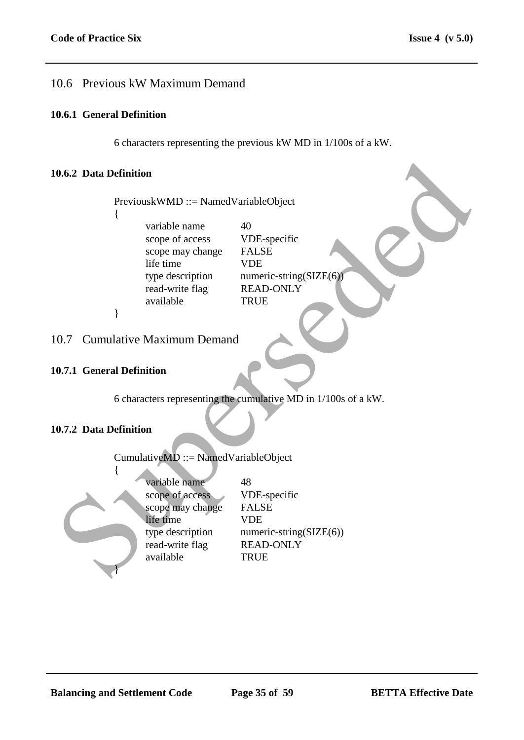## 10.6 Previous kW Maximum Demand

### 10.6.1 General Definition

6 characters representing the previous kW MD in 1/100s of a kW.

### 10.6.2 Data Definition

```
PreviouskWMD ::= NamedVariableObject
{
        variable name        40
        scope of access      VDE-specific
        scope may change     FALSE
        life time            VDE
        type description     numeric-string(SIZE(6))
        read-write flag      READ-ONLY
        available            TRUE
}
```

## 10.7 Cumulative Maximum Demand

### 10.7.1 General Definition

6 characters representing the cumulative MD in 1/100s of a kW.

### 10.7.2 Data Definition

```
CumulativeMD ::= NamedVariableObject
{
        variable name        48
        scope of access      VDE-specific
        scope may change     FALSE
        life time            VDE
        type description     numeric-string(SIZE(6))
        read-write flag      READ-ONLY
        available            TRUE
}
```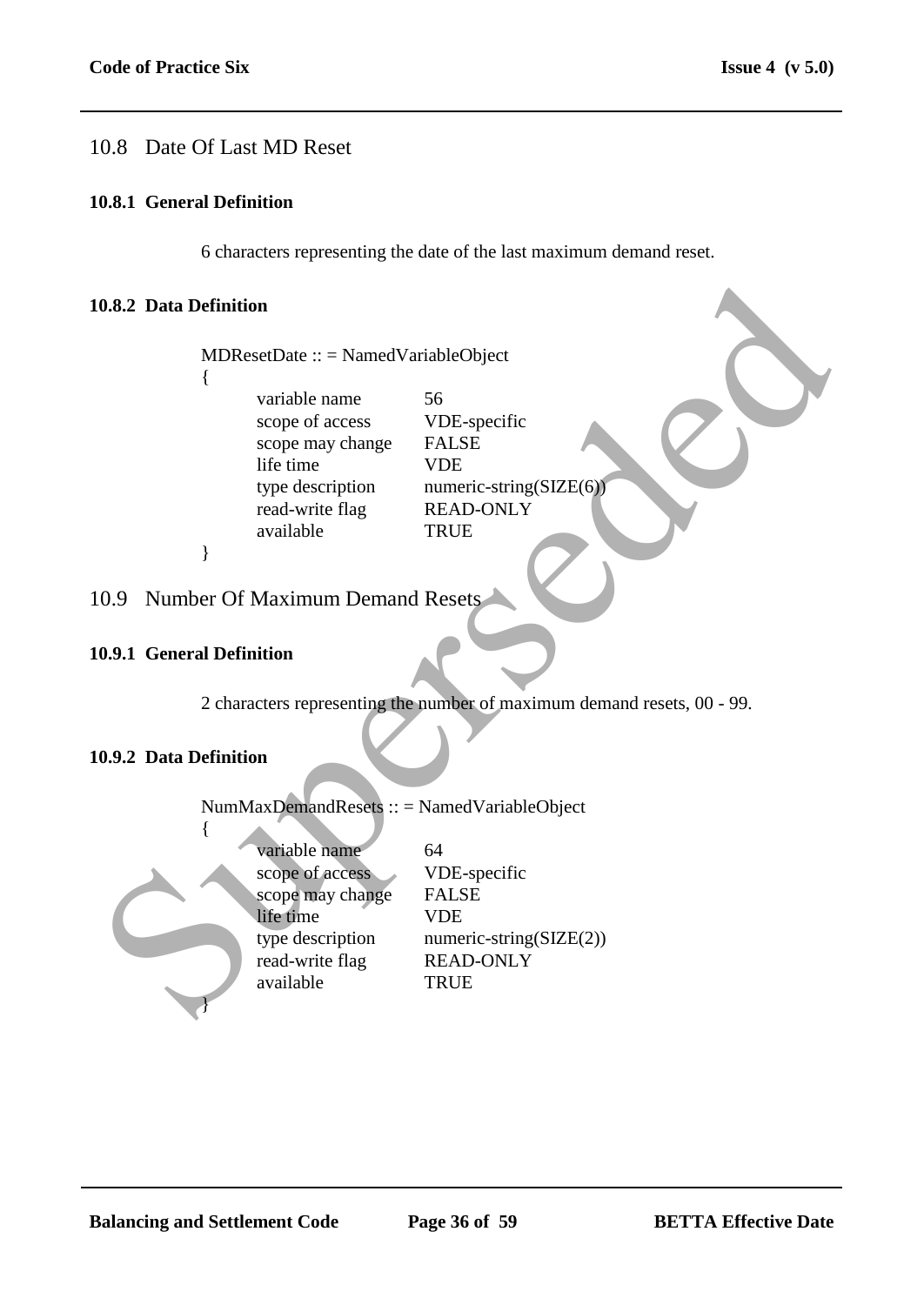## 10.8 Date Of Last MD Reset

### 10.8.1 General Definition

6 characters representing the date of the last maximum demand reset.

### 10.8.2 Data Definition

```
MDResetDate :: = NamedVariableObject
{
        variable name          56
        scope of access        VDE-specific
        scope may change       FALSE
        life time              VDE
        type description       numeric-string(SIZE(6))
        read-write flag        READ-ONLY
        available              TRUE
}
```

## 10.9 Number Of Maximum Demand Resets

### 10.9.1 General Definition

2 characters representing the number of maximum demand resets, 00 - 99.

### 10.9.2 Data Definition

```
NumMaxDemandResets :: = NamedVariableObject
{
        variable name          64
        scope of access        VDE-specific
        scope may change       FALSE
        life time              VDE
        type description       numeric-string(SIZE(2))
        read-write flag        READ-ONLY
        available              TRUE
}
```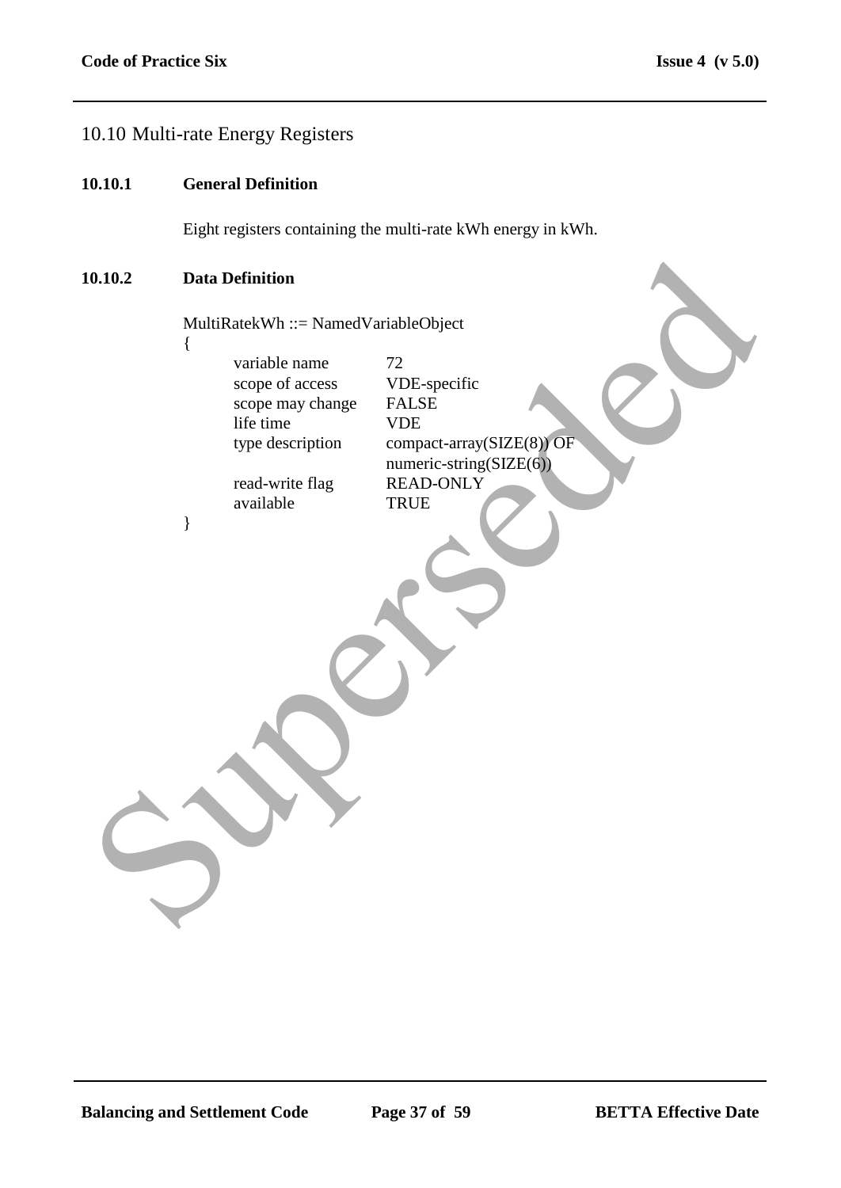## 10.10 Multi-rate Energy Registers

### 10.10.1 General Definition

Eight registers containing the multi-rate kWh energy in kWh.

### 10.10.2 Data Definition

```
MultiRatekWh ::= NamedVariableObject
{
        variable name           72
        scope of access         VDE-specific
        scope may change        FALSE
        life time               VDE
        type description        compact-array(SIZE(8)) OF
                                numeric-string(SIZE(6))
        read-write flag         READ-ONLY
        available               TRUE
}
```

Superseded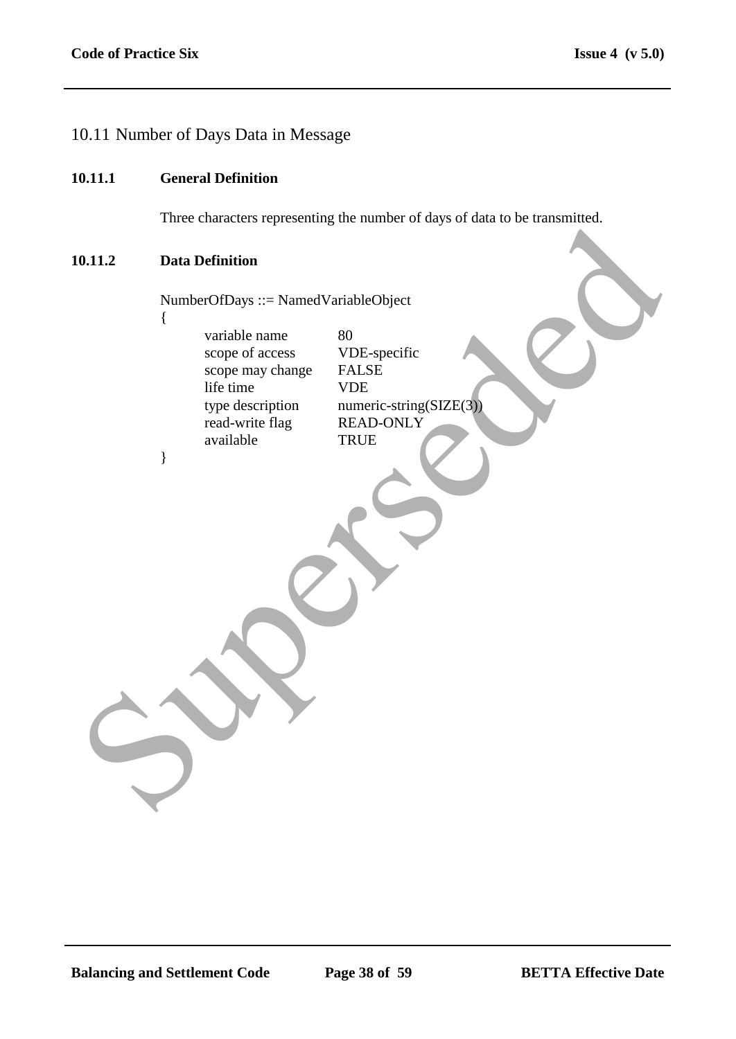## 10.11 Number of Days Data in Message

### 10.11.1 General Definition

Three characters representing the number of days of data to be transmitted.

### 10.11.2 Data Definition

```
NumberOfDays ::= NamedVariableObject
{
        variable name           80
        scope of access         VDE-specific
        scope may change        FALSE
        life time               VDE
        type description        numeric-string(SIZE(3))
        read-write flag         READ-ONLY
        available               TRUE
}
```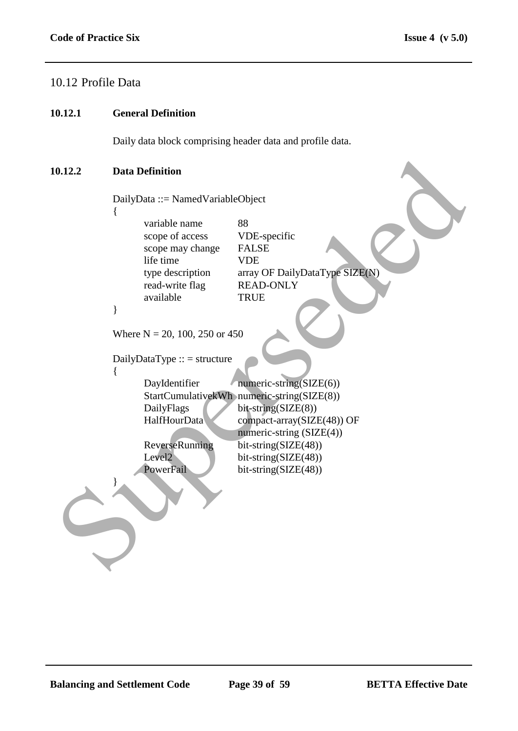## 10.12 Profile Data

### 10.12.1 General Definition

Daily data block comprising header data and profile data.

### 10.12.2 Data Definition

```
DailyData ::= NamedVariableObject
{
        variable name           88
        scope of access         VDE-specific
        scope may change        FALSE
        life time               VDE
        type description        array OF DailyDataType SIZE(N)
        read-write flag         READ-ONLY
        available               TRUE
}
```

Where N = 20, 100, 250 or 450

```
DailyDataType :: = structure
{
        DayIdentifier           numeric-string(SIZE(6))
        StartCumulativekWh      numeric-string(SIZE(8))
        DailyFlags              bit-string(SIZE(8))
        HalfHourData            compact-array(SIZE(48)) OF
                                numeric-string (SIZE(4))
        ReverseRunning          bit-string(SIZE(48))
        Level2                  bit-string(SIZE(48))
        PowerFail               bit-string(SIZE(48))
}
```

Superseded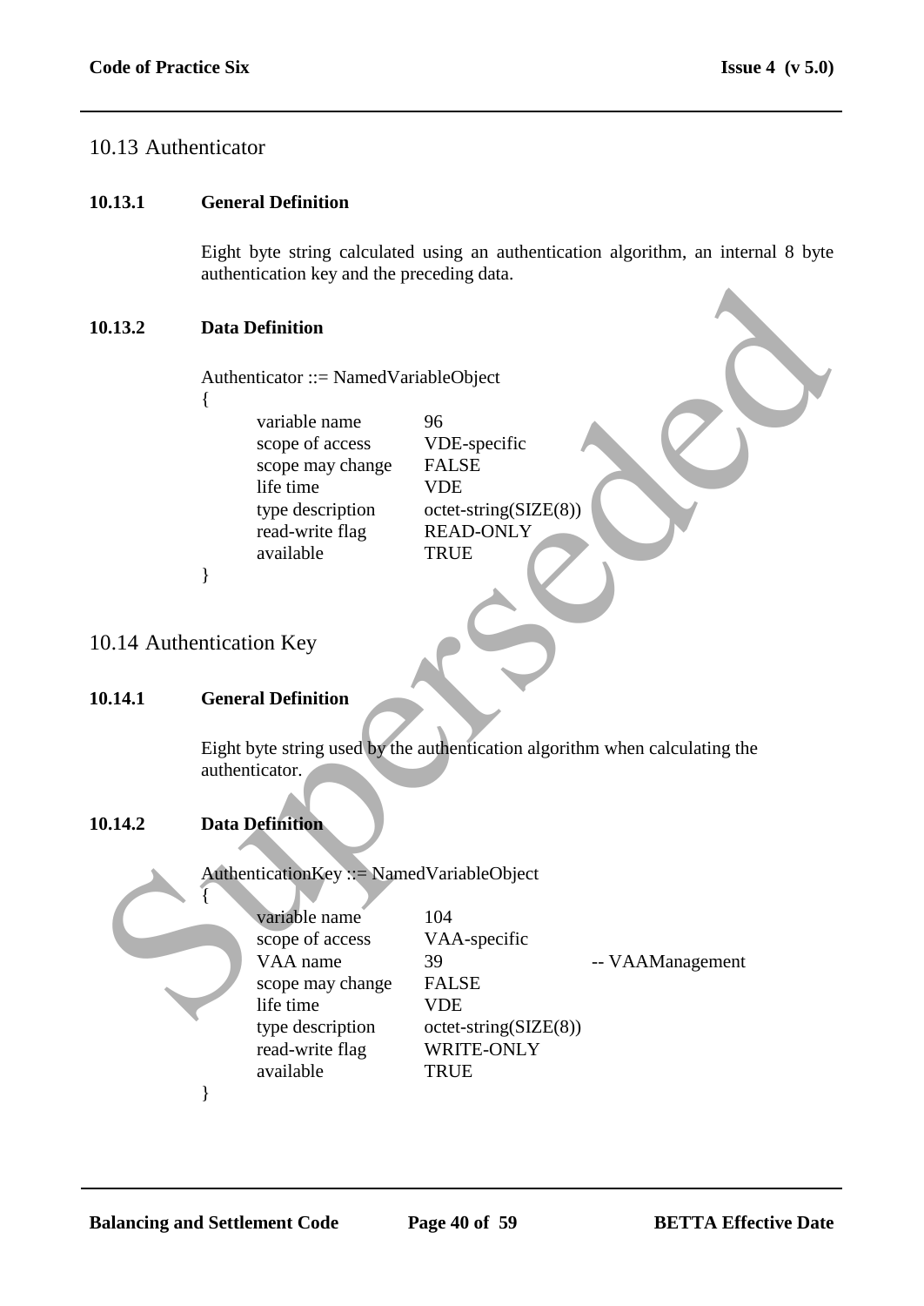## 10.13 Authenticator

### 10.13.1 General Definition

Eight byte string calculated using an authentication algorithm, an internal 8 byte authentication key and the preceding data.

### 10.13.2 Data Definition

```
Authenticator ::= NamedVariableObject
{
        variable name        96
        scope of access      VDE-specific
        scope may change     FALSE
        life time            VDE
        type description     octet-string(SIZE(8))
        read-write flag      READ-ONLY
        available            TRUE
}
```

## 10.14 Authentication Key

### 10.14.1 General Definition

Eight byte string used by the authentication algorithm when calculating the authenticator.

### 10.14.2 Data Definition

```
AuthenticationKey ::= NamedVariableObject
{
        variable name        104
        scope of access      VAA-specific
        VAA name             39                       -- VAAManagement
        scope may change     FALSE
        life time            VDE
        type description     octet-string(SIZE(8))
        read-write flag      WRITE-ONLY
        available            TRUE
}
```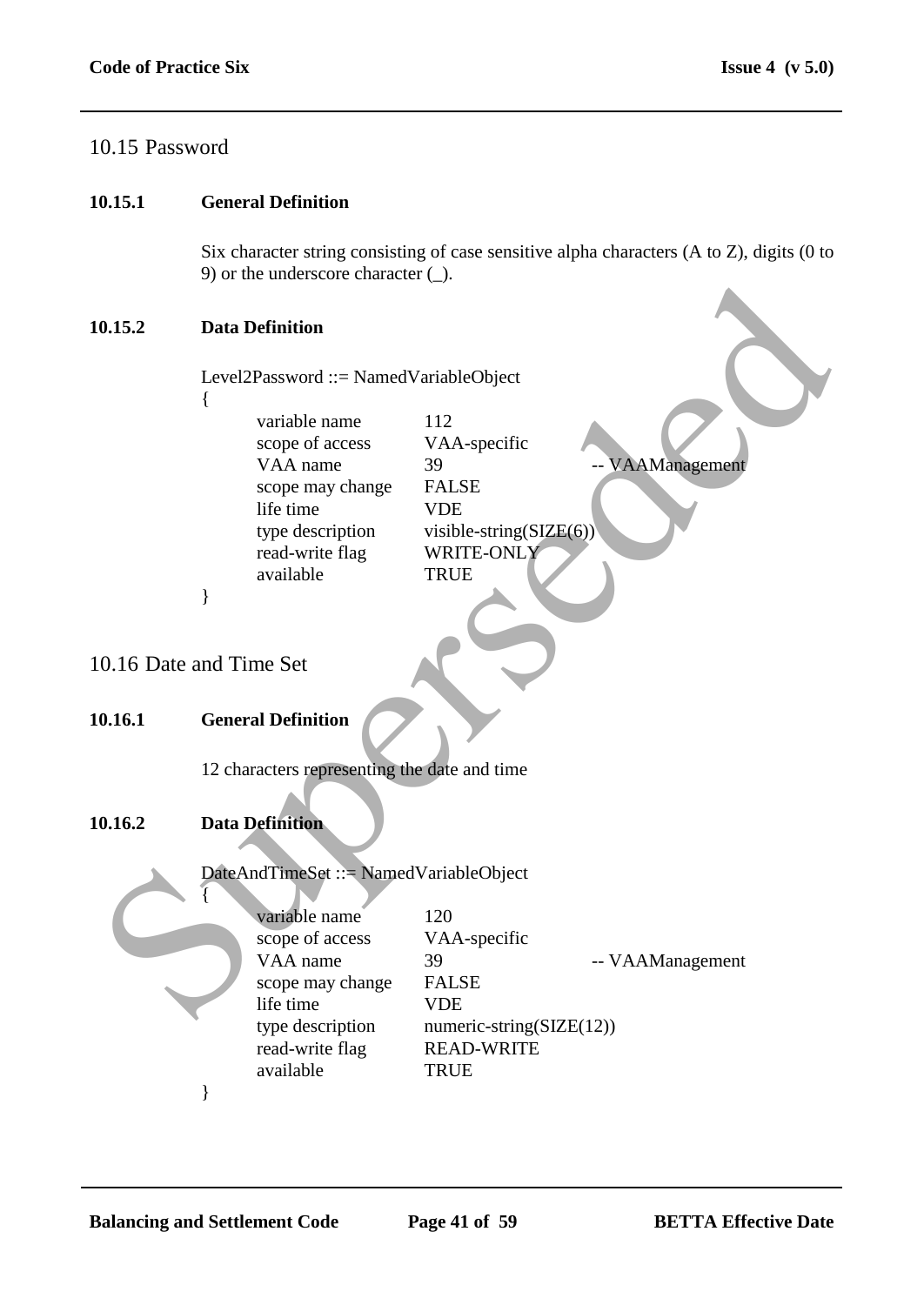## 10.15 Password

### 10.15.1 General Definition

Six character string consisting of case sensitive alpha characters (A to Z), digits (0 to 9) or the underscore character (_).

### 10.15.2 Data Definition

```
Level2Password ::= NamedVariableObject
{
        variable name       112
        scope of access     VAA-specific
        VAA name            39                      -- VAAManagement
        scope may change    FALSE
        life time           VDE
        type description    visible-string(SIZE(6))
        read-write flag     WRITE-ONLY
        available           TRUE
}
```

## 10.16 Date and Time Set

### 10.16.1 General Definition

12 characters representing the date and time

### 10.16.2 Data Definition

```
DateAndTimeSet ::= NamedVariableObject
{
        variable name       120
        scope of access     VAA-specific
        VAA name            39                      -- VAAManagement
        scope may change    FALSE
        life time           VDE
        type description    numeric-string(SIZE(12))
        read-write flag     READ-WRITE
        available           TRUE
}
```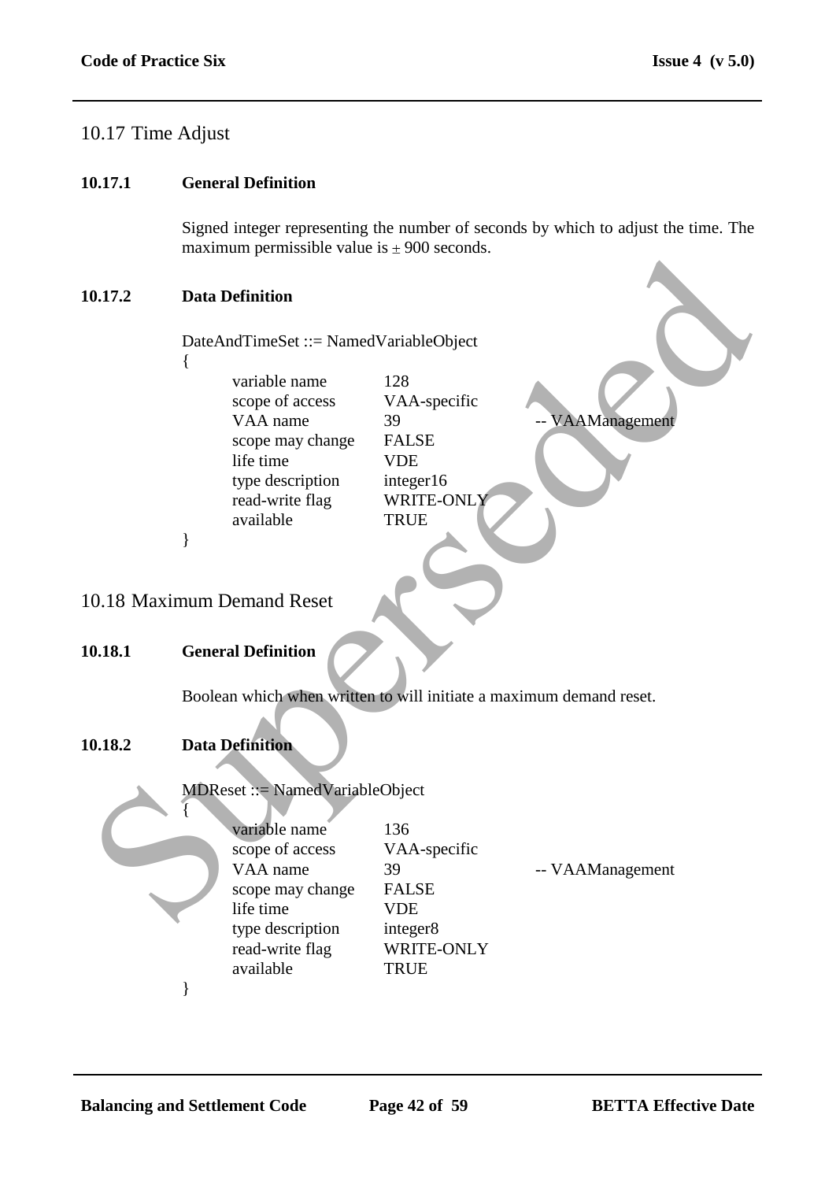## 10.17 Time Adjust

### 10.17.1 General Definition

Signed integer representing the number of seconds by which to adjust the time. The maximum permissible value is ± 900 seconds.

### 10.17.2 Data Definition

```
DateAndTimeSet ::= NamedVariableObject
{
        variable name          128
        scope of access        VAA-specific
        VAA name               39                  -- VAAManagement
        scope may change       FALSE
        life time              VDE
        type description       integer16
        read-write flag        WRITE-ONLY
        available              TRUE
}
```

## 10.18 Maximum Demand Reset

### 10.18.1 General Definition

Boolean which when written to will initiate a maximum demand reset.

### 10.18.2 Data Definition

```
MDReset ::= NamedVariableObject
{
        variable name          136
        scope of access        VAA-specific
        VAA name               39                  -- VAAManagement
        scope may change       FALSE
        life time              VDE
        type description       integer8
        read-write flag        WRITE-ONLY
        available              TRUE
}
```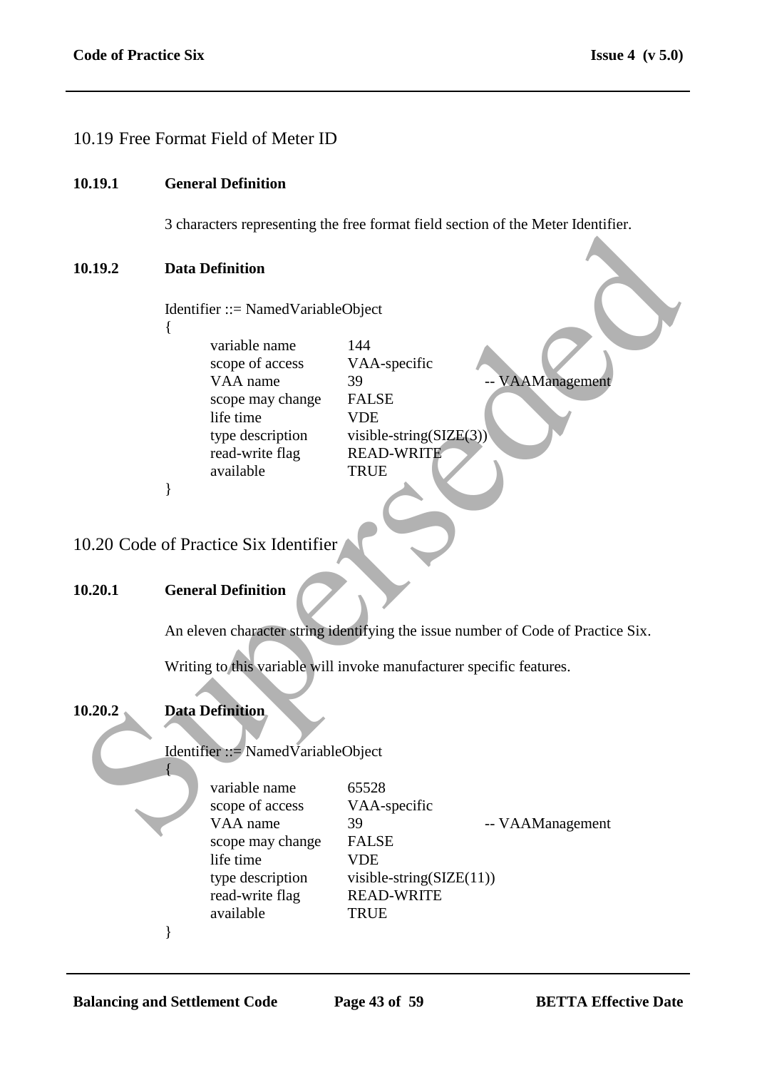## 10.19 Free Format Field of Meter ID

### 10.19.1 General Definition

3 characters representing the free format field section of the Meter Identifier.

### 10.19.2 Data Definition

```
Identifier ::= NamedVariableObject
{
        variable name         144
        scope of access       VAA-specific
        VAA name              39                      -- VAAManagement
        scope may change      FALSE
        life time             VDE
        type description      visible-string(SIZE(3))
        read-write flag       READ-WRITE
        available             TRUE
}
```

## 10.20 Code of Practice Six Identifier

### 10.20.1 General Definition

An eleven character string identifying the issue number of Code of Practice Six.

Writing to this variable will invoke manufacturer specific features.

### 10.20.2 Data Definition

```
Identifier ::= NamedVariableObject
{
        variable name         65528
        scope of access       VAA-specific
        VAA name              39                      -- VAAManagement
        scope may change      FALSE
        life time             VDE
        type description      visible-string(SIZE(11))
        read-write flag       READ-WRITE
        available             TRUE
}
```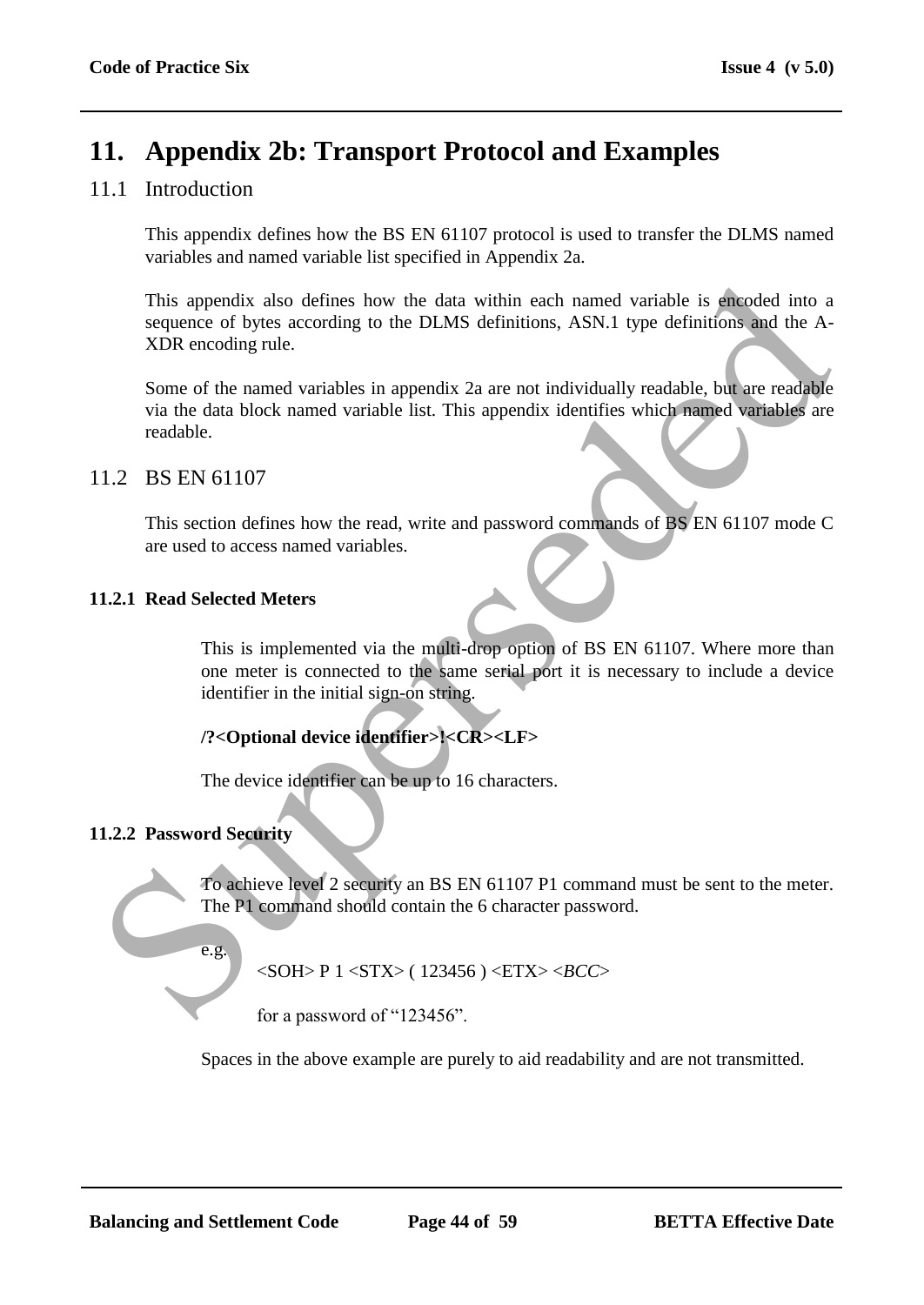# 11. Appendix 2b: Transport Protocol and Examples

## 11.1 Introduction

This appendix defines how the BS EN 61107 protocol is used to transfer the DLMS named variables and named variable list specified in Appendix 2a.

This appendix also defines how the data within each named variable is encoded into a sequence of bytes according to the DLMS definitions, ASN.1 type definitions and the A-XDR encoding rule.

Some of the named variables in appendix 2a are not individually readable, but are readable via the data block named variable list. This appendix identifies which named variables are readable.

## 11.2 BS EN 61107

This section defines how the read, write and password commands of BS EN 61107 mode C are used to access named variables.

### 11.2.1 Read Selected Meters

This is implemented via the multi-drop option of BS EN 61107. Where more than one meter is connected to the same serial port it is necessary to include a device identifier in the initial sign-on string.

**/?<Optional device identifier>!<CR><LF>**

The device identifier can be up to 16 characters.

### 11.2.2 Password Security

To achieve level 2 security an BS EN 61107 P1 command must be sent to the meter. The P1 command should contain the 6 character password.

e.g.

<SOH> P 1 <STX> ( 123456 ) <ETX> <*BCC*>

for a password of "123456".

Spaces in the above example are purely to aid readability and are not transmitted.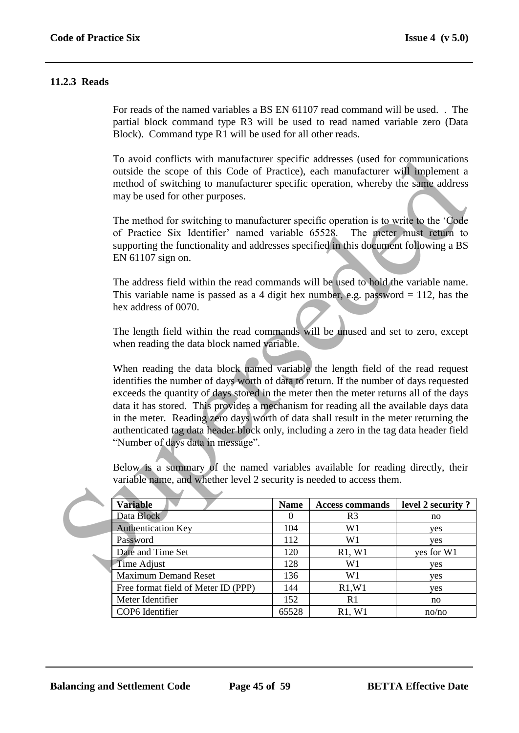### 11.2.3 Reads

For reads of the named variables a BS EN 61107 read command will be used. . The partial block command type R3 will be used to read named variable zero (Data Block). Command type R1 will be used for all other reads.

To avoid conflicts with manufacturer specific addresses (used for communications outside the scope of this Code of Practice), each manufacturer will implement a method of switching to manufacturer specific operation, whereby the same address may be used for other purposes.

The method for switching to manufacturer specific operation is to write to the 'Code of Practice Six Identifier' named variable 65528. The meter must return to supporting the functionality and addresses specified in this document following a BS EN 61107 sign on.

The address field within the read commands will be used to hold the variable name. This variable name is passed as a 4 digit hex number, e.g. password = 112, has the hex address of 0070.

The length field within the read commands will be unused and set to zero, except when reading the data block named variable.

When reading the data block named variable the length field of the read request identifies the number of days worth of data to return. If the number of days requested exceeds the quantity of days stored in the meter then the meter returns all of the days data it has stored. This provides a mechanism for reading all the available days data in the meter. Reading zero days worth of data shall result in the meter returning the authenticated tag data header block only, including a zero in the tag data header field "Number of days data in message".

Below is a summary of the named variables available for reading directly, their variable name, and whether level 2 security is needed to access them.

| Variable | Name | Access commands | level 2 security ? |
|---|---|---|---|
| Data Block | 0 | R3 | no |
| Authentication Key | 104 | W1 | yes |
| Password | 112 | W1 | yes |
| Date and Time Set | 120 | R1, W1 | yes for W1 |
| Time Adjust | 128 | W1 | yes |
| Maximum Demand Reset | 136 | W1 | yes |
| Free format field of Meter ID (PPP) | 144 | R1,W1 | yes |
| Meter Identifier | 152 | R1 | no |
| COP6 Identifier | 65528 | R1, W1 | no/no |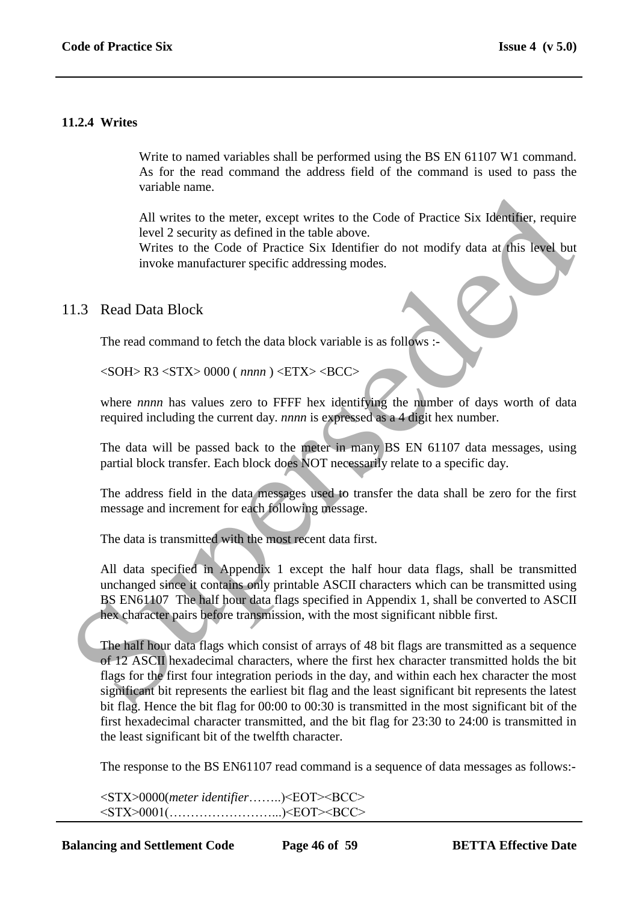#### 11.2.4 Writes

Write to named variables shall be performed using the BS EN 61107 W1 command. As for the read command the address field of the command is used to pass the variable name.

All writes to the meter, except writes to the Code of Practice Six Identifier, require level 2 security as defined in the table above.
Writes to the Code of Practice Six Identifier do not modify data at this level but invoke manufacturer specific addressing modes.

## 11.3 Read Data Block

The read command to fetch the data block variable is as follows :-

<SOH> R3 <STX> 0000 ( *nnnn* ) <ETX> <BCC>

where *nnnn* has values zero to FFFF hex identifying the number of days worth of data required including the current day. *nnnn* is expressed as a 4 digit hex number.

The data will be passed back to the meter in many BS EN 61107 data messages, using partial block transfer. Each block does NOT necessarily relate to a specific day.

The address field in the data messages used to transfer the data shall be zero for the first message and increment for each following message.

The data is transmitted with the most recent data first.

All data specified in Appendix 1 except the half hour data flags, shall be transmitted unchanged since it contains only printable ASCII characters which can be transmitted using BS EN61107 The half hour data flags specified in Appendix 1, shall be converted to ASCII hex character pairs before transmission, with the most significant nibble first.

The half hour data flags which consist of arrays of 48 bit flags are transmitted as a sequence of 12 ASCII hexadecimal characters, where the first hex character transmitted holds the bit flags for the first four integration periods in the day, and within each hex character the most significant bit represents the earliest bit flag and the least significant bit represents the latest bit flag. Hence the bit flag for 00:00 to 00:30 is transmitted in the most significant bit of the first hexadecimal character transmitted, and the bit flag for 23:30 to 24:00 is transmitted in the least significant bit of the twelfth character.

The response to the BS EN61107 read command is a sequence of data messages as follows:-

<STX>0000(*meter identifier*……..)<EOT><BCC>
<STX>0001(……………………...)<EOT><BCC>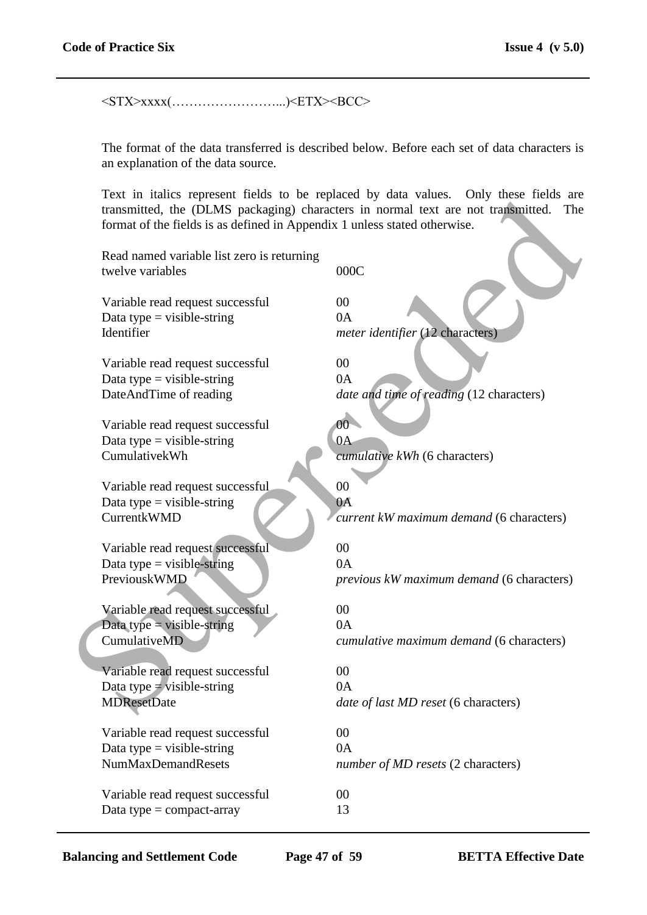<STX>xxxx(……………………...)<ETX><BCC>

The format of the data transferred is described below. Before each set of data characters is an explanation of the data source.

Text in italics represent fields to be replaced by data values. Only these fields are transmitted, the (DLMS packaging) characters in normal text are not transmitted. The format of the fields is as defined in Appendix 1 unless stated otherwise.

| | |
|---|---|
| Read named variable list zero is returning twelve variables | 000C |
| | |
| Variable read request successful | 00 |
| Data type = visible-string | 0A |
| Identifier | *meter identifier* (12 characters) |
| | |
| Variable read request successful | 00 |
| Data type = visible-string | 0A |
| DateAndTime of reading | *date and time of reading* (12 characters) |
| | |
| Variable read request successful | 00 |
| Data type = visible-string | 0A |
| CumulativekWh | *cumulative kWh* (6 characters) |
| | |
| Variable read request successful | 00 |
| Data type = visible-string | 0A |
| CurrentkWMD | *current kW maximum demand* (6 characters) |
| | |
| Variable read request successful | 00 |
| Data type = visible-string | 0A |
| PreviouskWMD | *previous kW maximum demand* (6 characters) |
| | |
| Variable read request successful | 00 |
| Data type = visible-string | 0A |
| CumulativeMD | *cumulative maximum demand* (6 characters) |
| | |
| Variable read request successful | 00 |
| Data type = visible-string | 0A |
| MDResetDate | *date of last MD reset* (6 characters) |
| | |
| Variable read request successful | 00 |
| Data type = visible-string | 0A |
| NumMaxDemandResets | *number of MD resets* (2 characters) |
| | |
| Variable read request successful | 00 |
| Data type = compact-array | 13 |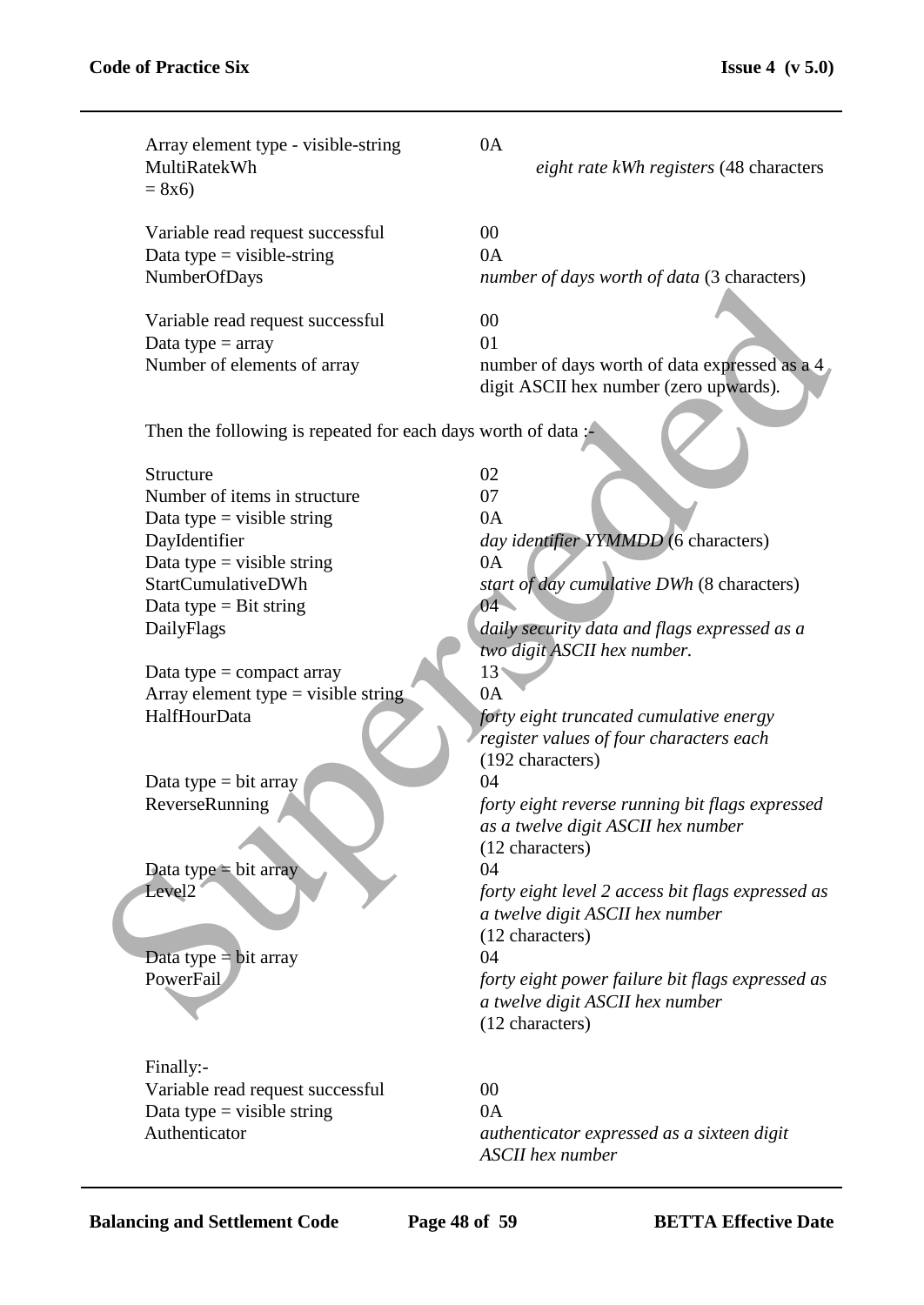| | |
|---|---|
| Array element type - visible-string | 0A |
| MultiRatekWh | *eight rate kWh registers* (48 characters = 8x6) |
| | |
| Variable read request successful | 00 |
| Data type = visible-string | 0A |
| NumberOfDays | *number of days worth of data* (3 characters) |
| | |
| Variable read request successful | 00 |
| Data type = array | 01 |
| Number of elements of array | number of days worth of data expressed as a 4 digit ASCII hex number (zero upwards). |

Then the following is repeated for each days worth of data :-

| | |
|---|---|
| Structure | 02 |
| Number of items in structure | 07 |
| Data type = visible string | 0A |
| DayIdentifier | *day identifier YYMMDD* (6 characters) |
| Data type = visible string | 0A |
| StartCumulativeDWh | *start of day cumulative DWh* (8 characters) |
| Data type = Bit string | 04 |
| DailyFlags | *daily security data and flags expressed as a two digit ASCII hex number.* |
| Data type = compact array | 13 |
| Array element type = visible string | 0A |
| HalfHourData | *forty eight truncated cumulative energy register values of four characters each* (192 characters) |
| Data type = bit array | 04 |
| ReverseRunning | *forty eight reverse running bit flags expressed as a twelve digit ASCII hex number* (12 characters) |
| Data type = bit array | 04 |
| Level2 | *forty eight level 2 access bit flags expressed as a twelve digit ASCII hex number* (12 characters) |
| Data type = bit array | 04 |
| PowerFail | *forty eight power failure bit flags expressed as a twelve digit ASCII hex number* (12 characters) |

Finally:-

| | |
|---|---|
| Variable read request successful | 00 |
| Data type = visible string | 0A |
| Authenticator | *authenticator expressed as a sixteen digit ASCII hex number* |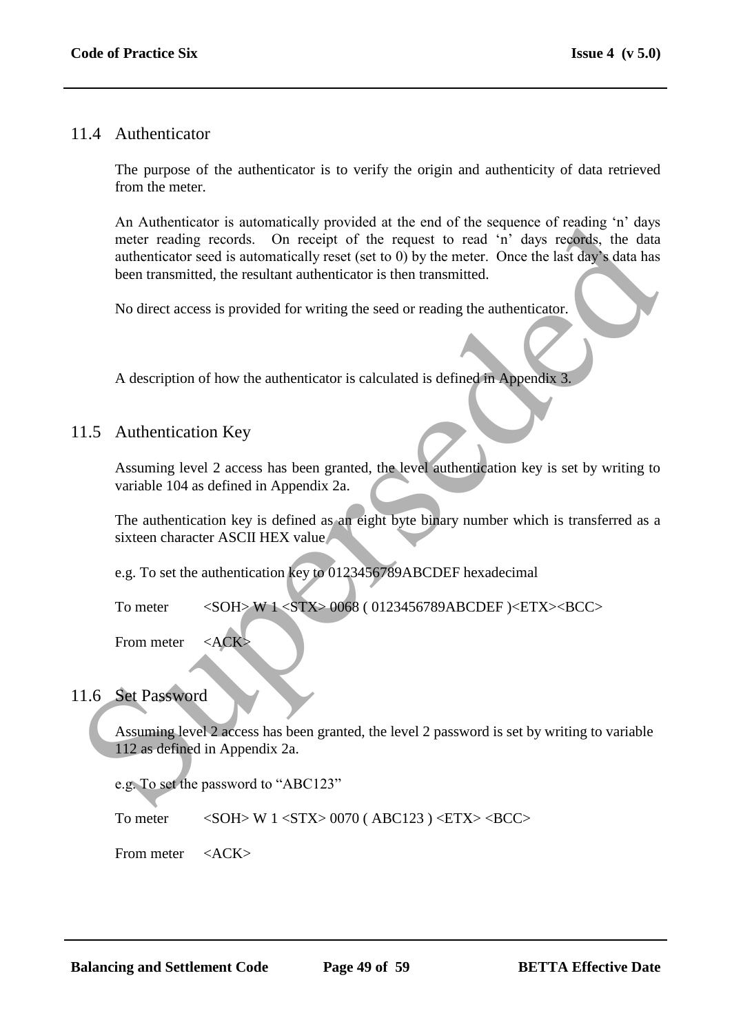## 11.4 Authenticator

The purpose of the authenticator is to verify the origin and authenticity of data retrieved from the meter.

An Authenticator is automatically provided at the end of the sequence of reading 'n' days meter reading records. On receipt of the request to read 'n' days records, the data authenticator seed is automatically reset (set to 0) by the meter. Once the last day's data has been transmitted, the resultant authenticator is then transmitted.

No direct access is provided for writing the seed or reading the authenticator.

A description of how the authenticator is calculated is defined in Appendix 3.

## 11.5 Authentication Key

Assuming level 2 access has been granted, the level authentication key is set by writing to variable 104 as defined in Appendix 2a.

The authentication key is defined as an eight byte binary number which is transferred as a sixteen character ASCII HEX value.

e.g. To set the authentication key to 0123456789ABCDEF hexadecimal

To meter &lt;SOH&gt; W 1 &lt;STX&gt; 0068 ( 0123456789ABCDEF )&lt;ETX&gt;&lt;BCC&gt;

From meter &lt;ACK&gt;

## 11.6 Set Password

Assuming level 2 access has been granted, the level 2 password is set by writing to variable 112 as defined in Appendix 2a.

e.g. To set the password to "ABC123"

To meter &lt;SOH&gt; W 1 &lt;STX&gt; 0070 ( ABC123 ) &lt;ETX&gt; &lt;BCC&gt;

From meter &lt;ACK&gt;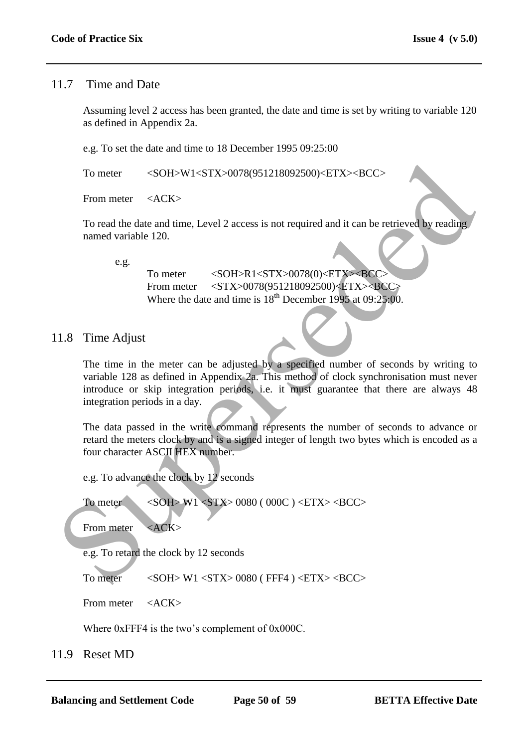## 11.7 Time and Date

Assuming level 2 access has been granted, the date and time is set by writing to variable 120 as defined in Appendix 2a.

e.g. To set the date and time to 18 December 1995 09:25:00

To meter &lt;SOH&gt;W1&lt;STX&gt;0078(951218092500)&lt;ETX&gt;&lt;BCC&gt;

From meter &lt;ACK&gt;

To read the date and time, Level 2 access is not required and it can be retrieved by reading named variable 120.

e.g.

To meter &lt;SOH&gt;R1&lt;STX&gt;0078(0)&lt;ETX&gt;&lt;BCC&gt;
From meter &lt;STX&gt;0078(951218092500)&lt;ETX&gt;&lt;BCC&gt;
Where the date and time is 18th December 1995 at 09:25:00.

## 11.8 Time Adjust

The time in the meter can be adjusted by a specified number of seconds by writing to variable 128 as defined in Appendix 2a. This method of clock synchronisation must never introduce or skip integration periods, i.e. it must guarantee that there are always 48 integration periods in a day.

The data passed in the write command represents the number of seconds to advance or retard the meters clock by and is a signed integer of length two bytes which is encoded as a four character ASCII HEX number.

e.g. To advance the clock by 12 seconds

To meter &lt;SOH&gt; W1 &lt;STX&gt; 0080 ( 000C ) &lt;ETX&gt; &lt;BCC&gt;

From meter &lt;ACK&gt;

e.g. To retard the clock by 12 seconds

To meter &lt;SOH&gt; W1 &lt;STX&gt; 0080 ( FFF4 ) &lt;ETX&gt; &lt;BCC&gt;

From meter &lt;ACK&gt;

Where 0xFFF4 is the two's complement of 0x000C.

## 11.9 Reset MD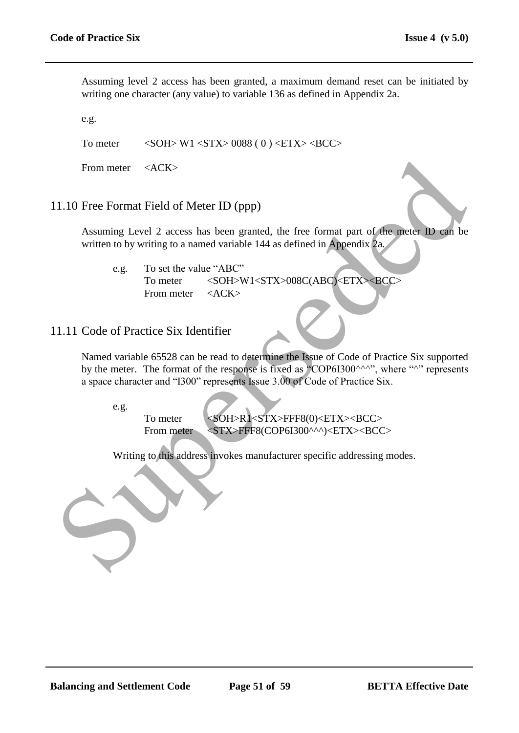Assuming level 2 access has been granted, a maximum demand reset can be initiated by writing one character (any value) to variable 136 as defined in Appendix 2a.

e.g.

To meter <SOH> W1 <STX> 0088 ( 0 ) <ETX> <BCC>

From meter <ACK>

## 11.10 Free Format Field of Meter ID (ppp)

Assuming Level 2 access has been granted, the free format part of the meter ID can be written to by writing to a named variable 144 as defined in Appendix 2a.

e.g. To set the value "ABC"
To meter <SOH>W1<STX>008C(ABC)<ETX><BCC>
From meter <ACK>

## 11.11 Code of Practice Six Identifier

Named variable 65528 can be read to determine the Issue of Code of Practice Six supported by the meter. The format of the response is fixed as "COP6I300^^^", where "^" represents a space character and "I300" represents Issue 3.00 of Code of Practice Six.

e.g.
To meter <SOH>R1<STX>FFF8(0)<ETX><BCC>
From meter <STX>FFF8(COP6I300^^^)<ETX><BCC>

Writing to this address invokes manufacturer specific addressing modes.

Superseded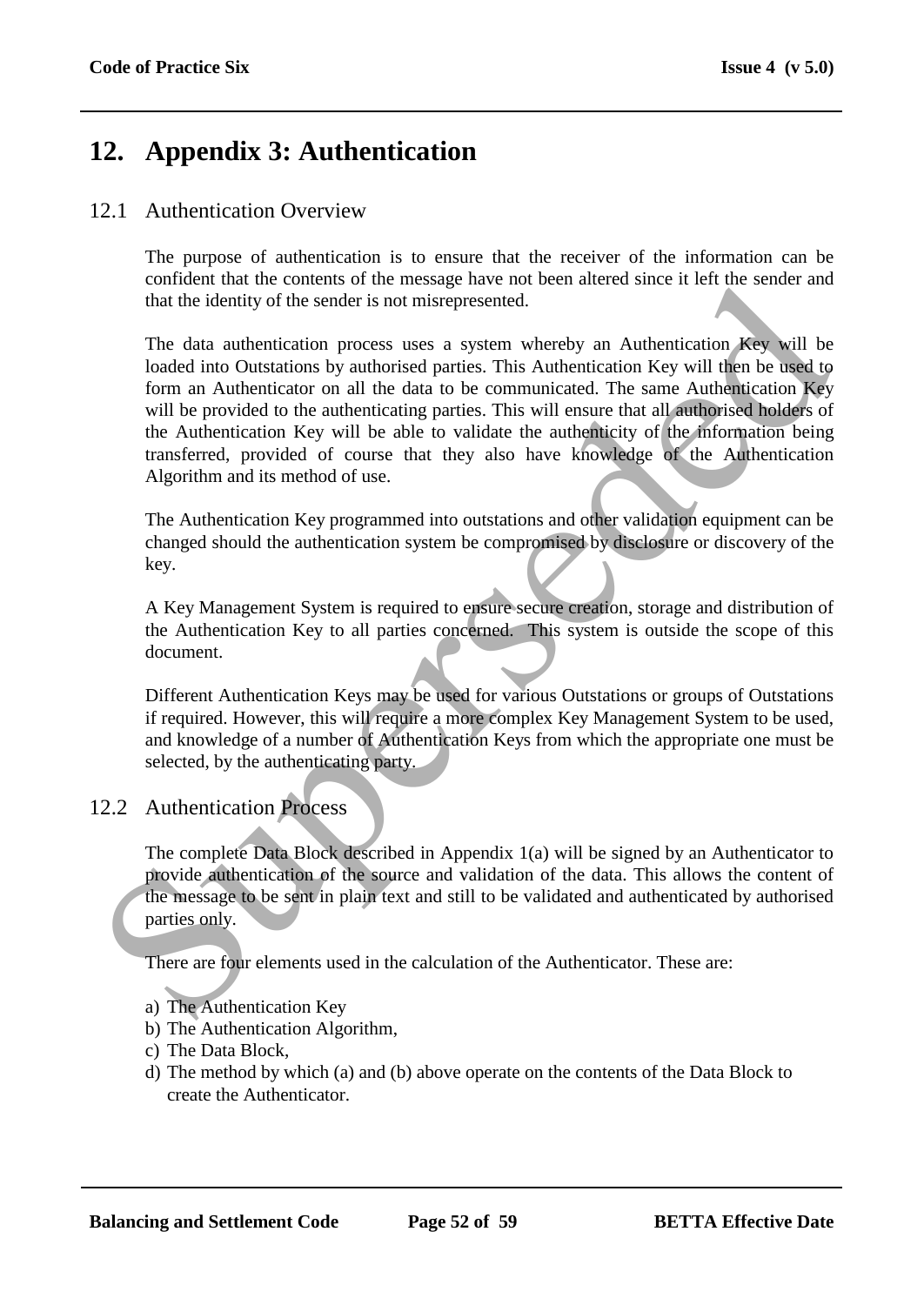# 12. Appendix 3: Authentication

## 12.1 Authentication Overview

The purpose of authentication is to ensure that the receiver of the information can be confident that the contents of the message have not been altered since it left the sender and that the identity of the sender is not misrepresented.

The data authentication process uses a system whereby an Authentication Key will be loaded into Outstations by authorised parties. This Authentication Key will then be used to form an Authenticator on all the data to be communicated. The same Authentication Key will be provided to the authenticating parties. This will ensure that all authorised holders of the Authentication Key will be able to validate the authenticity of the information being transferred, provided of course that they also have knowledge of the Authentication Algorithm and its method of use.

The Authentication Key programmed into outstations and other validation equipment can be changed should the authentication system be compromised by disclosure or discovery of the key.

A Key Management System is required to ensure secure creation, storage and distribution of the Authentication Key to all parties concerned. This system is outside the scope of this document.

Different Authentication Keys may be used for various Outstations or groups of Outstations if required. However, this will require a more complex Key Management System to be used, and knowledge of a number of Authentication Keys from which the appropriate one must be selected, by the authenticating party.

## 12.2 Authentication Process

The complete Data Block described in Appendix 1(a) will be signed by an Authenticator to provide authentication of the source and validation of the data. This allows the content of the message to be sent in plain text and still to be validated and authenticated by authorised parties only.

There are four elements used in the calculation of the Authenticator. These are:

a) The Authentication Key
b) The Authentication Algorithm,
c) The Data Block,
d) The method by which (a) and (b) above operate on the contents of the Data Block to create the Authenticator.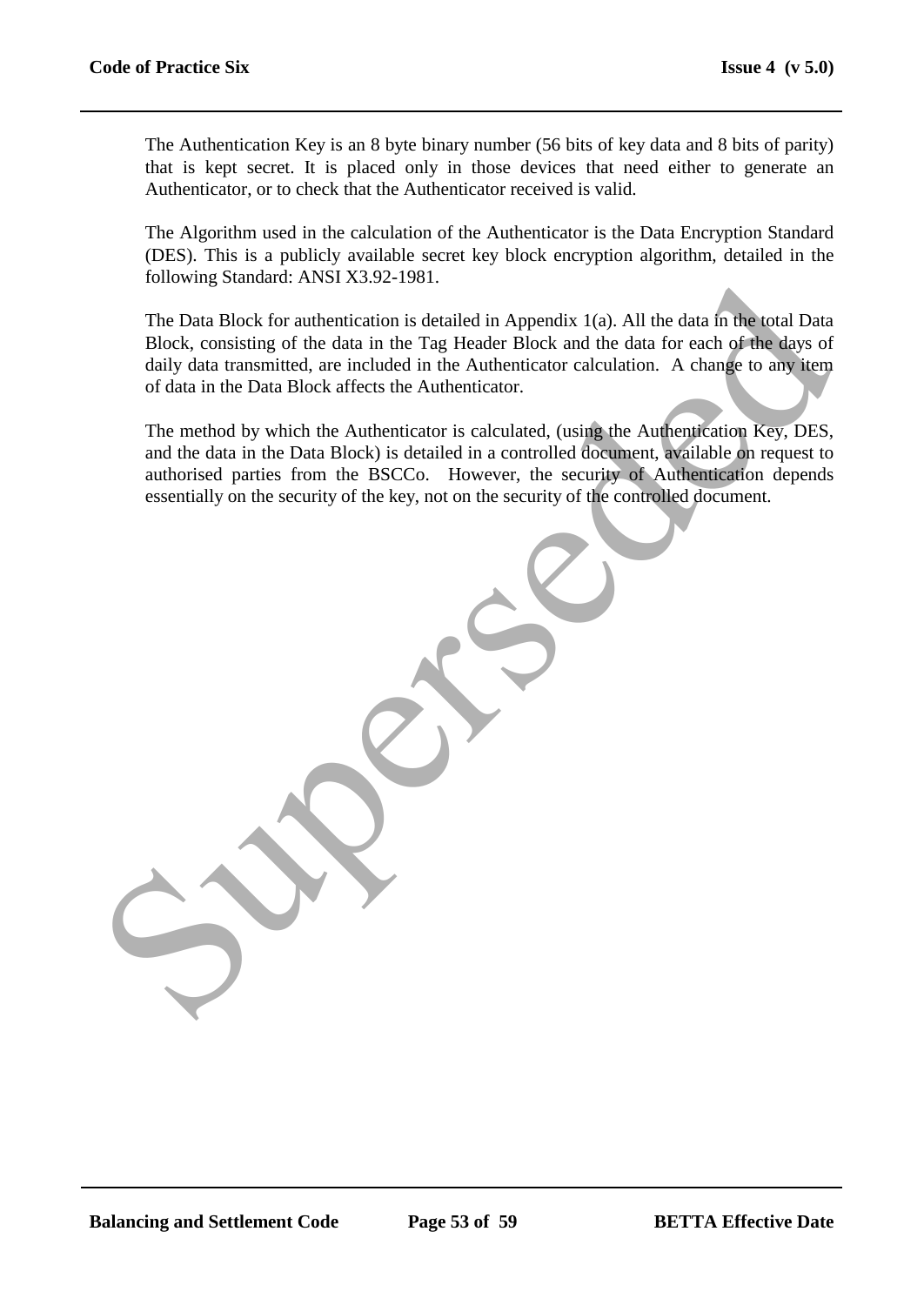The Authentication Key is an 8 byte binary number (56 bits of key data and 8 bits of parity) that is kept secret. It is placed only in those devices that need either to generate an Authenticator, or to check that the Authenticator received is valid.

The Algorithm used in the calculation of the Authenticator is the Data Encryption Standard (DES). This is a publicly available secret key block encryption algorithm, detailed in the following Standard: ANSI X3.92-1981.

The Data Block for authentication is detailed in Appendix 1(a). All the data in the total Data Block, consisting of the data in the Tag Header Block and the data for each of the days of daily data transmitted, are included in the Authenticator calculation. A change to any item of data in the Data Block affects the Authenticator.

The method by which the Authenticator is calculated, (using the Authentication Key, DES, and the data in the Data Block) is detailed in a controlled document, available on request to authorised parties from the BSCCo. However, the security of Authentication depends essentially on the security of the key, not on the security of the controlled document.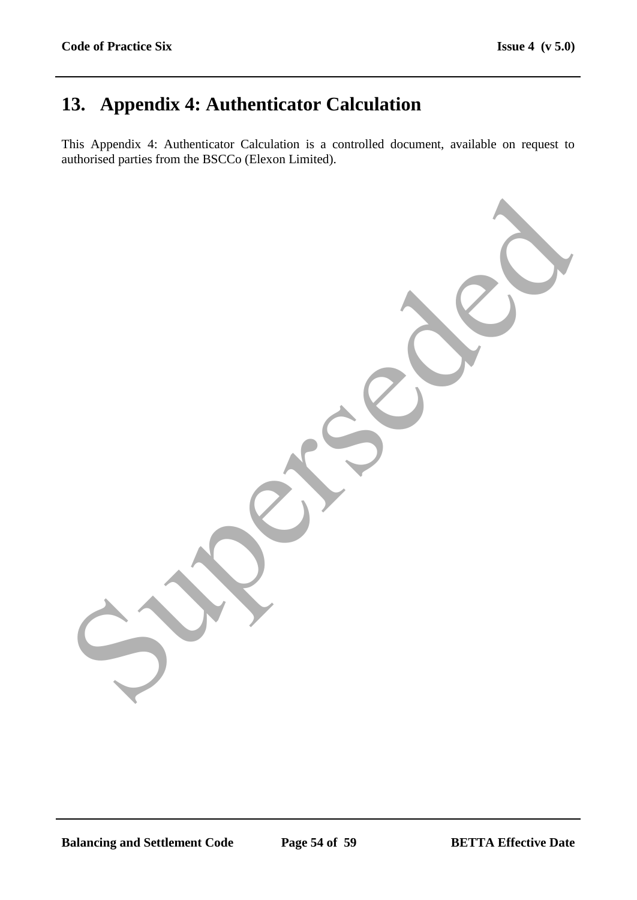# 13. Appendix 4: Authenticator Calculation

This Appendix 4: Authenticator Calculation is a controlled document, available on request to authorised parties from the BSCCo (Elexon Limited).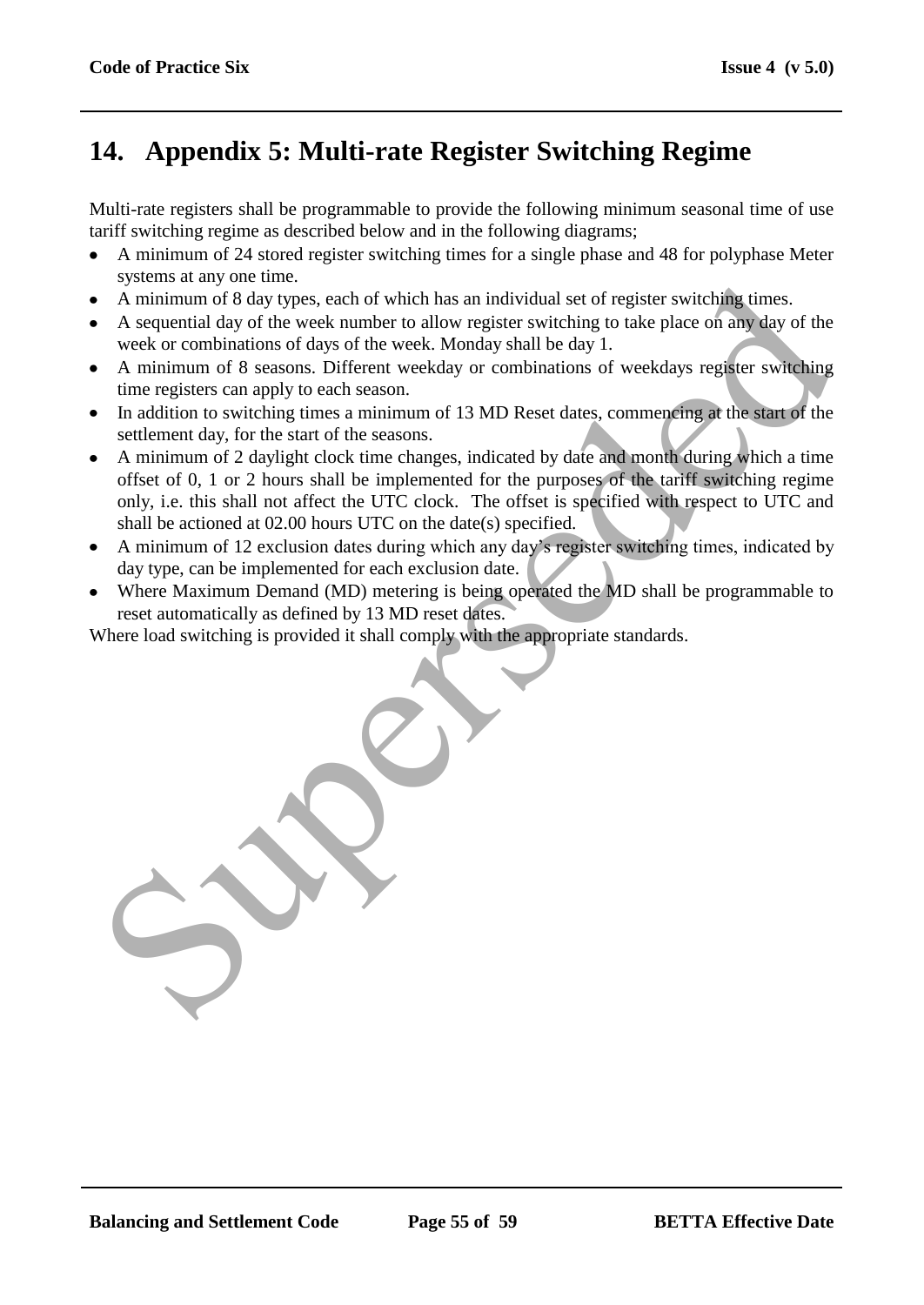# 14. Appendix 5: Multi-rate Register Switching Regime

Multi-rate registers shall be programmable to provide the following minimum seasonal time of use tariff switching regime as described below and in the following diagrams;

- A minimum of 24 stored register switching times for a single phase and 48 for polyphase Meter systems at any one time.
- A minimum of 8 day types, each of which has an individual set of register switching times.
- A sequential day of the week number to allow register switching to take place on any day of the week or combinations of days of the week. Monday shall be day 1.
- A minimum of 8 seasons. Different weekday or combinations of weekdays register switching time registers can apply to each season.
- In addition to switching times a minimum of 13 MD Reset dates, commencing at the start of the settlement day, for the start of the seasons.
- A minimum of 2 daylight clock time changes, indicated by date and month during which a time offset of 0, 1 or 2 hours shall be implemented for the purposes of the tariff switching regime only, i.e. this shall not affect the UTC clock. The offset is specified with respect to UTC and shall be actioned at 02.00 hours UTC on the date(s) specified.
- A minimum of 12 exclusion dates during which any day's register switching times, indicated by day type, can be implemented for each exclusion date.
- Where Maximum Demand (MD) metering is being operated the MD shall be programmable to reset automatically as defined by 13 MD reset dates.

Where load switching is provided it shall comply with the appropriate standards.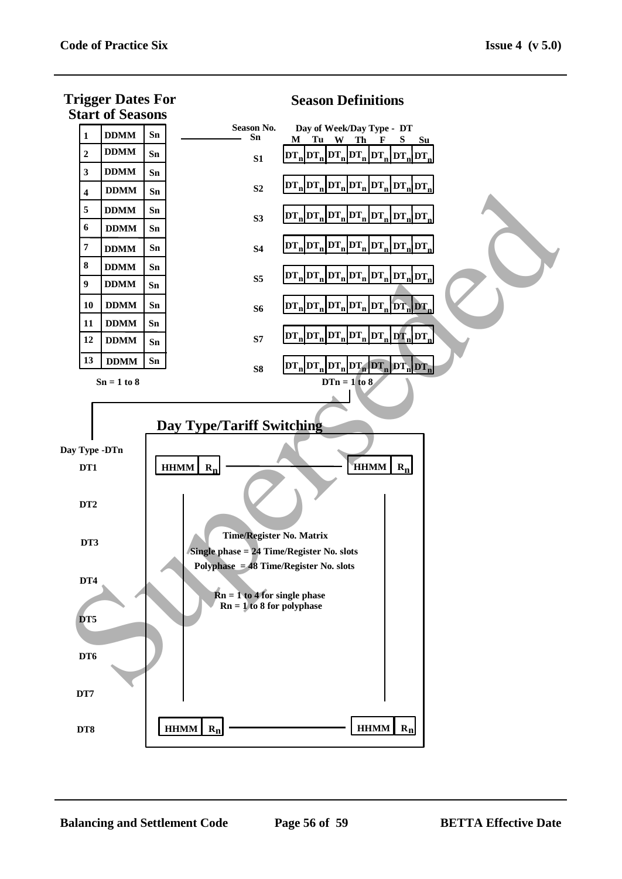## Trigger Dates For Start of Seasons

| | | |
|---|---|---|
| 1 | DDMM | Sn |
| 2 | DDMM | Sn |
| 3 | DDMM | Sn |
| 4 | DDMM | Sn |
| 5 | DDMM | Sn |
| 6 | DDMM | Sn |
| 7 | DDMM | Sn |
| 8 | DDMM | Sn |
| 9 | DDMM | Sn |
| 10 | DDMM | Sn |
| 11 | DDMM | Sn |
| 12 | DDMM | Sn |
| 13 | DDMM | Sn |

Sn = 1 to 8

## Season Definitions

| Season No. Sn | M | Tu | W | Th | F | S | Su |
|---|---|---|---|---|---|---|---|
| S1 | $DT_n$ | $DT_n$ | $DT_n$ | $DT_n$ | $DT_n$ | $DT_n$ | $DT_n$ |
| S2 | $DT_n$ | $DT_n$ | $DT_n$ | $DT_n$ | $DT_n$ | $DT_n$ | $DT_n$ |
| S3 | $DT_n$ | $DT_n$ | $DT_n$ | $DT_n$ | $DT_n$ | $DT_n$ | $DT_n$ |
| S4 | $DT_n$ | $DT_n$ | $DT_n$ | $DT_n$ | $DT_n$ | $DT_n$ | $DT_n$ |
| S5 | $DT_n$ | $DT_n$ | $DT_n$ | $DT_n$ | $DT_n$ | $DT_n$ | $DT_n$ |
| S6 | $DT_n$ | $DT_n$ | $DT_n$ | $DT_n$ | $DT_n$ | $DT_n$ | $DT_n$ |
| S7 | $DT_n$ | $DT_n$ | $DT_n$ | $DT_n$ | $DT_n$ | $DT_n$ | $DT_n$ |
| S8 | $DT_n$ | $DT_n$ | $DT_n$ | $DT_n$ | $DT_n$ | $DT_n$ | $DT_n$ |

Day of Week/Day Type - DT

DTn = 1 to 8

## Day Type/Tariff Switching

Day Type -DTn

DT1 — HHMM $R_n$ ——— HHMM $R_n$

DT2

DT3

DT4

DT5

DT6

DT7

DT8 — HHMM $R_n$ ——— HHMM $R_n$

**Time/Register No. Matrix**

**Single phase = 24 Time/Register No. slots**

**Polyphase = 48 Time/Register No. slots**

**Rn = 1 to 4 for single phase**

**Rn = 1 to 8 for polyphase**

Superseded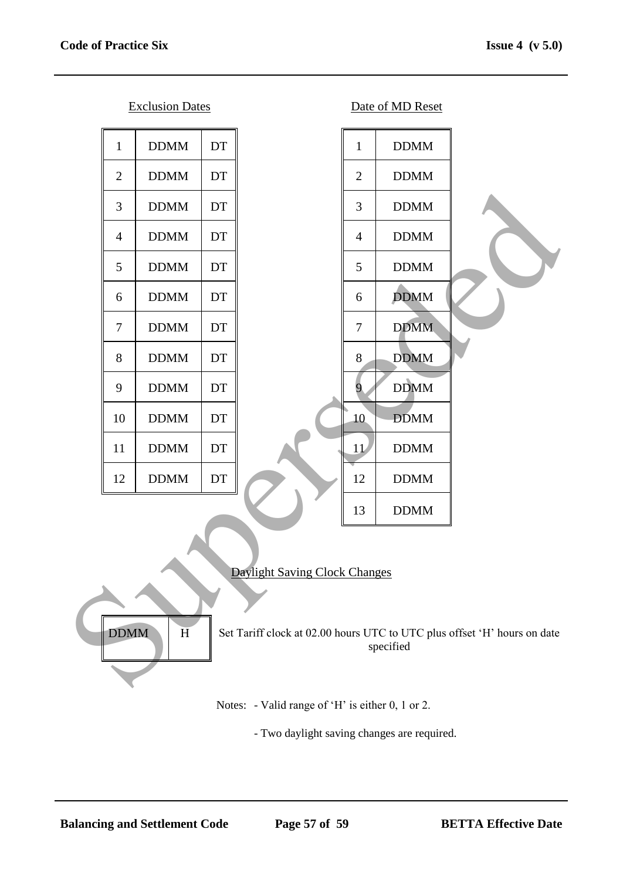Exclusion Dates

| 1 | DDMM | DT |
|---|---|---|
| 2 | DDMM | DT |
| 3 | DDMM | DT |
| 4 | DDMM | DT |
| 5 | DDMM | DT |
| 6 | DDMM | DT |
| 7 | DDMM | DT |
| 8 | DDMM | DT |
| 9 | DDMM | DT |
| 10 | DDMM | DT |
| 11 | DDMM | DT |
| 12 | DDMM | DT |

Date of MD Reset

| 1 | DDMM |
|---|---|
| 2 | DDMM |
| 3 | DDMM |
| 4 | DDMM |
| 5 | DDMM |
| 6 | DDMM |
| 7 | DDMM |
| 8 | DDMM |
| 9 | DDMM |
| 10 | DDMM |
| 11 | DDMM |
| 12 | DDMM |
| 13 | DDMM |

Daylight Saving Clock Changes

| DDMM | H |
|---|---|

Set Tariff clock at 02.00 hours UTC to UTC plus offset 'H' hours on date specified

Notes: - Valid range of 'H' is either 0, 1 or 2.

- Two daylight saving changes are required.

Superseded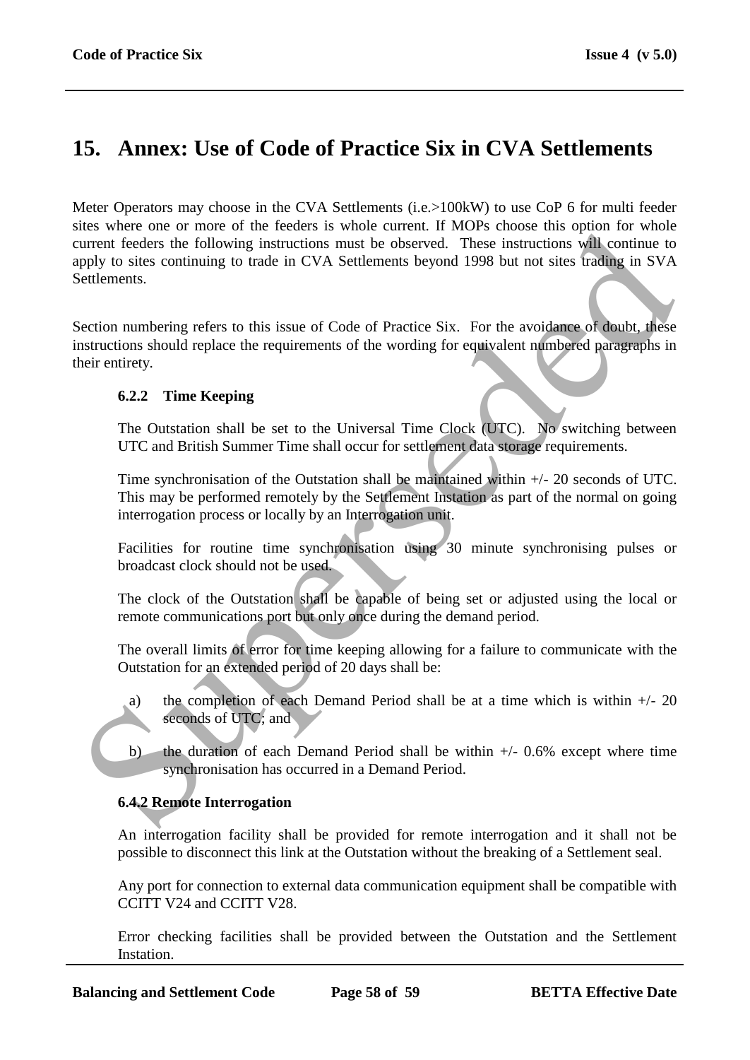# 15. Annex: Use of Code of Practice Six in CVA Settlements

Meter Operators may choose in the CVA Settlements (i.e.>100kW) to use CoP 6 for multi feeder sites where one or more of the feeders is whole current. If MOPs choose this option for whole current feeders the following instructions must be observed. These instructions will continue to apply to sites continuing to trade in CVA Settlements beyond 1998 but not sites trading in SVA Settlements.

Section numbering refers to this issue of Code of Practice Six. For the avoidance of doubt, these instructions should replace the requirements of the wording for equivalent numbered paragraphs in their entirety.

### 6.2.2 Time Keeping

The Outstation shall be set to the Universal Time Clock (UTC). No switching between UTC and British Summer Time shall occur for settlement data storage requirements.

Time synchronisation of the Outstation shall be maintained within +/- 20 seconds of UTC. This may be performed remotely by the Settlement Instation as part of the normal on going interrogation process or locally by an Interrogation unit.

Facilities for routine time synchronisation using 30 minute synchronising pulses or broadcast clock should not be used.

The clock of the Outstation shall be capable of being set or adjusted using the local or remote communications port but only once during the demand period.

The overall limits of error for time keeping allowing for a failure to communicate with the Outstation for an extended period of 20 days shall be:

a) the completion of each Demand Period shall be at a time which is within +/- 20 seconds of UTC; and

b) the duration of each Demand Period shall be within +/- 0.6% except where time synchronisation has occurred in a Demand Period.

### 6.4.2 Remote Interrogation

An interrogation facility shall be provided for remote interrogation and it shall not be possible to disconnect this link at the Outstation without the breaking of a Settlement seal.

Any port for connection to external data communication equipment shall be compatible with CCITT V24 and CCITT V28.

Error checking facilities shall be provided between the Outstation and the Settlement Instation.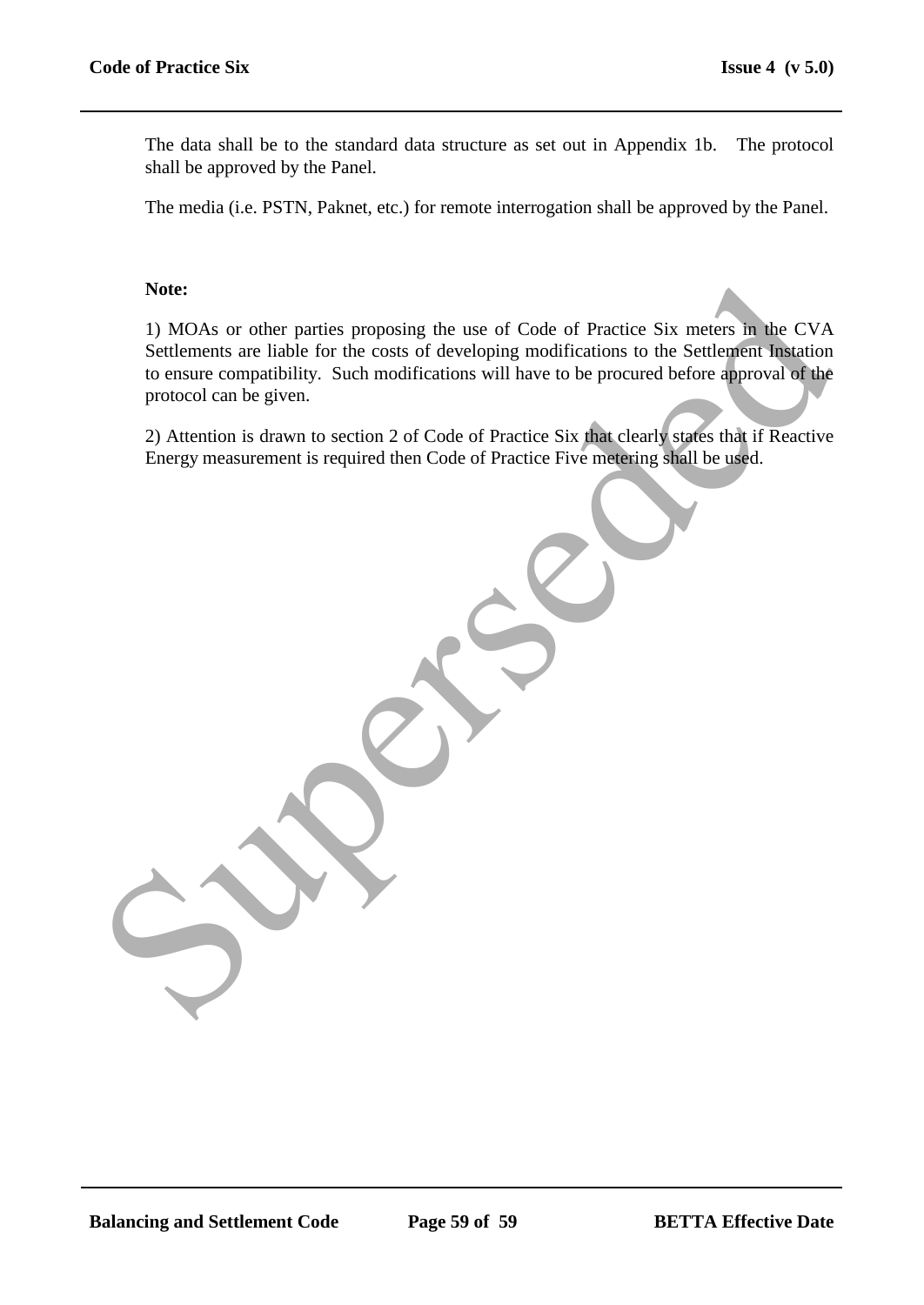The data shall be to the standard data structure as set out in Appendix 1b. The protocol shall be approved by the Panel.

The media (i.e. PSTN, Paknet, etc.) for remote interrogation shall be approved by the Panel.

**Note:**

1) MOAs or other parties proposing the use of Code of Practice Six meters in the CVA Settlements are liable for the costs of developing modifications to the Settlement Instation to ensure compatibility. Such modifications will have to be procured before approval of the protocol can be given.

2) Attention is drawn to section 2 of Code of Practice Six that clearly states that if Reactive Energy measurement is required then Code of Practice Five metering shall be used.